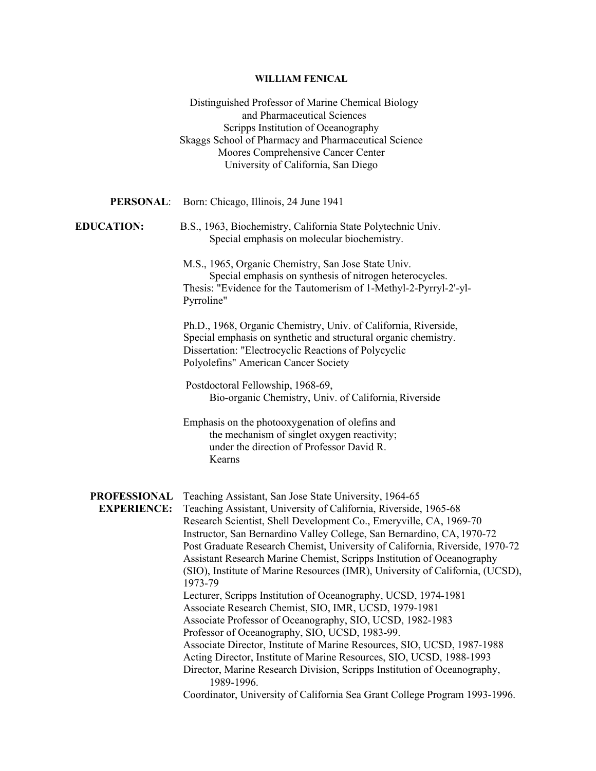# WILLIAM FENICAL

Distinguished Professor of Marine Chemical Biology
and Pharmaceutical Sciences
Scripps Institution of Oceanography
Skaggs School of Pharmacy and Pharmaceutical Science
Moores Comprehensive Cancer Center
University of California, San Diego

**PERSONAL**: Born: Chicago, Illinois, 24 June 1941

**EDUCATION:**

B.S., 1963, Biochemistry, California State Polytechnic Univ.
Special emphasis on molecular biochemistry.

M.S., 1965, Organic Chemistry, San Jose State Univ.
Special emphasis on synthesis of nitrogen heterocycles.
Thesis: "Evidence for the Tautomerism of 1-Methyl-2-Pyrryl-2'-yl-Pyrroline"

Ph.D., 1968, Organic Chemistry, Univ. of California, Riverside,
Special emphasis on synthetic and structural organic chemistry.
Dissertation: "Electrocyclic Reactions of Polycyclic Polyolefins" American Cancer Society

Postdoctoral Fellowship, 1968-69,
Bio-organic Chemistry, Univ. of California, Riverside

Emphasis on the photooxygenation of olefins and
the mechanism of singlet oxygen reactivity;
under the direction of Professor David R. Kearns

**PROFESSIONAL EXPERIENCE:**

Teaching Assistant, San Jose State University, 1964-65
Teaching Assistant, University of California, Riverside, 1965-68
Research Scientist, Shell Development Co., Emeryville, CA, 1969-70
Instructor, San Bernardino Valley College, San Bernardino, CA, 1970-72
Post Graduate Research Chemist, University of California, Riverside, 1970-72
Assistant Research Marine Chemist, Scripps Institution of Oceanography (SIO), Institute of Marine Resources (IMR), University of California, (UCSD), 1973-79
Lecturer, Scripps Institution of Oceanography, UCSD, 1974-1981
Associate Research Chemist, SIO, IMR, UCSD, 1979-1981
Associate Professor of Oceanography, SIO, UCSD, 1982-1983
Professor of Oceanography, SIO, UCSD, 1983-99.
Associate Director, Institute of Marine Resources, SIO, UCSD, 1987-1988
Acting Director, Institute of Marine Resources, SIO, UCSD, 1988-1993
Director, Marine Research Division, Scripps Institution of Oceanography, 1989-1996.
Coordinator, University of California Sea Grant College Program 1993-1996.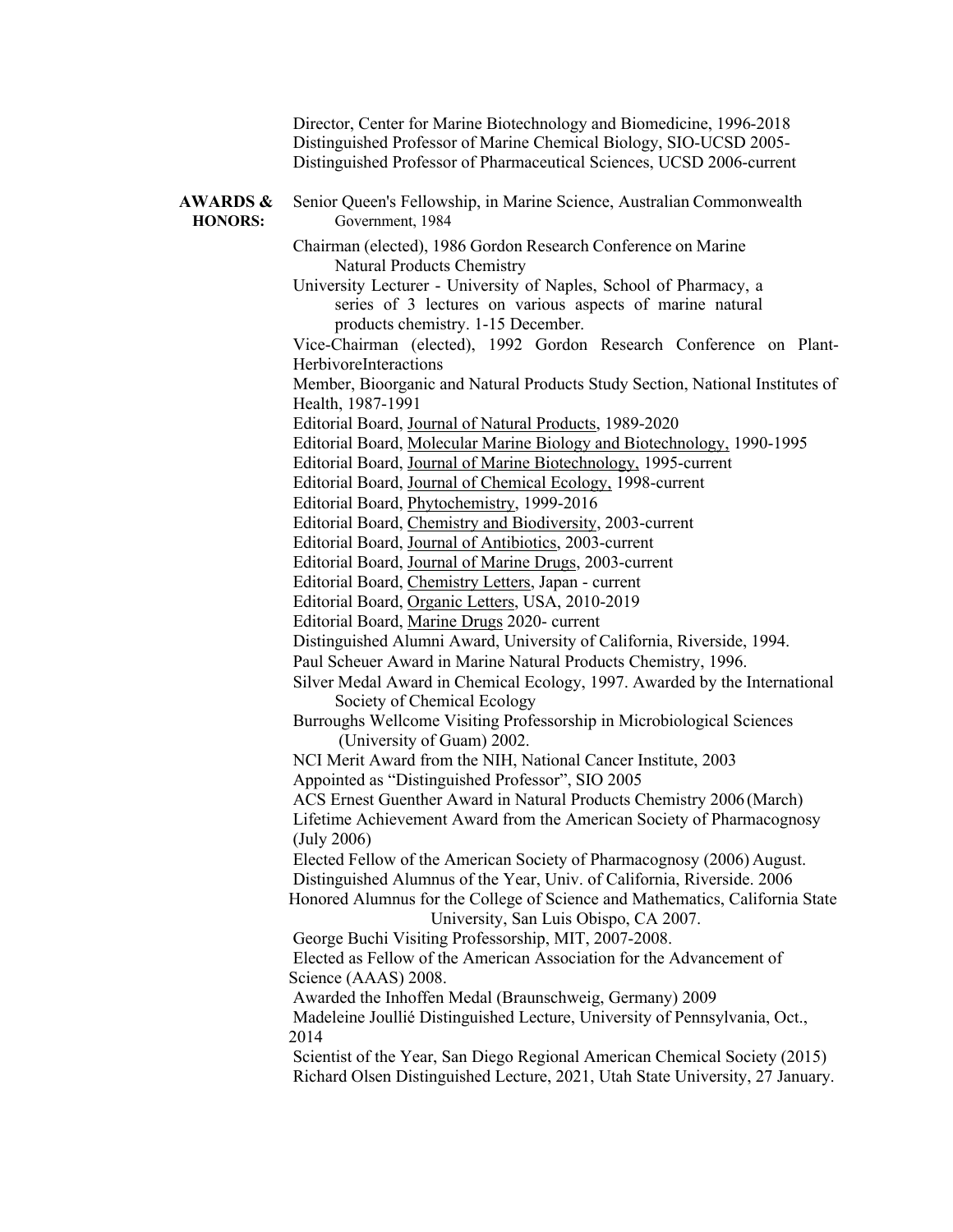Director, Center for Marine Biotechnology and Biomedicine, 1996-2018
Distinguished Professor of Marine Chemical Biology, SIO-UCSD 2005-
Distinguished Professor of Pharmaceutical Sciences, UCSD 2006-current

**AWARDS & HONORS:**

Senior Queen's Fellowship, in Marine Science, Australian Commonwealth Government, 1984

Chairman (elected), 1986 Gordon Research Conference on Marine Natural Products Chemistry

University Lecturer - University of Naples, School of Pharmacy, a series of 3 lectures on various aspects of marine natural products chemistry. 1-15 December.

Vice-Chairman (elected), 1992 Gordon Research Conference on Plant-HerbivoreInteractions

Member, Bioorganic and Natural Products Study Section, National Institutes of Health, 1987-1991

Editorial Board, Journal of Natural Products, 1989-2020

Editorial Board, Molecular Marine Biology and Biotechnology, 1990-1995

Editorial Board, Journal of Marine Biotechnology, 1995-current

Editorial Board, Journal of Chemical Ecology, 1998-current

Editorial Board, Phytochemistry, 1999-2016

Editorial Board, Chemistry and Biodiversity, 2003-current

Editorial Board, Journal of Antibiotics, 2003-current

Editorial Board, Journal of Marine Drugs, 2003-current

Editorial Board, Chemistry Letters, Japan - current

Editorial Board, Organic Letters, USA, 2010-2019

Editorial Board, Marine Drugs 2020- current

Distinguished Alumni Award, University of California, Riverside, 1994.

Paul Scheuer Award in Marine Natural Products Chemistry, 1996.

Silver Medal Award in Chemical Ecology, 1997. Awarded by the International Society of Chemical Ecology

Burroughs Wellcome Visiting Professorship in Microbiological Sciences (University of Guam) 2002.

NCI Merit Award from the NIH, National Cancer Institute, 2003

Appointed as "Distinguished Professor", SIO 2005

ACS Ernest Guenther Award in Natural Products Chemistry 2006 (March)

Lifetime Achievement Award from the American Society of Pharmacognosy (July 2006)

Elected Fellow of the American Society of Pharmacognosy (2006) August.

Distinguished Alumnus of the Year, Univ. of California, Riverside. 2006

Honored Alumnus for the College of Science and Mathematics, California State University, San Luis Obispo, CA 2007.

George Buchi Visiting Professorship, MIT, 2007-2008.

Elected as Fellow of the American Association for the Advancement of Science (AAAS) 2008.

Awarded the Inhoffen Medal (Braunschweig, Germany) 2009

Madeleine Joullié Distinguished Lecture, University of Pennsylvania, Oct., 2014

Scientist of the Year, San Diego Regional American Chemical Society (2015)

Richard Olsen Distinguished Lecture, 2021, Utah State University, 27 January.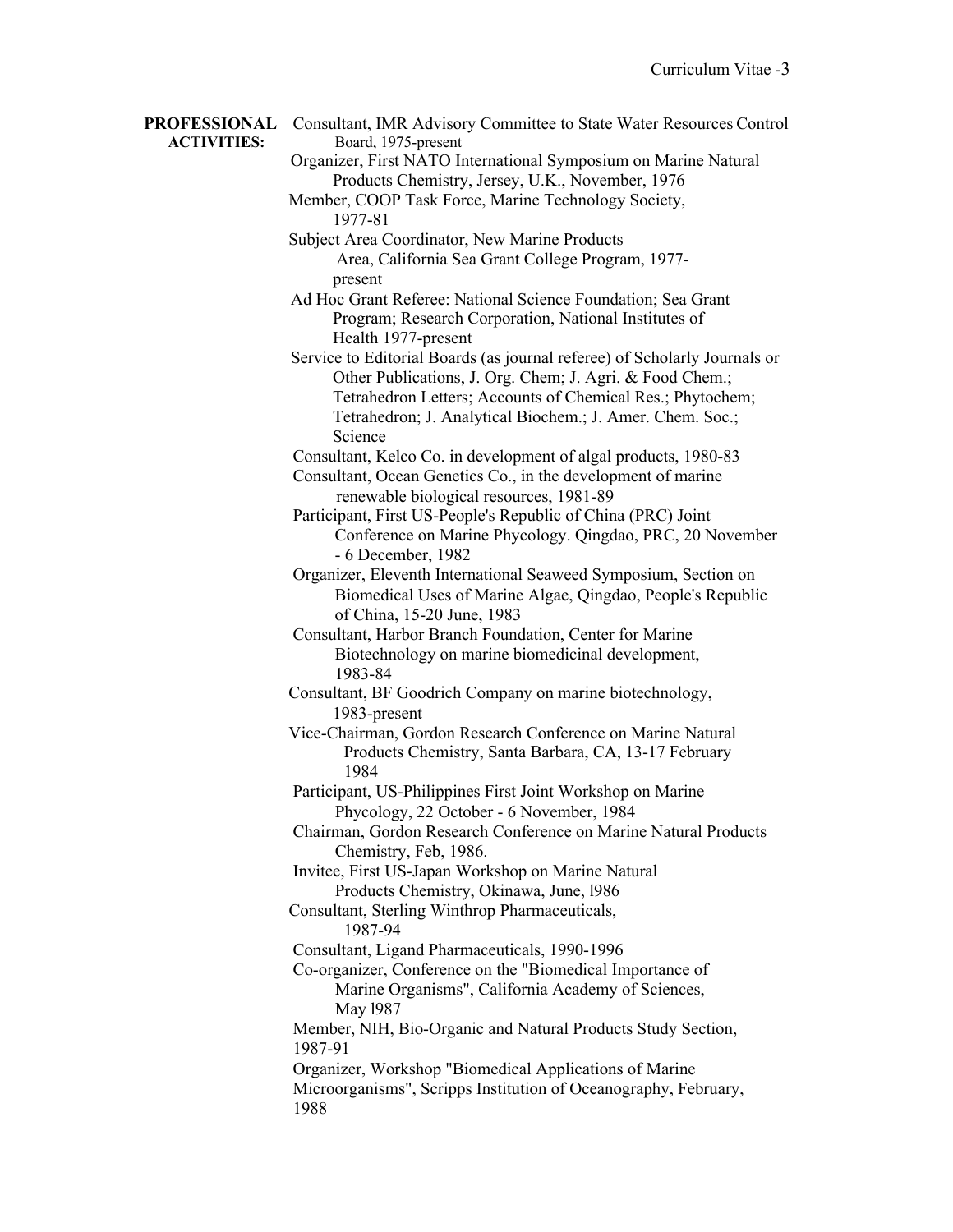**PROFESSIONAL ACTIVITIES:**

- Consultant, IMR Advisory Committee to State Water Resources Control Board, 1975-present
- Organizer, First NATO International Symposium on Marine Natural Products Chemistry, Jersey, U.K., November, 1976
- Member, COOP Task Force, Marine Technology Society, 1977-81
- Subject Area Coordinator, New Marine Products Area, California Sea Grant College Program, 1977-present
- Ad Hoc Grant Referee: National Science Foundation; Sea Grant Program; Research Corporation, National Institutes of Health 1977-present
- Service to Editorial Boards (as journal referee) of Scholarly Journals or Other Publications, J. Org. Chem; J. Agri. & Food Chem.; Tetrahedron Letters; Accounts of Chemical Res.; Phytochem; Tetrahedron; J. Analytical Biochem.; J. Amer. Chem. Soc.; Science
- Consultant, Kelco Co. in development of algal products, 1980-83
- Consultant, Ocean Genetics Co., in the development of marine renewable biological resources, 1981-89
- Participant, First US-People's Republic of China (PRC) Joint Conference on Marine Phycology. Qingdao, PRC, 20 November - 6 December, 1982
- Organizer, Eleventh International Seaweed Symposium, Section on Biomedical Uses of Marine Algae, Qingdao, People's Republic of China, 15-20 June, 1983
- Consultant, Harbor Branch Foundation, Center for Marine Biotechnology on marine biomedicinal development, 1983-84
- Consultant, BF Goodrich Company on marine biotechnology, 1983-present
- Vice-Chairman, Gordon Research Conference on Marine Natural Products Chemistry, Santa Barbara, CA, 13-17 February 1984
- Participant, US-Philippines First Joint Workshop on Marine Phycology, 22 October - 6 November, 1984
- Chairman, Gordon Research Conference on Marine Natural Products Chemistry, Feb, 1986.
- Invitee, First US-Japan Workshop on Marine Natural Products Chemistry, Okinawa, June, l986
- Consultant, Sterling Winthrop Pharmaceuticals, 1987-94
- Consultant, Ligand Pharmaceuticals, 1990-1996
- Co-organizer, Conference on the "Biomedical Importance of Marine Organisms", California Academy of Sciences, May l987
- Member, NIH, Bio-Organic and Natural Products Study Section, 1987-91
- Organizer, Workshop "Biomedical Applications of Marine Microorganisms", Scripps Institution of Oceanography, February, 1988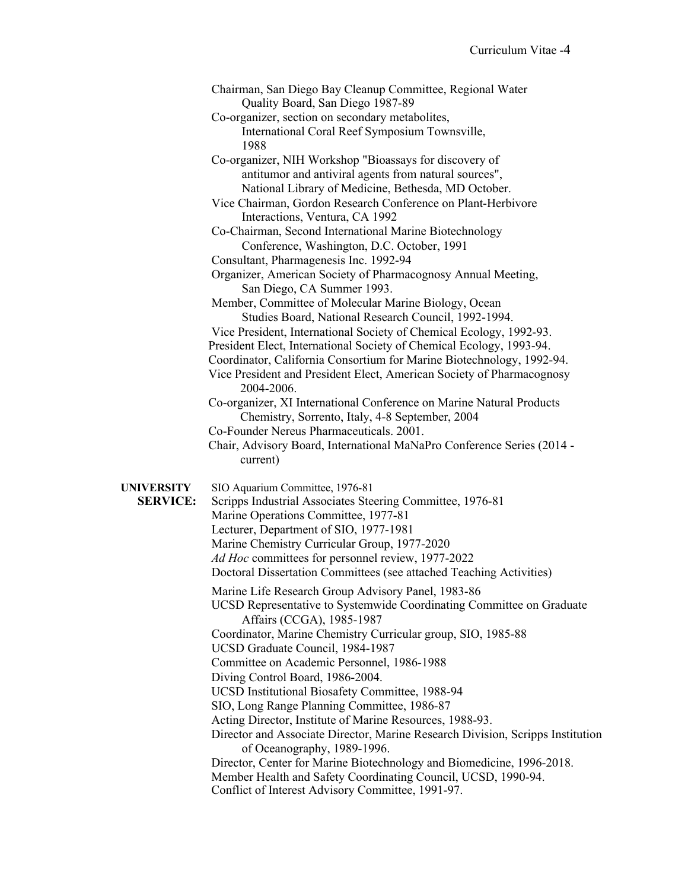Chairman, San Diego Bay Cleanup Committee, Regional Water Quality Board, San Diego 1987-89
Co-organizer, section on secondary metabolites, International Coral Reef Symposium Townsville, 1988
Co-organizer, NIH Workshop "Bioassays for discovery of antitumor and antiviral agents from natural sources", National Library of Medicine, Bethesda, MD October.
Vice Chairman, Gordon Research Conference on Plant-Herbivore Interactions, Ventura, CA 1992
Co-Chairman, Second International Marine Biotechnology Conference, Washington, D.C. October, 1991
Consultant, Pharmagenesis Inc. 1992-94
Organizer, American Society of Pharmacognosy Annual Meeting, San Diego, CA Summer 1993.
Member, Committee of Molecular Marine Biology, Ocean Studies Board, National Research Council, 1992-1994.
Vice President, International Society of Chemical Ecology, 1992-93.
President Elect, International Society of Chemical Ecology, 1993-94.
Coordinator, California Consortium for Marine Biotechnology, 1992-94.
Vice President and President Elect, American Society of Pharmacognosy 2004-2006.
Co-organizer, XI International Conference on Marine Natural Products Chemistry, Sorrento, Italy, 4-8 September, 2004
Co-Founder Nereus Pharmaceuticals. 2001.
Chair, Advisory Board, International MaNaPro Conference Series (2014 - current)

**UNIVERSITY SERVICE:**

SIO Aquarium Committee, 1976-81
Scripps Industrial Associates Steering Committee, 1976-81
Marine Operations Committee, 1977-81
Lecturer, Department of SIO, 1977-1981
Marine Chemistry Curricular Group, 1977-2020
*Ad Hoc* committees for personnel review, 1977-2022
Doctoral Dissertation Committees (see attached Teaching Activities)

Marine Life Research Group Advisory Panel, 1983-86
UCSD Representative to Systemwide Coordinating Committee on Graduate Affairs (CCGA), 1985-1987
Coordinator, Marine Chemistry Curricular group, SIO, 1985-88
UCSD Graduate Council, 1984-1987
Committee on Academic Personnel, 1986-1988
Diving Control Board, 1986-2004.
UCSD Institutional Biosafety Committee, 1988-94
SIO, Long Range Planning Committee, 1986-87
Acting Director, Institute of Marine Resources, 1988-93.
Director and Associate Director, Marine Research Division, Scripps Institution of Oceanography, 1989-1996.
Director, Center for Marine Biotechnology and Biomedicine, 1996-2018.
Member Health and Safety Coordinating Council, UCSD, 1990-94.
Conflict of Interest Advisory Committee, 1991-97.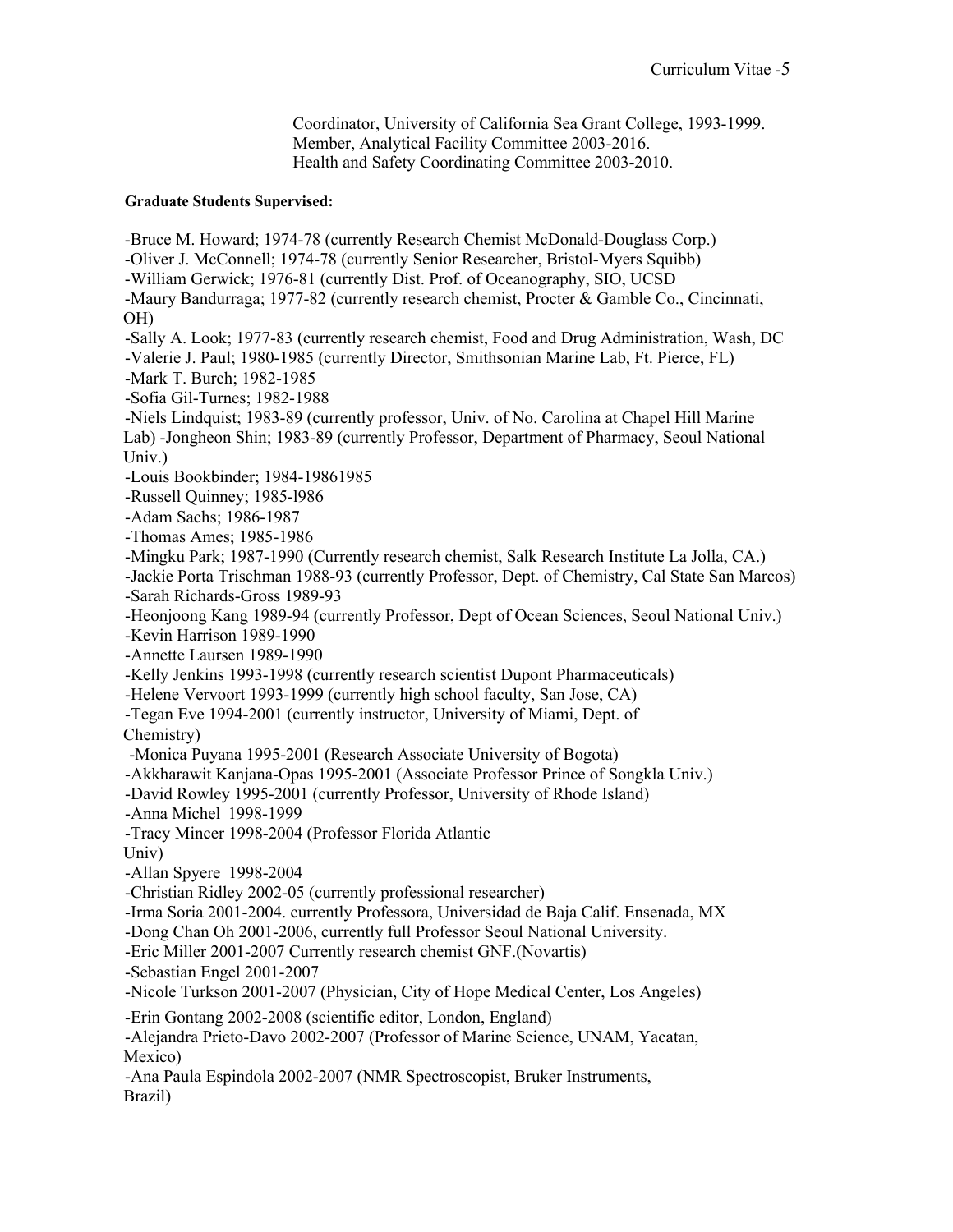Coordinator, University of California Sea Grant College, 1993-1999.
Member, Analytical Facility Committee 2003-2016.
Health and Safety Coordinating Committee 2003-2010.

**Graduate Students Supervised:**

-Bruce M. Howard; 1974-78 (currently Research Chemist McDonald-Douglass Corp.)
-Oliver J. McConnell; 1974-78 (currently Senior Researcher, Bristol-Myers Squibb)
-William Gerwick; 1976-81 (currently Dist. Prof. of Oceanography, SIO, UCSD
-Maury Bandurraga; 1977-82 (currently research chemist, Procter & Gamble Co., Cincinnati, OH)
-Sally A. Look; 1977-83 (currently research chemist, Food and Drug Administration, Wash, DC
-Valerie J. Paul; 1980-1985 (currently Director, Smithsonian Marine Lab, Ft. Pierce, FL)
-Mark T. Burch; 1982-1985
-Sofia Gil-Turnes; 1982-1988
-Niels Lindquist; 1983-89 (currently professor, Univ. of No. Carolina at Chapel Hill Marine Lab) -Jongheon Shin; 1983-89 (currently Professor, Department of Pharmacy, Seoul National Univ.)
-Louis Bookbinder; 1984-19861985
-Russell Quinney; 1985-l986
-Adam Sachs; 1986-1987
-Thomas Ames; 1985-1986
-Mingku Park; 1987-1990 (Currently research chemist, Salk Research Institute La Jolla, CA.)
-Jackie Porta Trischman 1988-93 (currently Professor, Dept. of Chemistry, Cal State San Marcos)
-Sarah Richards-Gross 1989-93
-Heonjoong Kang 1989-94 (currently Professor, Dept of Ocean Sciences, Seoul National Univ.)
-Kevin Harrison 1989-1990
-Annette Laursen 1989-1990
-Kelly Jenkins 1993-1998 (currently research scientist Dupont Pharmaceuticals)
-Helene Vervoort 1993-1999 (currently high school faculty, San Jose, CA)
-Tegan Eve 1994-2001 (currently instructor, University of Miami, Dept. of Chemistry)
-Monica Puyana 1995-2001 (Research Associate University of Bogota)
-Akkharawit Kanjana-Opas 1995-2001 (Associate Professor Prince of Songkla Univ.)
-David Rowley 1995-2001 (currently Professor, University of Rhode Island)
-Anna Michel 1998-1999
-Tracy Mincer 1998-2004 (Professor Florida Atlantic Univ)
-Allan Spyere 1998-2004
-Christian Ridley 2002-05 (currently professional researcher)
-Irma Soria 2001-2004. currently Professora, Universidad de Baja Calif. Ensenada, MX
-Dong Chan Oh 2001-2006, currently full Professor Seoul National University.
-Eric Miller 2001-2007 Currently research chemist GNF.(Novartis)
-Sebastian Engel 2001-2007
-Nicole Turkson 2001-2007 (Physician, City of Hope Medical Center, Los Angeles)
-Erin Gontang 2002-2008 (scientific editor, London, England)
-Alejandra Prieto-Davo 2002-2007 (Professor of Marine Science, UNAM, Yacatan, Mexico)
-Ana Paula Espindola 2002-2007 (NMR Spectroscopist, Bruker Instruments, Brazil)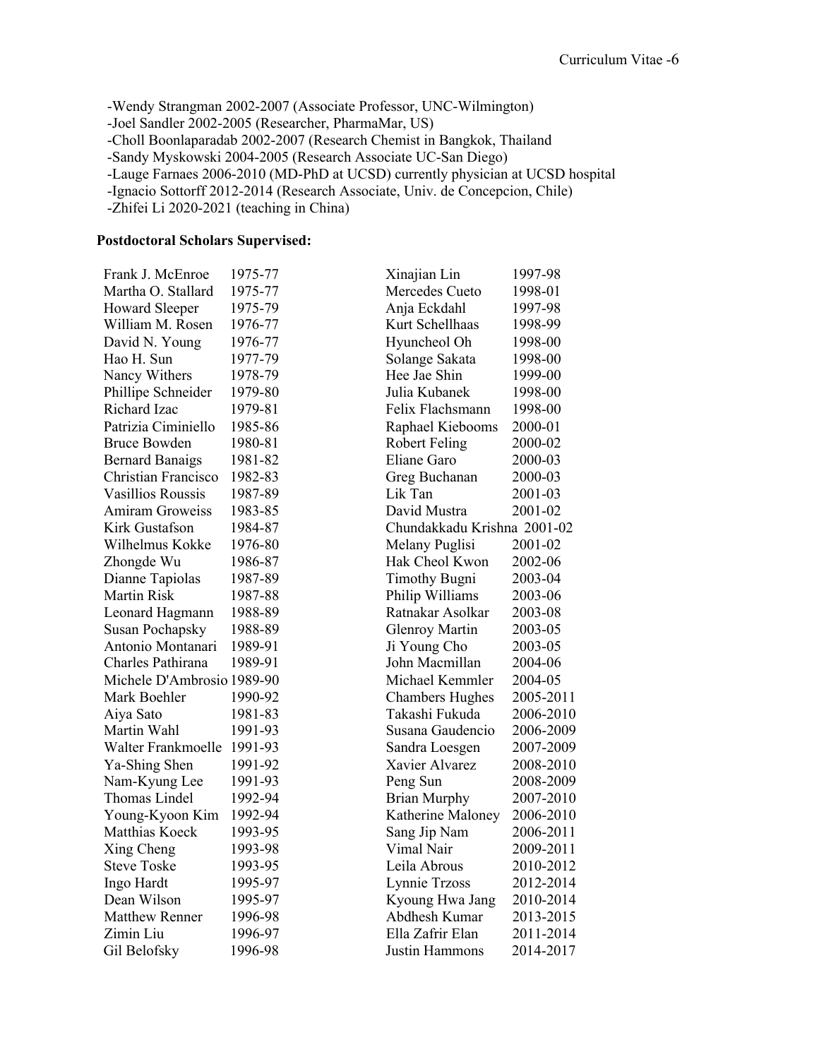-Wendy Strangman 2002-2007 (Associate Professor, UNC-Wilmington)
-Joel Sandler 2002-2005 (Researcher, PharmaMar, US)
-Choll Boonlaparadab 2002-2007 (Research Chemist in Bangkok, Thailand
-Sandy Myskowski 2004-2005 (Research Associate UC-San Diego)
-Lauge Farnaes 2006-2010 (MD-PhD at UCSD) currently physician at UCSD hospital
-Ignacio Sottorff 2012-2014 (Research Associate, Univ. de Concepcion, Chile)
-Zhifei Li 2020-2021 (teaching in China)

**Postdoctoral Scholars Supervised:**

| | | | |
|---|---|---|---|
| Frank J. McEnroe | 1975-77 | Xinajian Lin | 1997-98 |
| Martha O. Stallard | 1975-77 | Mercedes Cueto | 1998-01 |
| Howard Sleeper | 1975-79 | Anja Eckdahl | 1997-98 |
| William M. Rosen | 1976-77 | Kurt Schellhaas | 1998-99 |
| David N. Young | 1976-77 | Hyuncheol Oh | 1998-00 |
| Hao H. Sun | 1977-79 | Solange Sakata | 1998-00 |
| Nancy Withers | 1978-79 | Hee Jae Shin | 1999-00 |
| Phillipe Schneider | 1979-80 | Julia Kubanek | 1998-00 |
| Richard Izac | 1979-81 | Felix Flachsmann | 1998-00 |
| Patrizia Ciminiello | 1985-86 | Raphael Kiebooms | 2000-01 |
| Bruce Bowden | 1980-81 | Robert Feling | 2000-02 |
| Bernard Banaigs | 1981-82 | Eliane Garo | 2000-03 |
| Christian Francisco | 1982-83 | Greg Buchanan | 2000-03 |
| Vasillios Roussis | 1987-89 | Lik Tan | 2001-03 |
| Amiram Groweiss | 1983-85 | David Mustra | 2001-02 |
| Kirk Gustafson | 1984-87 | Chundakkadu Krishna | 2001-02 |
| Wilhelmus Kokke | 1976-80 | Melany Puglisi | 2001-02 |
| Zhongde Wu | 1986-87 | Hak Cheol Kwon | 2002-06 |
| Dianne Tapiolas | 1987-89 | Timothy Bugni | 2003-04 |
| Martin Risk | 1987-88 | Philip Williams | 2003-06 |
| Leonard Hagmann | 1988-89 | Ratnakar Asolkar | 2003-08 |
| Susan Pochapsky | 1988-89 | Glenroy Martin | 2003-05 |
| Antonio Montanari | 1989-91 | Ji Young Cho | 2003-05 |
| Charles Pathirana | 1989-91 | John Macmillan | 2004-06 |
| Michele D'Ambrosio | 1989-90 | Michael Kemmler | 2004-05 |
| Mark Boehler | 1990-92 | Chambers Hughes | 2005-2011 |
| Aiya Sato | 1981-83 | Takashi Fukuda | 2006-2010 |
| Martin Wahl | 1991-93 | Susana Gaudencio | 2006-2009 |
| Walter Frankmoelle | 1991-93 | Sandra Loesgen | 2007-2009 |
| Ya-Shing Shen | 1991-92 | Xavier Alvarez | 2008-2010 |
| Nam-Kyung Lee | 1991-93 | Peng Sun | 2008-2009 |
| Thomas Lindel | 1992-94 | Brian Murphy | 2007-2010 |
| Young-Kyoon Kim | 1992-94 | Katherine Maloney | 2006-2010 |
| Matthias Koeck | 1993-95 | Sang Jip Nam | 2006-2011 |
| Xing Cheng | 1993-98 | Vimal Nair | 2009-2011 |
| Steve Toske | 1993-95 | Leila Abrous | 2010-2012 |
| Ingo Hardt | 1995-97 | Lynnie Trzoss | 2012-2014 |
| Dean Wilson | 1995-97 | Kyoung Hwa Jang | 2010-2014 |
| Matthew Renner | 1996-98 | Abdhesh Kumar | 2013-2015 |
| Zimin Liu | 1996-97 | Ella Zafrir Elan | 2011-2014 |
| Gil Belofsky | 1996-98 | Justin Hammons | 2014-2017 |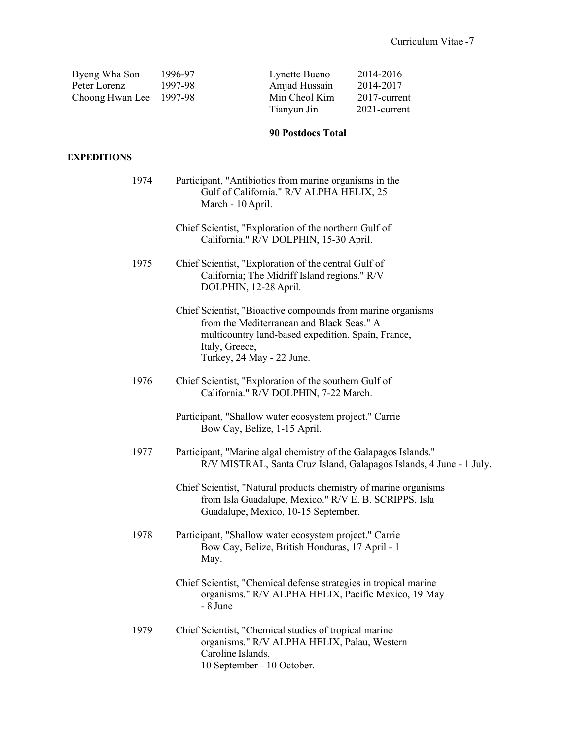| | | | |
|---|---|---|---|
| Byeng Wha Son | 1996-97 | Lynette Bueno | 2014-2016 |
| Peter Lorenz | 1997-98 | Amjad Hussain | 2014-2017 |
| Choong Hwan Lee | 1997-98 | Min Cheol Kim | 2017-current |
| | | Tianyun Jin | 2021-current |

**90 Postdocs Total**

## EXPEDITIONS

1974 Participant, "Antibiotics from marine organisms in the Gulf of California." R/V ALPHA HELIX, 25 March - 10 April.

Chief Scientist, "Exploration of the northern Gulf of California." R/V DOLPHIN, 15-30 April.

1975 Chief Scientist, "Exploration of the central Gulf of California; The Midriff Island regions." R/V DOLPHIN, 12-28 April.

Chief Scientist, "Bioactive compounds from marine organisms from the Mediterranean and Black Seas." A multicountry land-based expedition. Spain, France, Italy, Greece, Turkey, 24 May - 22 June.

1976 Chief Scientist, "Exploration of the southern Gulf of California." R/V DOLPHIN, 7-22 March.

Participant, "Shallow water ecosystem project." Carrie Bow Cay, Belize, 1-15 April.

1977 Participant, "Marine algal chemistry of the Galapagos Islands." R/V MISTRAL, Santa Cruz Island, Galapagos Islands, 4 June - 1 July.

Chief Scientist, "Natural products chemistry of marine organisms from Isla Guadalupe, Mexico." R/V E. B. SCRIPPS, Isla Guadalupe, Mexico, 10-15 September.

1978 Participant, "Shallow water ecosystem project." Carrie Bow Cay, Belize, British Honduras, 17 April - 1 May.

Chief Scientist, "Chemical defense strategies in tropical marine organisms." R/V ALPHA HELIX, Pacific Mexico, 19 May - 8 June

1979 Chief Scientist, "Chemical studies of tropical marine organisms." R/V ALPHA HELIX, Palau, Western Caroline Islands, 10 September - 10 October.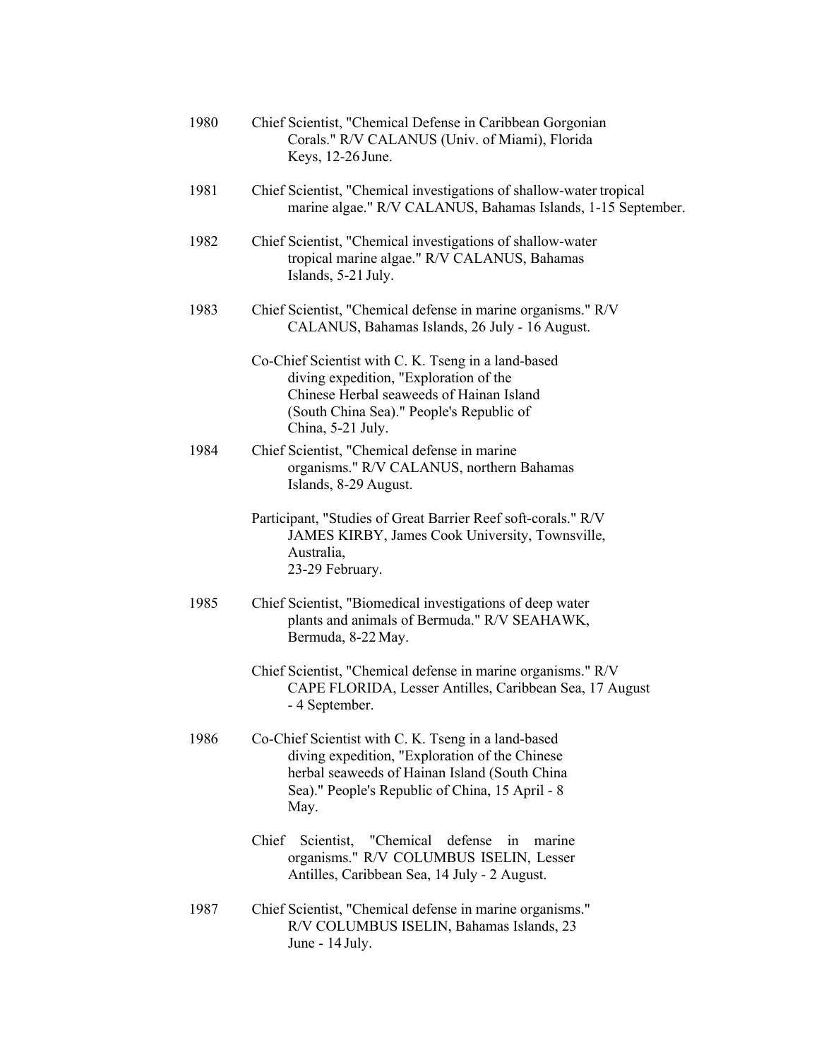1980 Chief Scientist, "Chemical Defense in Caribbean Gorgonian Corals." R/V CALANUS (Univ. of Miami), Florida Keys, 12-26 June.

1981 Chief Scientist, "Chemical investigations of shallow-water tropical marine algae." R/V CALANUS, Bahamas Islands, 1-15 September.

1982 Chief Scientist, "Chemical investigations of shallow-water tropical marine algae." R/V CALANUS, Bahamas Islands, 5-21 July.

1983 Chief Scientist, "Chemical defense in marine organisms." R/V CALANUS, Bahamas Islands, 26 July - 16 August.

Co-Chief Scientist with C. K. Tseng in a land-based diving expedition, "Exploration of the Chinese Herbal seaweeds of Hainan Island (South China Sea)." People's Republic of China, 5-21 July.

1984 Chief Scientist, "Chemical defense in marine organisms." R/V CALANUS, northern Bahamas Islands, 8-29 August.

Participant, "Studies of Great Barrier Reef soft-corals." R/V JAMES KIRBY, James Cook University, Townsville, Australia, 23-29 February.

1985 Chief Scientist, "Biomedical investigations of deep water plants and animals of Bermuda." R/V SEAHAWK, Bermuda, 8-22 May.

Chief Scientist, "Chemical defense in marine organisms." R/V CAPE FLORIDA, Lesser Antilles, Caribbean Sea, 17 August - 4 September.

1986 Co-Chief Scientist with C. K. Tseng in a land-based diving expedition, "Exploration of the Chinese herbal seaweeds of Hainan Island (South China Sea)." People's Republic of China, 15 April - 8 May.

Chief Scientist, "Chemical defense in marine organisms." R/V COLUMBUS ISELIN, Lesser Antilles, Caribbean Sea, 14 July - 2 August.

1987 Chief Scientist, "Chemical defense in marine organisms." R/V COLUMBUS ISELIN, Bahamas Islands, 23 June - 14 July.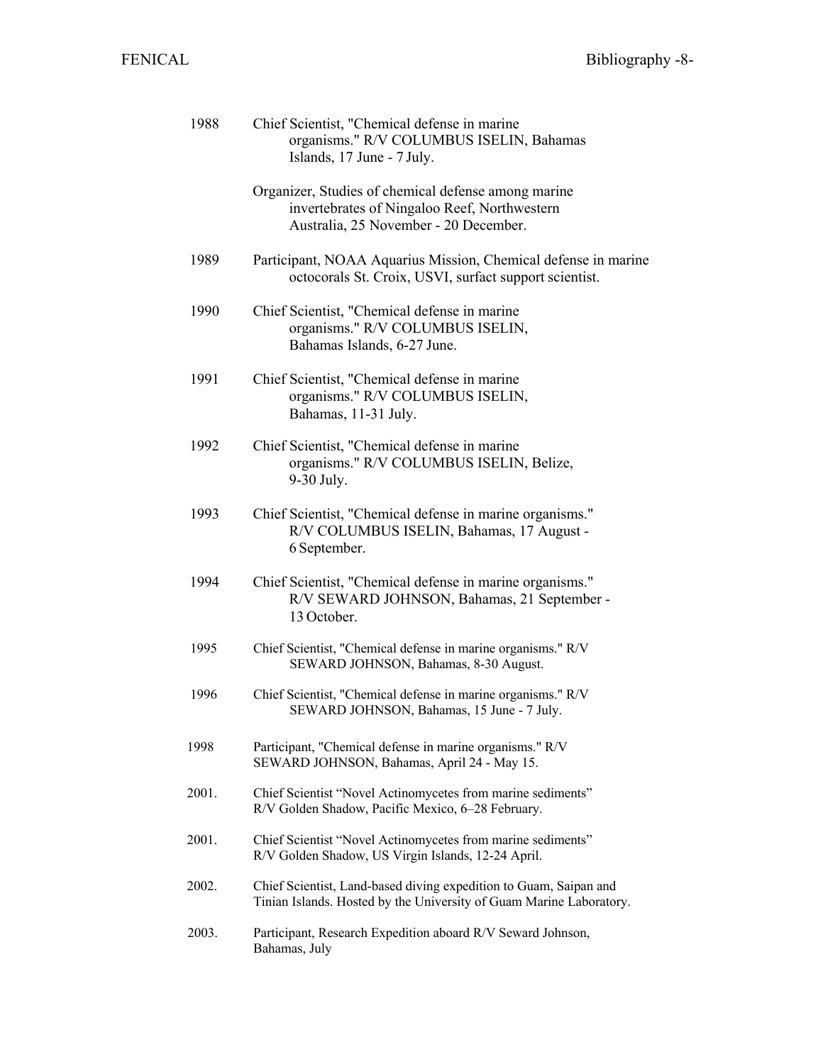1988 Chief Scientist, "Chemical defense in marine organisms." R/V COLUMBUS ISELIN, Bahamas Islands, 17 June - 7 July.

Organizer, Studies of chemical defense among marine invertebrates of Ningaloo Reef, Northwestern Australia, 25 November - 20 December.

1989 Participant, NOAA Aquarius Mission, Chemical defense in marine octocorals St. Croix, USVI, surfact support scientist.

1990 Chief Scientist, "Chemical defense in marine organisms." R/V COLUMBUS ISELIN, Bahamas Islands, 6-27 June.

1991 Chief Scientist, "Chemical defense in marine organisms." R/V COLUMBUS ISELIN, Bahamas, 11-31 July.

1992 Chief Scientist, "Chemical defense in marine organisms." R/V COLUMBUS ISELIN, Belize, 9-30 July.

1993 Chief Scientist, "Chemical defense in marine organisms." R/V COLUMBUS ISELIN, Bahamas, 17 August - 6 September.

1994 Chief Scientist, "Chemical defense in marine organisms." R/V SEWARD JOHNSON, Bahamas, 21 September - 13 October.

1995 Chief Scientist, "Chemical defense in marine organisms." R/V SEWARD JOHNSON, Bahamas, 8-30 August.

1996 Chief Scientist, "Chemical defense in marine organisms." R/V SEWARD JOHNSON, Bahamas, 15 June - 7 July.

1998 Participant, "Chemical defense in marine organisms." R/V SEWARD JOHNSON, Bahamas, April 24 - May 15.

2001. Chief Scientist "Novel Actinomycetes from marine sediments" R/V Golden Shadow, Pacific Mexico, 6–28 February.

2001. Chief Scientist "Novel Actinomycetes from marine sediments" R/V Golden Shadow, US Virgin Islands, 12-24 April.

2002. Chief Scientist, Land-based diving expedition to Guam, Saipan and Tinian Islands. Hosted by the University of Guam Marine Laboratory.

2003. Participant, Research Expedition aboard R/V Seward Johnson, Bahamas, July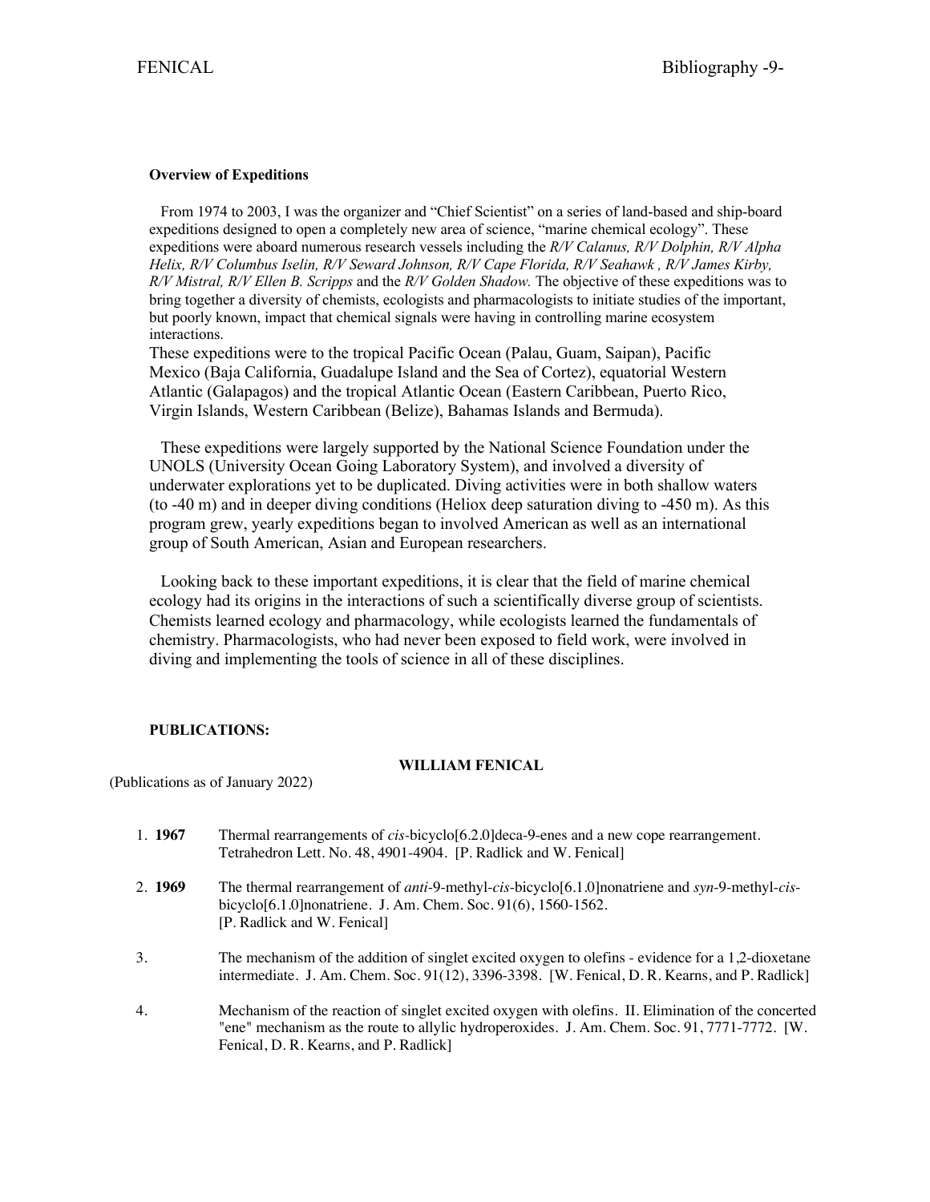**Overview of Expeditions**

From 1974 to 2003, I was the organizer and "Chief Scientist" on a series of land-based and ship-board expeditions designed to open a completely new area of science, "marine chemical ecology". These expeditions were aboard numerous research vessels including the *R/V Calanus, R/V Dolphin, R/V Alpha Helix, R/V Columbus Iselin, R/V Seward Johnson, R/V Cape Florida, R/V Seahawk , R/V James Kirby, R/V Mistral, R/V Ellen B. Scripps* and the *R/V Golden Shadow.* The objective of these expeditions was to bring together a diversity of chemists, ecologists and pharmacologists to initiate studies of the important, but poorly known, impact that chemical signals were having in controlling marine ecosystem interactions.
These expeditions were to the tropical Pacific Ocean (Palau, Guam, Saipan), Pacific Mexico (Baja California, Guadalupe Island and the Sea of Cortez), equatorial Western Atlantic (Galapagos) and the tropical Atlantic Ocean (Eastern Caribbean, Puerto Rico, Virgin Islands, Western Caribbean (Belize), Bahamas Islands and Bermuda).

These expeditions were largely supported by the National Science Foundation under the UNOLS (University Ocean Going Laboratory System), and involved a diversity of underwater explorations yet to be duplicated. Diving activities were in both shallow waters (to -40 m) and in deeper diving conditions (Heliox deep saturation diving to -450 m). As this program grew, yearly expeditions began to involved American as well as an international group of South American, Asian and European researchers.

Looking back to these important expeditions, it is clear that the field of marine chemical ecology had its origins in the interactions of such a scientifically diverse group of scientists. Chemists learned ecology and pharmacology, while ecologists learned the fundamentals of chemistry. Pharmacologists, who had never been exposed to field work, were involved in diving and implementing the tools of science in all of these disciplines.

**PUBLICATIONS:**

**WILLIAM FENICAL**

(Publications as of January 2022)

1. **1967** Thermal rearrangements of *cis*-bicyclo[6.2.0]deca-9-enes and a new cope rearrangement. Tetrahedron Lett. No. 48, 4901-4904. [P. Radlick and W. Fenical]

2. **1969** The thermal rearrangement of *anti*-9-methyl-*cis*-bicyclo[6.1.0]nonatriene and *syn*-9-methyl-*cis*-bicyclo[6.1.0]nonatriene. J. Am. Chem. Soc. 91(6), 1560-1562. [P. Radlick and W. Fenical]

3. The mechanism of the addition of singlet excited oxygen to olefins - evidence for a 1,2-dioxetane intermediate. J. Am. Chem. Soc. 91(12), 3396-3398. [W. Fenical, D. R. Kearns, and P. Radlick]

4. Mechanism of the reaction of singlet excited oxygen with olefins. II. Elimination of the concerted "ene" mechanism as the route to allylic hydroperoxides. J. Am. Chem. Soc. 91, 7771-7772. [W. Fenical, D. R. Kearns, and P. Radlick]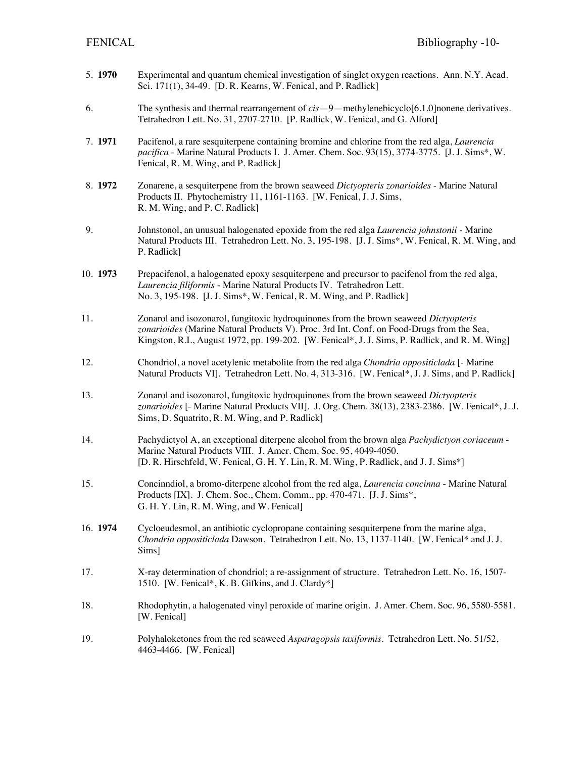5. **1970** Experimental and quantum chemical investigation of singlet oxygen reactions. Ann. N.Y. Acad. Sci. 171(1), 34-49. [D. R. Kearns, W. Fenical, and P. Radlick]

6. The synthesis and thermal rearrangement of *cis*—9—methylenebicyclo[6.1.0]nonene derivatives. Tetrahedron Lett. No. 31, 2707-2710. [P. Radlick, W. Fenical, and G. Alford]

7. **1971** Pacifenol, a rare sesquiterpene containing bromine and chlorine from the red alga, *Laurencia pacifica* - Marine Natural Products I. J. Amer. Chem. Soc. 93(15), 3774-3775. [J. J. Sims*, W. Fenical, R. M. Wing, and P. Radlick]

8. **1972** Zonarene, a sesquiterpene from the brown seaweed *Dictyopteris zonarioides* - Marine Natural Products II. Phytochemistry 11, 1161-1163. [W. Fenical, J. J. Sims, R. M. Wing, and P. C. Radlick]

9. Johnstonol, an unusual halogenated epoxide from the red alga *Laurencia johnstonii* - Marine Natural Products III. Tetrahedron Lett. No. 3, 195-198. [J. J. Sims*, W. Fenical, R. M. Wing, and P. Radlick]

10. **1973** Prepacifenol, a halogenated epoxy sesquiterpene and precursor to pacifenol from the red alga, *Laurencia filiformis* - Marine Natural Products IV. Tetrahedron Lett. No. 3, 195-198. [J. J. Sims*, W. Fenical, R. M. Wing, and P. Radlick]

11. Zonarol and isozonarol, fungitoxic hydroquinones from the brown seaweed *Dictyopteris zonarioides* (Marine Natural Products V). Proc. 3rd Int. Conf. on Food-Drugs from the Sea, Kingston, R.I., August 1972, pp. 199-202. [W. Fenical*, J. J. Sims, P. Radlick, and R. M. Wing]

12. Chondriol, a novel acetylenic metabolite from the red alga *Chondria oppositiclada* [- Marine Natural Products VI]. Tetrahedron Lett. No. 4, 313-316. [W. Fenical*, J. J. Sims, and P. Radlick]

13. Zonarol and isozonarol, fungitoxic hydroquinones from the brown seaweed *Dictyopteris zonarioides* [- Marine Natural Products VII]. J. Org. Chem. 38(13), 2383-2386. [W. Fenical*, J. J. Sims, D. Squatrito, R. M. Wing, and P. Radlick]

14. Pachydictyol A, an exceptional diterpene alcohol from the brown alga *Pachydictyon coriaceum* - Marine Natural Products VIII. J. Amer. Chem. Soc. 95, 4049-4050. [D. R. Hirschfeld, W. Fenical, G. H. Y. Lin, R. M. Wing, P. Radlick, and J. J. Sims*]

15. Concinndiol, a bromo-diterpene alcohol from the red alga, *Laurencia concinna* - Marine Natural Products [IX]. J. Chem. Soc., Chem. Comm., pp. 470-471. [J. J. Sims*, G. H. Y. Lin, R. M. Wing, and W. Fenical]

16. **1974** Cycloeudesmol, an antibiotic cyclopropane containing sesquiterpene from the marine alga, *Chondria oppositiclada* Dawson. Tetrahedron Lett. No. 13, 1137-1140. [W. Fenical* and J. J. Sims]

17. X-ray determination of chondriol; a re-assignment of structure. Tetrahedron Lett. No. 16, 1507-1510. [W. Fenical*, K. B. Gifkins, and J. Clardy*]

18. Rhodophytin, a halogenated vinyl peroxide of marine origin. J. Amer. Chem. Soc. 96, 5580-5581. [W. Fenical]

19. Polyhaloketones from the red seaweed *Asparagopsis taxiformis*. Tetrahedron Lett. No. 51/52, 4463-4466. [W. Fenical]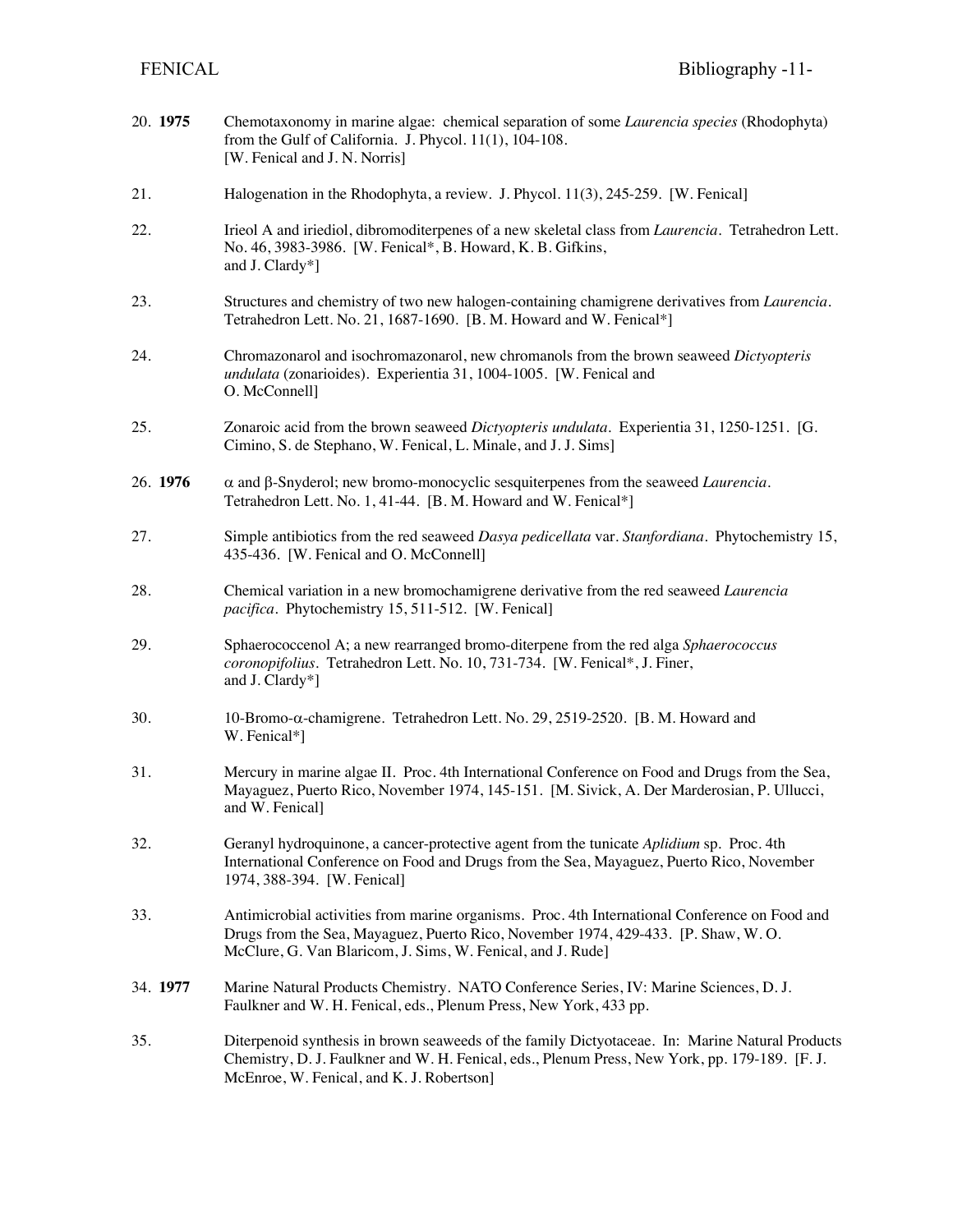20. **1975** Chemotaxonomy in marine algae: chemical separation of some *Laurencia species* (Rhodophyta) from the Gulf of California. J. Phycol. 11(1), 104-108. [W. Fenical and J. N. Norris]

21. Halogenation in the Rhodophyta, a review. J. Phycol. 11(3), 245-259. [W. Fenical]

22. Irieol A and iriediol, dibromoditerpenes of a new skeletal class from *Laurencia*. Tetrahedron Lett. No. 46, 3983-3986. [W. Fenical*, B. Howard, K. B. Gifkins, and J. Clardy*]

23. Structures and chemistry of two new halogen-containing chamigrene derivatives from *Laurencia*. Tetrahedron Lett. No. 21, 1687-1690. [B. M. Howard and W. Fenical*]

24. Chromazonarol and isochromazonarol, new chromanols from the brown seaweed *Dictyopteris undulata* (zonarioides). Experientia 31, 1004-1005. [W. Fenical and O. McConnell]

25. Zonaroic acid from the brown seaweed *Dictyopteris undulata*. Experientia 31, 1250-1251. [G. Cimino, S. de Stephano, W. Fenical, L. Minale, and J. J. Sims]

26. **1976** $\alpha$ and $\beta$-Snyderol; new bromo-monocyclic sesquiterpenes from the seaweed *Laurencia*. Tetrahedron Lett. No. 1, 41-44. [B. M. Howard and W. Fenical*]

27. Simple antibiotics from the red seaweed *Dasya pedicellata* var. *Stanfordiana*. Phytochemistry 15, 435-436. [W. Fenical and O. McConnell]

28. Chemical variation in a new bromochamigrene derivative from the red seaweed *Laurencia pacifica*. Phytochemistry 15, 511-512. [W. Fenical]

29. Sphaerococcenol A; a new rearranged bromo-diterpene from the red alga *Sphaerococcus coronopifolius*. Tetrahedron Lett. No. 10, 731-734. [W. Fenical*, J. Finer, and J. Clardy*]

30. 10-Bromo-$\alpha$-chamigrene. Tetrahedron Lett. No. 29, 2519-2520. [B. M. Howard and W. Fenical*]

31. Mercury in marine algae II. Proc. 4th International Conference on Food and Drugs from the Sea, Mayaguez, Puerto Rico, November 1974, 145-151. [M. Sivick, A. Der Marderosian, P. Ullucci, and W. Fenical]

32. Geranyl hydroquinone, a cancer-protective agent from the tunicate *Aplidium* sp. Proc. 4th International Conference on Food and Drugs from the Sea, Mayaguez, Puerto Rico, November 1974, 388-394. [W. Fenical]

33. Antimicrobial activities from marine organisms. Proc. 4th International Conference on Food and Drugs from the Sea, Mayaguez, Puerto Rico, November 1974, 429-433. [P. Shaw, W. O. McClure, G. Van Blaricom, J. Sims, W. Fenical, and J. Rude]

34. **1977** Marine Natural Products Chemistry. NATO Conference Series, IV: Marine Sciences, D. J. Faulkner and W. H. Fenical, eds., Plenum Press, New York, 433 pp.

35. Diterpenoid synthesis in brown seaweeds of the family Dictyotaceae. In: Marine Natural Products Chemistry, D. J. Faulkner and W. H. Fenical, eds., Plenum Press, New York, pp. 179-189. [F. J. McEnroe, W. Fenical, and K. J. Robertson]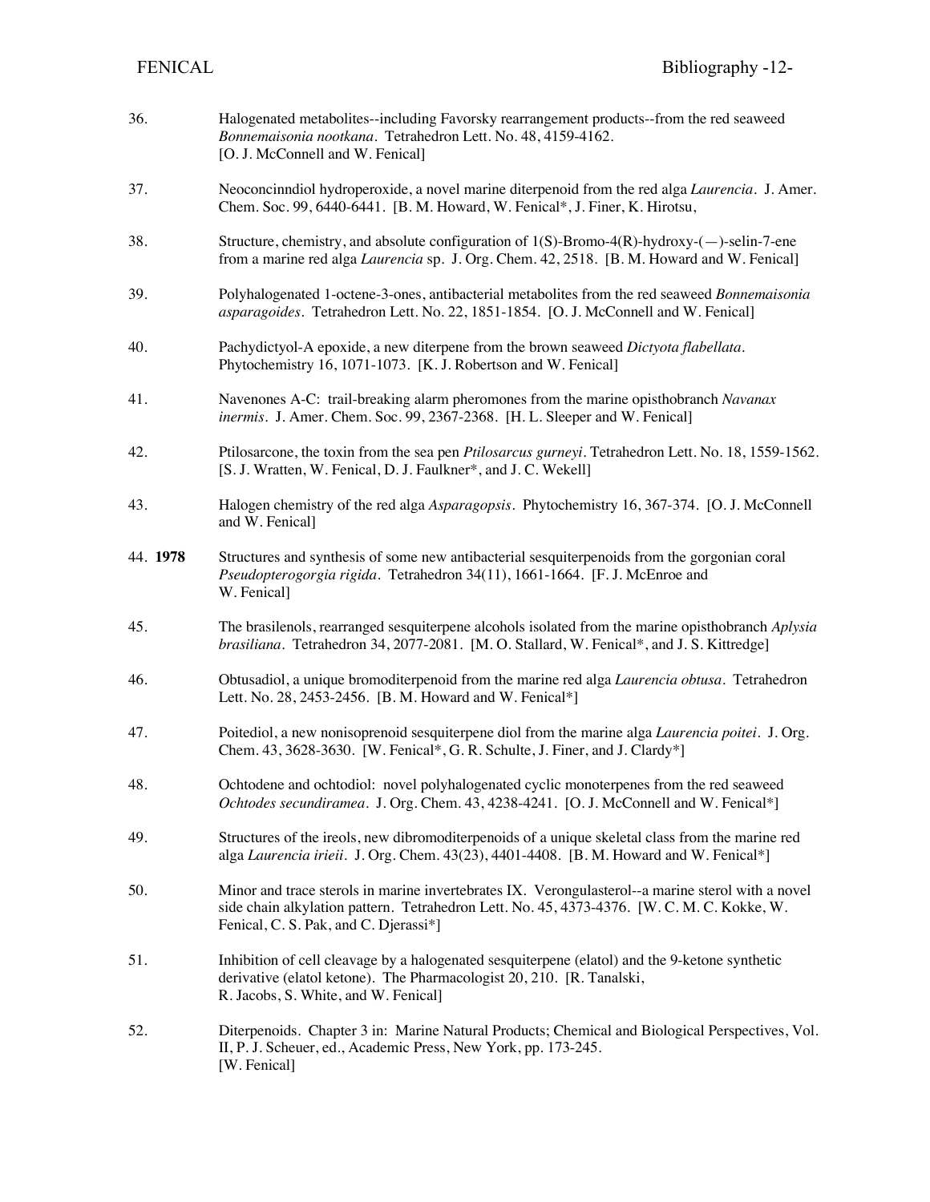36. Halogenated metabolites--including Favorsky rearrangement products--from the red seaweed *Bonnemaisonia nootkana*. Tetrahedron Lett. No. 48, 4159-4162. [O. J. McConnell and W. Fenical]

37. Neoconcinndiol hydroperoxide, a novel marine diterpenoid from the red alga *Laurencia*. J. Amer. Chem. Soc. 99, 6440-6441. [B. M. Howard, W. Fenical*, J. Finer, K. Hirotsu,

38. Structure, chemistry, and absolute configuration of 1(S)-Bromo-4(R)-hydroxy-(—)-selin-7-ene from a marine red alga *Laurencia* sp. J. Org. Chem. 42, 2518. [B. M. Howard and W. Fenical]

39. Polyhalogenated 1-octene-3-ones, antibacterial metabolites from the red seaweed *Bonnemaisonia asparagoides*. Tetrahedron Lett. No. 22, 1851-1854. [O. J. McConnell and W. Fenical]

40. Pachydictyol-A epoxide, a new diterpene from the brown seaweed *Dictyota flabellata*. Phytochemistry 16, 1071-1073. [K. J. Robertson and W. Fenical]

41. Navenones A-C: trail-breaking alarm pheromones from the marine opisthobranch *Navanax inermis*. J. Amer. Chem. Soc. 99, 2367-2368. [H. L. Sleeper and W. Fenical]

42. Ptilosarcone, the toxin from the sea pen *Ptilosarcus gurneyi*. Tetrahedron Lett. No. 18, 1559-1562. [S. J. Wratten, W. Fenical, D. J. Faulkner*, and J. C. Wekell]

43. Halogen chemistry of the red alga *Asparagopsis*. Phytochemistry 16, 367-374. [O. J. McConnell and W. Fenical]

44. **1978** Structures and synthesis of some new antibacterial sesquiterpenoids from the gorgonian coral *Pseudopterogorgia rigida*. Tetrahedron 34(11), 1661-1664. [F. J. McEnroe and W. Fenical]

45. The brasilenols, rearranged sesquiterpene alcohols isolated from the marine opisthobranch *Aplysia brasiliana*. Tetrahedron 34, 2077-2081. [M. O. Stallard, W. Fenical*, and J. S. Kittredge]

46. Obtusadiol, a unique bromoditerpenoid from the marine red alga *Laurencia obtusa*. Tetrahedron Lett. No. 28, 2453-2456. [B. M. Howard and W. Fenical*]

47. Poitediol, a new nonisoprenoid sesquiterpene diol from the marine alga *Laurencia poitei*. J. Org. Chem. 43, 3628-3630. [W. Fenical*, G. R. Schulte, J. Finer, and J. Clardy*]

48. Ochtodene and ochtodiol: novel polyhalogenated cyclic monoterpenes from the red seaweed *Ochtodes secundiramea*. J. Org. Chem. 43, 4238-4241. [O. J. McConnell and W. Fenical*]

49. Structures of the ireols, new dibromoditerpenoids of a unique skeletal class from the marine red alga *Laurencia irieii*. J. Org. Chem. 43(23), 4401-4408. [B. M. Howard and W. Fenical*]

50. Minor and trace sterols in marine invertebrates IX. Verongulasterol--a marine sterol with a novel side chain alkylation pattern. Tetrahedron Lett. No. 45, 4373-4376. [W. C. M. C. Kokke, W. Fenical, C. S. Pak, and C. Djerassi*]

51. Inhibition of cell cleavage by a halogenated sesquiterpene (elatol) and the 9-ketone synthetic derivative (elatol ketone). The Pharmacologist 20, 210. [R. Tanalski, R. Jacobs, S. White, and W. Fenical]

52. Diterpenoids. Chapter 3 in: Marine Natural Products; Chemical and Biological Perspectives, Vol. II, P. J. Scheuer, ed., Academic Press, New York, pp. 173-245. [W. Fenical]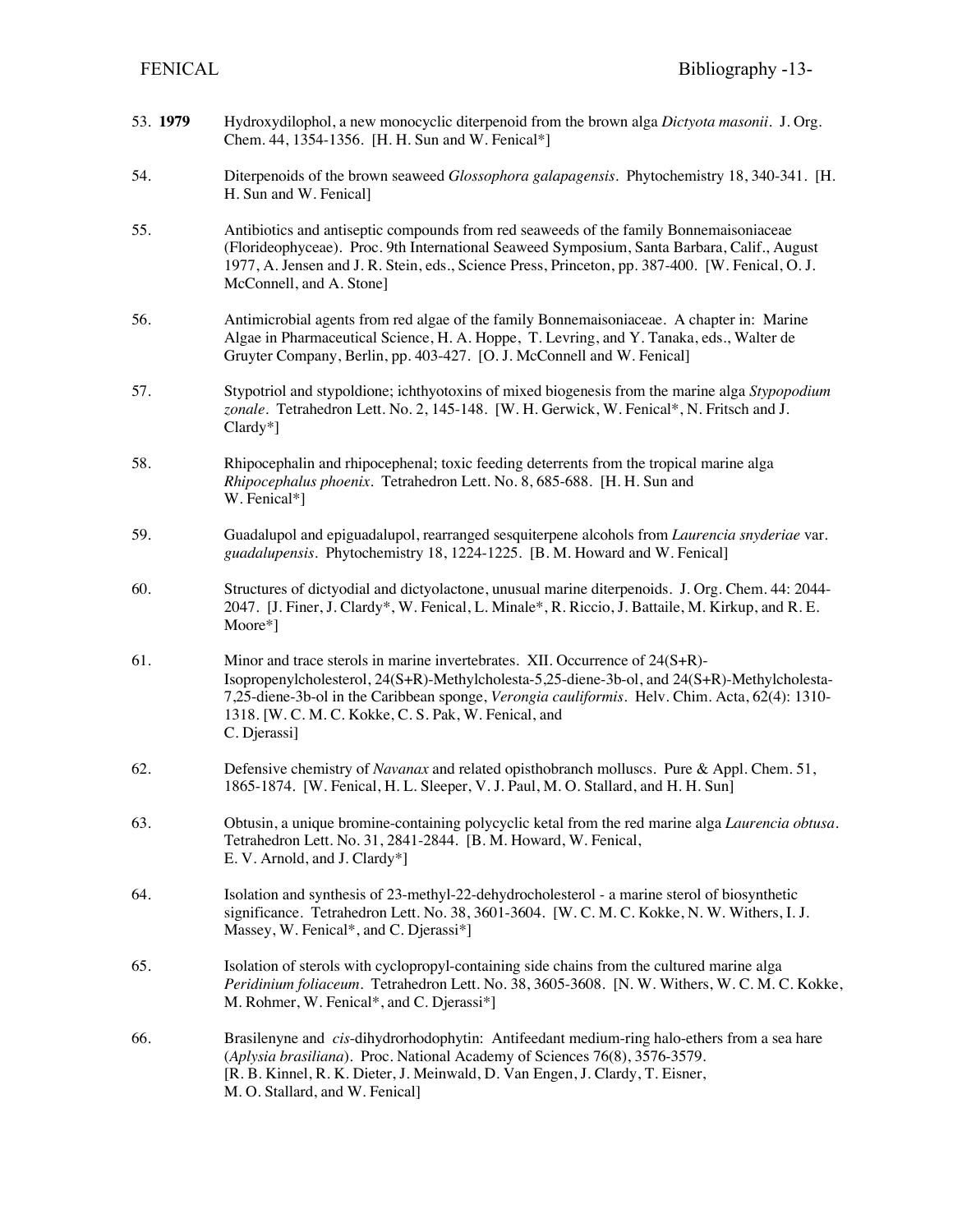53. **1979** Hydroxydilophol, a new monocyclic diterpenoid from the brown alga *Dictyota masonii*. J. Org. Chem. 44, 1354-1356. [H. H. Sun and W. Fenical*]

54. Diterpenoids of the brown seaweed *Glossophora galapagensis*. Phytochemistry 18, 340-341. [H. H. Sun and W. Fenical]

55. Antibiotics and antiseptic compounds from red seaweeds of the family Bonnemaisoniaceae (Florideophyceae). Proc. 9th International Seaweed Symposium, Santa Barbara, Calif., August 1977, A. Jensen and J. R. Stein, eds., Science Press, Princeton, pp. 387-400. [W. Fenical, O. J. McConnell, and A. Stone]

56. Antimicrobial agents from red algae of the family Bonnemaisoniaceae. A chapter in: Marine Algae in Pharmaceutical Science, H. A. Hoppe, T. Levring, and Y. Tanaka, eds., Walter de Gruyter Company, Berlin, pp. 403-427. [O. J. McConnell and W. Fenical]

57. Stypotriol and stypoldione; ichthyotoxins of mixed biogenesis from the marine alga *Stypopodium zonale*. Tetrahedron Lett. No. 2, 145-148. [W. H. Gerwick, W. Fenical*, N. Fritsch and J. Clardy*]

58. Rhipocephalin and rhipocephenal; toxic feeding deterrents from the tropical marine alga *Rhipocephalus phoenix*. Tetrahedron Lett. No. 8, 685-688. [H. H. Sun and W. Fenical*]

59. Guadalupol and epiguadalupol, rearranged sesquiterpene alcohols from *Laurencia snyderiae* var. *guadalupensis*. Phytochemistry 18, 1224-1225. [B. M. Howard and W. Fenical]

60. Structures of dictyodial and dictyolactone, unusual marine diterpenoids. J. Org. Chem. 44: 2044-2047. [J. Finer, J. Clardy*, W. Fenical, L. Minale*, R. Riccio, J. Battaile, M. Kirkup, and R. E. Moore*]

61. Minor and trace sterols in marine invertebrates. XII. Occurrence of 24(S+R)-Isopropenylcholesterol, 24(S+R)-Methylcholesta-5,25-diene-3b-ol, and 24(S+R)-Methylcholesta-7,25-diene-3b-ol in the Caribbean sponge, *Verongia cauliformis*. Helv. Chim. Acta, 62(4): 1310-1318. [W. C. M. C. Kokke, C. S. Pak, W. Fenical, and C. Djerassi]

62. Defensive chemistry of *Navanax* and related opisthobranch molluscs. Pure & Appl. Chem. 51, 1865-1874. [W. Fenical, H. L. Sleeper, V. J. Paul, M. O. Stallard, and H. H. Sun]

63. Obtusin, a unique bromine-containing polycyclic ketal from the red marine alga *Laurencia obtusa*. Tetrahedron Lett. No. 31, 2841-2844. [B. M. Howard, W. Fenical, E. V. Arnold, and J. Clardy*]

64. Isolation and synthesis of 23-methyl-22-dehydrocholesterol - a marine sterol of biosynthetic significance. Tetrahedron Lett. No. 38, 3601-3604. [W. C. M. C. Kokke, N. W. Withers, I. J. Massey, W. Fenical*, and C. Djerassi*]

65. Isolation of sterols with cyclopropyl-containing side chains from the cultured marine alga *Peridinium foliaceum*. Tetrahedron Lett. No. 38, 3605-3608. [N. W. Withers, W. C. M. C. Kokke, M. Rohmer, W. Fenical*, and C. Djerassi*]

66. Brasilenyne and *cis*-dihydrorhodophytin: Antifeedant medium-ring halo-ethers from a sea hare (*Aplysia brasiliana*). Proc. National Academy of Sciences 76(8), 3576-3579. [R. B. Kinnel, R. K. Dieter, J. Meinwald, D. Van Engen, J. Clardy, T. Eisner, M. O. Stallard, and W. Fenical]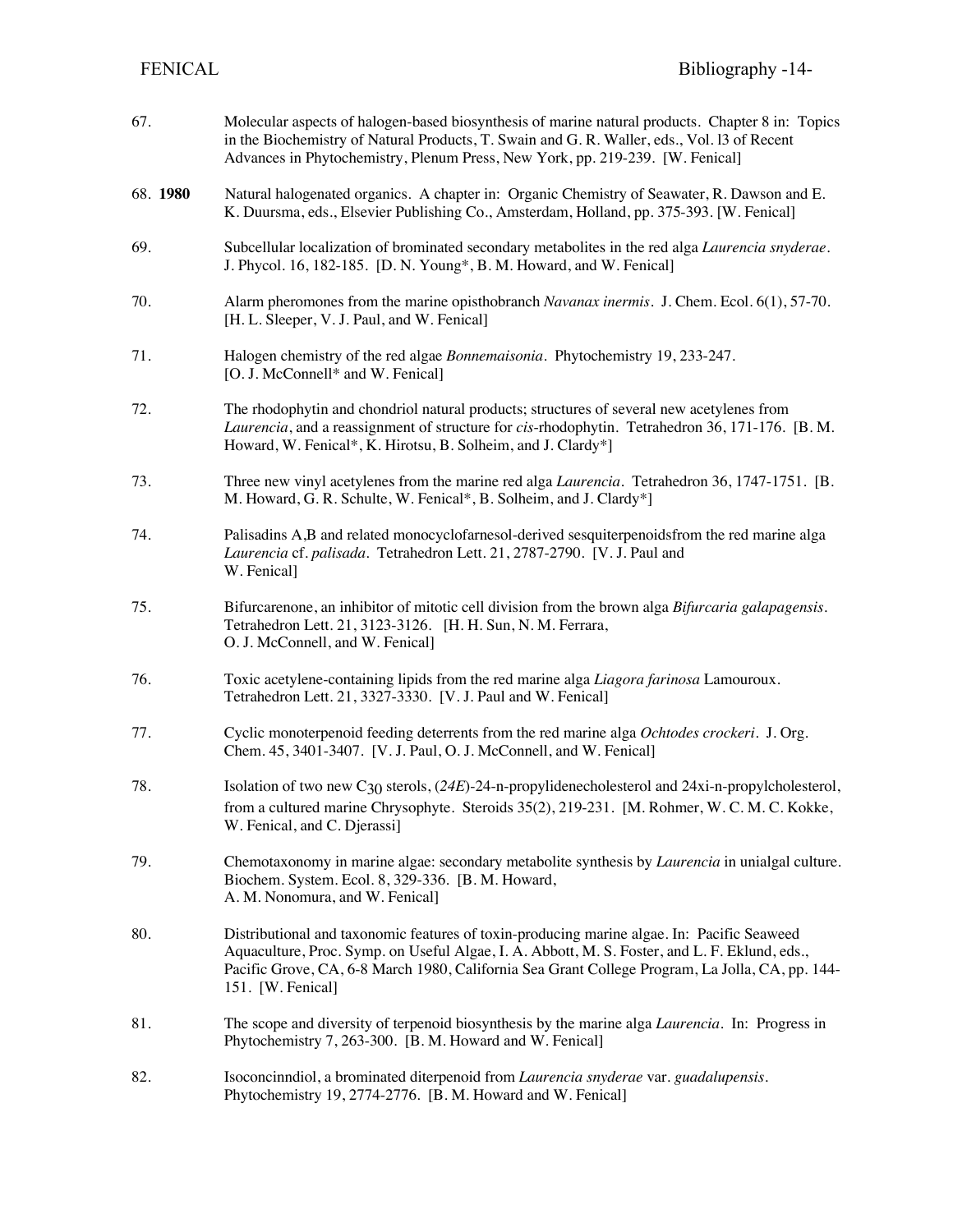67. Molecular aspects of halogen-based biosynthesis of marine natural products. Chapter 8 in: Topics in the Biochemistry of Natural Products, T. Swain and G. R. Waller, eds., Vol. l3 of Recent Advances in Phytochemistry, Plenum Press, New York, pp. 219-239. [W. Fenical]

68. **1980** Natural halogenated organics. A chapter in: Organic Chemistry of Seawater, R. Dawson and E. K. Duursma, eds., Elsevier Publishing Co., Amsterdam, Holland, pp. 375-393. [W. Fenical]

69. Subcellular localization of brominated secondary metabolites in the red alga *Laurencia snyderae*. J. Phycol. 16, 182-185. [D. N. Young*, B. M. Howard, and W. Fenical]

70. Alarm pheromones from the marine opisthobranch *Navanax inermis*. J. Chem. Ecol. 6(1), 57-70. [H. L. Sleeper, V. J. Paul, and W. Fenical]

71. Halogen chemistry of the red algae *Bonnemaisonia*. Phytochemistry 19, 233-247. [O. J. McConnell* and W. Fenical]

72. The rhodophytin and chondriol natural products; structures of several new acetylenes from *Laurencia*, and a reassignment of structure for *cis*-rhodophytin. Tetrahedron 36, 171-176. [B. M. Howard, W. Fenical*, K. Hirotsu, B. Solheim, and J. Clardy*]

73. Three new vinyl acetylenes from the marine red alga *Laurencia*. Tetrahedron 36, 1747-1751. [B. M. Howard, G. R. Schulte, W. Fenical*, B. Solheim, and J. Clardy*]

74. Palisadins A,B and related monocyclofarnesol-derived sesquiterpenoidsfrom the red marine alga *Laurencia* cf. *palisada*. Tetrahedron Lett. 21, 2787-2790. [V. J. Paul and W. Fenical]

75. Bifurcarenone, an inhibitor of mitotic cell division from the brown alga *Bifurcaria galapagensis*. Tetrahedron Lett. 21, 3123-3126. [H. H. Sun, N. M. Ferrara, O. J. McConnell, and W. Fenical]

76. Toxic acetylene-containing lipids from the red marine alga *Liagora farinosa* Lamouroux. Tetrahedron Lett. 21, 3327-3330. [V. J. Paul and W. Fenical]

77. Cyclic monoterpenoid feeding deterrents from the red marine alga *Ochtodes crockeri*. J. Org. Chem. 45, 3401-3407. [V. J. Paul, O. J. McConnell, and W. Fenical]

78. Isolation of two new $C_{30}$ sterols, (*24E*)-24-n-propylidenecholesterol and 24xi-n-propylcholesterol, from a cultured marine Chrysophyte. Steroids 35(2), 219-231. [M. Rohmer, W. C. M. C. Kokke, W. Fenical, and C. Djerassi]

79. Chemotaxonomy in marine algae: secondary metabolite synthesis by *Laurencia* in unialgal culture. Biochem. System. Ecol. 8, 329-336. [B. M. Howard, A. M. Nonomura, and W. Fenical]

80. Distributional and taxonomic features of toxin-producing marine algae. In: Pacific Seaweed Aquaculture, Proc. Symp. on Useful Algae, I. A. Abbott, M. S. Foster, and L. F. Eklund, eds., Pacific Grove, CA, 6-8 March 1980, California Sea Grant College Program, La Jolla, CA, pp. 144-151. [W. Fenical]

81. The scope and diversity of terpenoid biosynthesis by the marine alga *Laurencia*. In: Progress in Phytochemistry 7, 263-300. [B. M. Howard and W. Fenical]

82. Isoconcinndiol, a brominated diterpenoid from *Laurencia snyderae* var. *guadalupensis*. Phytochemistry 19, 2774-2776. [B. M. Howard and W. Fenical]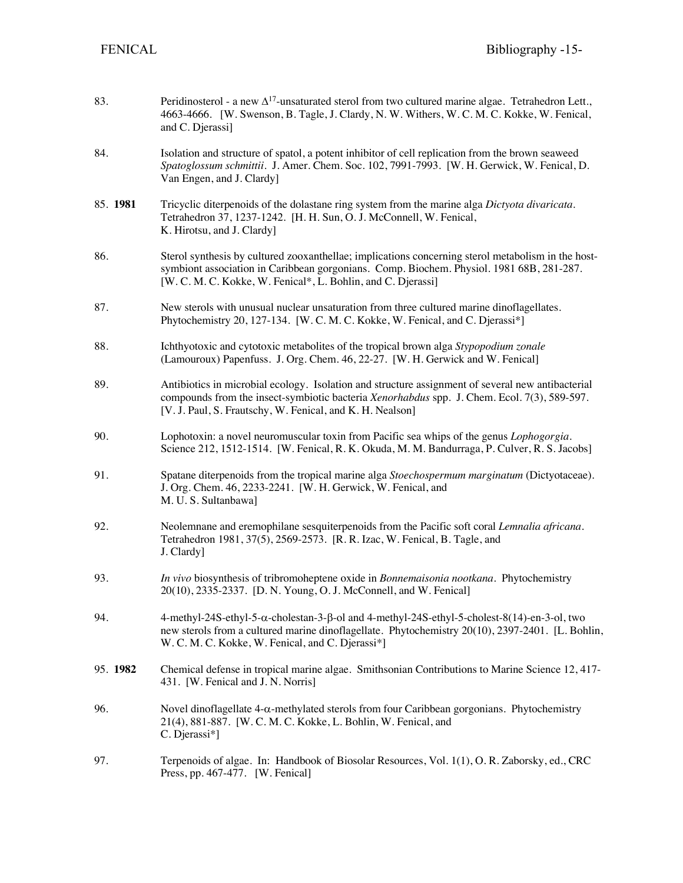83. Peridinosterol - a new $\Delta^{17}$-unsaturated sterol from two cultured marine algae. Tetrahedron Lett., 4663-4666. [W. Swenson, B. Tagle, J. Clardy, N. W. Withers, W. C. M. C. Kokke, W. Fenical, and C. Djerassi]

84. Isolation and structure of spatol, a potent inhibitor of cell replication from the brown seaweed *Spatoglossum schmittii*. J. Amer. Chem. Soc. 102, 7991-7993. [W. H. Gerwick, W. Fenical, D. Van Engen, and J. Clardy]

85. **1981** Tricyclic diterpenoids of the dolastane ring system from the marine alga *Dictyota divaricata*. Tetrahedron 37, 1237-1242. [H. H. Sun, O. J. McConnell, W. Fenical, K. Hirotsu, and J. Clardy]

86. Sterol synthesis by cultured zooxanthellae; implications concerning sterol metabolism in the host-symbiont association in Caribbean gorgonians. Comp. Biochem. Physiol. 1981 68B, 281-287. [W. C. M. C. Kokke, W. Fenical*, L. Bohlin, and C. Djerassi]

87. New sterols with unusual nuclear unsaturation from three cultured marine dinoflagellates. Phytochemistry 20, 127-134. [W. C. M. C. Kokke, W. Fenical, and C. Djerassi*]

88. Ichthyotoxic and cytotoxic metabolites of the tropical brown alga *Stypopodium zonale* (Lamouroux) Papenfuss. J. Org. Chem. 46, 22-27. [W. H. Gerwick and W. Fenical]

89. Antibiotics in microbial ecology. Isolation and structure assignment of several new antibacterial compounds from the insect-symbiotic bacteria *Xenorhabdus* spp. J. Chem. Ecol. 7(3), 589-597. [V. J. Paul, S. Frautschy, W. Fenical, and K. H. Nealson]

90. Lophotoxin: a novel neuromuscular toxin from Pacific sea whips of the genus *Lophogorgia*. Science 212, 1512-1514. [W. Fenical, R. K. Okuda, M. M. Bandurraga, P. Culver, R. S. Jacobs]

91. Spatane diterpenoids from the tropical marine alga *Stoechospermum marginatum* (Dictyotaceae). J. Org. Chem. 46, 2233-2241. [W. H. Gerwick, W. Fenical, and M. U. S. Sultanbawa]

92. Neolemnane and eremophilane sesquiterpenoids from the Pacific soft coral *Lemnalia africana*. Tetrahedron 1981, 37(5), 2569-2573. [R. R. Izac, W. Fenical, B. Tagle, and J. Clardy]

93. *In vivo* biosynthesis of tribromoheptene oxide in *Bonnemaisonia nootkana*. Phytochemistry 20(10), 2335-2337. [D. N. Young, O. J. McConnell, and W. Fenical]

94. 4-methyl-24S-ethyl-5-$\alpha$-cholestan-3-$\beta$-ol and 4-methyl-24S-ethyl-5-cholest-8(14)-en-3-ol, two new sterols from a cultured marine dinoflagellate. Phytochemistry 20(10), 2397-2401. [L. Bohlin, W. C. M. C. Kokke, W. Fenical, and C. Djerassi*]

95. **1982** Chemical defense in tropical marine algae. Smithsonian Contributions to Marine Science 12, 417-431. [W. Fenical and J. N. Norris]

96. Novel dinoflagellate 4-$\alpha$-methylated sterols from four Caribbean gorgonians. Phytochemistry 21(4), 881-887. [W. C. M. C. Kokke, L. Bohlin, W. Fenical, and C. Djerassi*]

97. Terpenoids of algae. In: Handbook of Biosolar Resources, Vol. 1(1), O. R. Zaborsky, ed., CRC Press, pp. 467-477. [W. Fenical]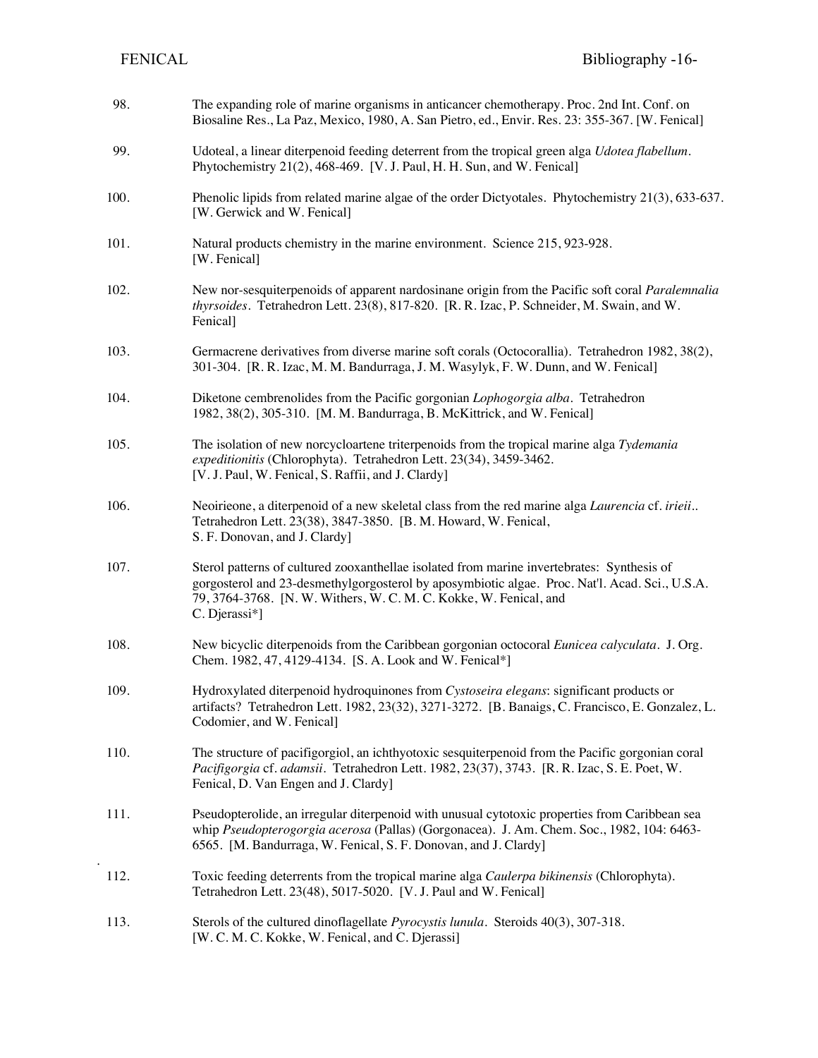98. The expanding role of marine organisms in anticancer chemotherapy. Proc. 2nd Int. Conf. on Biosaline Res., La Paz, Mexico, 1980, A. San Pietro, ed., Envir. Res. 23: 355-367. [W. Fenical]

99. Udoteal, a linear diterpenoid feeding deterrent from the tropical green alga *Udotea flabellum*. Phytochemistry 21(2), 468-469. [V. J. Paul, H. H. Sun, and W. Fenical]

100. Phenolic lipids from related marine algae of the order Dictyotales. Phytochemistry 21(3), 633-637. [W. Gerwick and W. Fenical]

101. Natural products chemistry in the marine environment. Science 215, 923-928. [W. Fenical]

102. New nor-sesquiterpenoids of apparent nardosinane origin from the Pacific soft coral *Paralemnalia thyrsoides*. Tetrahedron Lett. 23(8), 817-820. [R. R. Izac, P. Schneider, M. Swain, and W. Fenical]

103. Germacrene derivatives from diverse marine soft corals (Octocorallia). Tetrahedron 1982, 38(2), 301-304. [R. R. Izac, M. M. Bandurraga, J. M. Wasylyk, F. W. Dunn, and W. Fenical]

104. Diketone cembrenolides from the Pacific gorgonian *Lophogorgia alba*. Tetrahedron 1982, 38(2), 305-310. [M. M. Bandurraga, B. McKittrick, and W. Fenical]

105. The isolation of new norcycloartene triterpenoids from the tropical marine alga *Tydemania expeditionitis* (Chlorophyta). Tetrahedron Lett. 23(34), 3459-3462. [V. J. Paul, W. Fenical, S. Raffii, and J. Clardy]

106. Neoirieone, a diterpenoid of a new skeletal class from the red marine alga *Laurencia* cf. *irieii*.. Tetrahedron Lett. 23(38), 3847-3850. [B. M. Howard, W. Fenical, S. F. Donovan, and J. Clardy]

107. Sterol patterns of cultured zooxanthellae isolated from marine invertebrates: Synthesis of gorgosterol and 23-desmethylgorgosterol by aposymbiotic algae. Proc. Nat'l. Acad. Sci., U.S.A. 79, 3764-3768. [N. W. Withers, W. C. M. C. Kokke, W. Fenical, and C. Djerassi*]

108. New bicyclic diterpenoids from the Caribbean gorgonian octocoral *Eunicea calyculata*. J. Org. Chem. 1982, 47, 4129-4134. [S. A. Look and W. Fenical*]

109. Hydroxylated diterpenoid hydroquinones from *Cystoseira elegans*: significant products or artifacts? Tetrahedron Lett. 1982, 23(32), 3271-3272. [B. Banaigs, C. Francisco, E. Gonzalez, L. Codomier, and W. Fenical]

110. The structure of pacifigorgiol, an ichthyotoxic sesquiterpenoid from the Pacific gorgonian coral *Pacifigorgia* cf. *adamsii*. Tetrahedron Lett. 1982, 23(37), 3743. [R. R. Izac, S. E. Poet, W. Fenical, D. Van Engen and J. Clardy]

111. Pseudopterolide, an irregular diterpenoid with unusual cytotoxic properties from Caribbean sea whip *Pseudopterogorgia acerosa* (Pallas) (Gorgonacea). J. Am. Chem. Soc., 1982, 104: 6463-6565. [M. Bandurraga, W. Fenical, S. F. Donovan, and J. Clardy]

112. Toxic feeding deterrents from the tropical marine alga *Caulerpa bikinensis* (Chlorophyta). Tetrahedron Lett. 23(48), 5017-5020. [V. J. Paul and W. Fenical]

113. Sterols of the cultured dinoflagellate *Pyrocystis lunula*. Steroids 40(3), 307-318. [W. C. M. C. Kokke, W. Fenical, and C. Djerassi]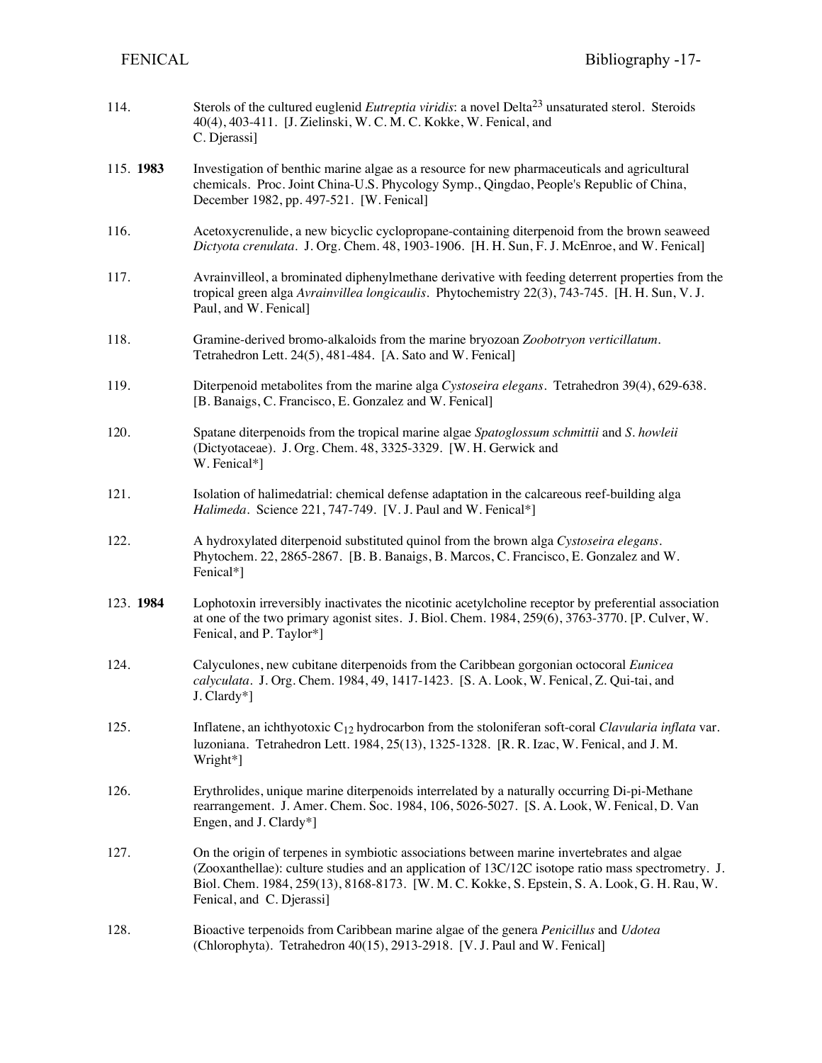114. Sterols of the cultured euglenid *Eutreptia viridis*: a novel Delta$^{23}$ unsaturated sterol. Steroids 40(4), 403-411. [J. Zielinski, W. C. M. C. Kokke, W. Fenical, and C. Djerassi]

115. **1983** Investigation of benthic marine algae as a resource for new pharmaceuticals and agricultural chemicals. Proc. Joint China-U.S. Phycology Symp., Qingdao, People's Republic of China, December 1982, pp. 497-521. [W. Fenical]

116. Acetoxycrenulide, a new bicyclic cyclopropane-containing diterpenoid from the brown seaweed *Dictyota crenulata*. J. Org. Chem. 48, 1903-1906. [H. H. Sun, F. J. McEnroe, and W. Fenical]

117. Avrainvilleol, a brominated diphenylmethane derivative with feeding deterrent properties from the tropical green alga *Avrainvillea longicaulis*. Phytochemistry 22(3), 743-745. [H. H. Sun, V. J. Paul, and W. Fenical]

118. Gramine-derived bromo-alkaloids from the marine bryozoan *Zoobotryon verticillatum*. Tetrahedron Lett. 24(5), 481-484. [A. Sato and W. Fenical]

119. Diterpenoid metabolites from the marine alga *Cystoseira elegans*. Tetrahedron 39(4), 629-638. [B. Banaigs, C. Francisco, E. Gonzalez and W. Fenical]

120. Spatane diterpenoids from the tropical marine algae *Spatoglossum schmittii* and *S. howleii* (Dictyotaceae). J. Org. Chem. 48, 3325-3329. [W. H. Gerwick and W. Fenical*]

121. Isolation of halimedatrial: chemical defense adaptation in the calcareous reef-building alga *Halimeda*. Science 221, 747-749. [V. J. Paul and W. Fenical*]

122. A hydroxylated diterpenoid substituted quinol from the brown alga *Cystoseira elegans*. Phytochem. 22, 2865-2867. [B. B. Banaigs, B. Marcos, C. Francisco, E. Gonzalez and W. Fenical*]

123. **1984** Lophotoxin irreversibly inactivates the nicotinic acetylcholine receptor by preferential association at one of the two primary agonist sites. J. Biol. Chem. 1984, 259(6), 3763-3770. [P. Culver, W. Fenical, and P. Taylor*]

124. Calyculones, new cubitane diterpenoids from the Caribbean gorgonian octocoral *Eunicea calyculata*. J. Org. Chem. 1984, 49, 1417-1423. [S. A. Look, W. Fenical, Z. Qui-tai, and J. Clardy*]

125. Inflatene, an ichthyotoxic $C_{12}$ hydrocarbon from the stoloniferan soft-coral *Clavularia inflata* var. luzoniana. Tetrahedron Lett. 1984, 25(13), 1325-1328. [R. R. Izac, W. Fenical, and J. M. Wright*]

126. Erythrolides, unique marine diterpenoids interrelated by a naturally occurring Di-pi-Methane rearrangement. J. Amer. Chem. Soc. 1984, 106, 5026-5027. [S. A. Look, W. Fenical, D. Van Engen, and J. Clardy*]

127. On the origin of terpenes in symbiotic associations between marine invertebrates and algae (Zooxanthellae): culture studies and an application of 13C/12C isotope ratio mass spectrometry. J. Biol. Chem. 1984, 259(13), 8168-8173. [W. M. C. Kokke, S. Epstein, S. A. Look, G. H. Rau, W. Fenical, and C. Djerassi]

128. Bioactive terpenoids from Caribbean marine algae of the genera *Penicillus* and *Udotea* (Chlorophyta). Tetrahedron 40(15), 2913-2918. [V. J. Paul and W. Fenical]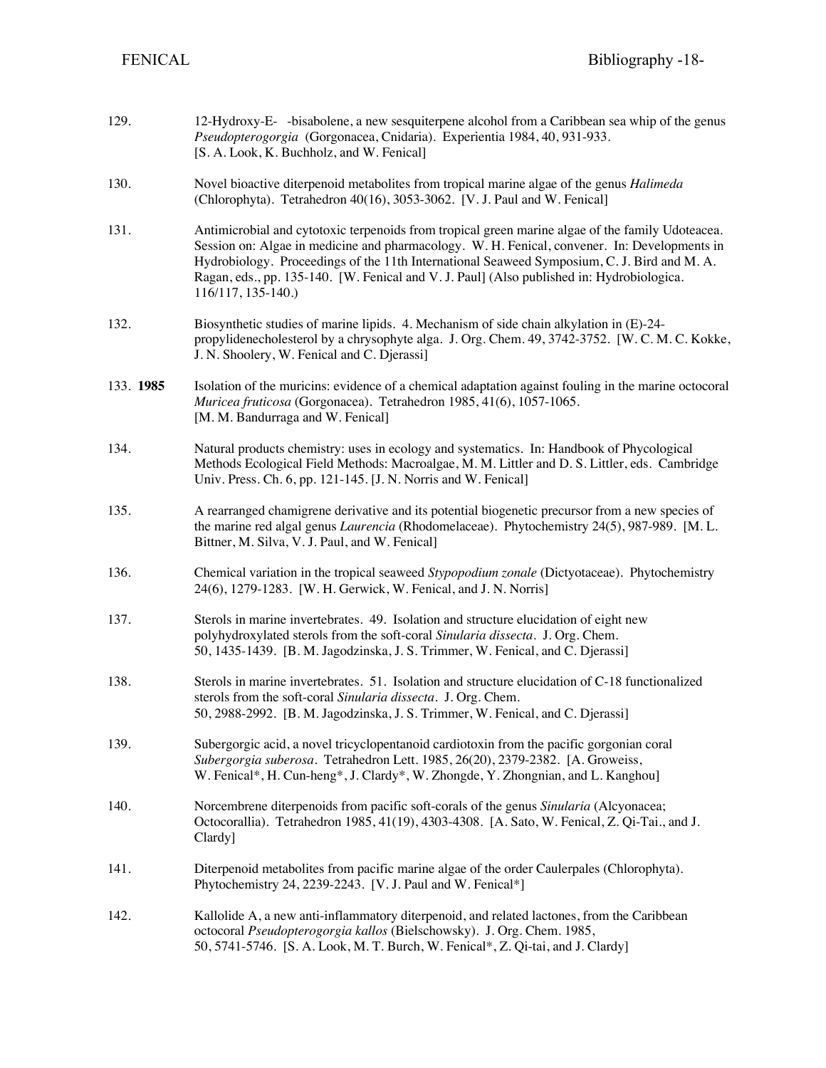129. 12-Hydroxy-E- -bisabolene, a new sesquiterpene alcohol from a Caribbean sea whip of the genus *Pseudopterogorgia* (Gorgonacea, Cnidaria). Experientia 1984, 40, 931-933. [S. A. Look, K. Buchholz, and W. Fenical]

130. Novel bioactive diterpenoid metabolites from tropical marine algae of the genus *Halimeda* (Chlorophyta). Tetrahedron 40(16), 3053-3062. [V. J. Paul and W. Fenical]

131. Antimicrobial and cytotoxic terpenoids from tropical green marine algae of the family Udoteacea. Session on: Algae in medicine and pharmacology. W. H. Fenical, convener. In: Developments in Hydrobiology. Proceedings of the 11th International Seaweed Symposium, C. J. Bird and M. A. Ragan, eds., pp. 135-140. [W. Fenical and V. J. Paul] (Also published in: Hydrobiologica. 116/117, 135-140.)

132. Biosynthetic studies of marine lipids. 4. Mechanism of side chain alkylation in (E)-24-propylidenecholesterol by a chrysophyte alga. J. Org. Chem. 49, 3742-3752. [W. C. M. C. Kokke, J. N. Shoolery, W. Fenical and C. Djerassi]

133. **1985** Isolation of the muricins: evidence of a chemical adaptation against fouling in the marine octocoral *Muricea fruticosa* (Gorgonacea). Tetrahedron 1985, 41(6), 1057-1065. [M. M. Bandurraga and W. Fenical]

134. Natural products chemistry: uses in ecology and systematics. In: Handbook of Phycological Methods Ecological Field Methods: Macroalgae, M. M. Littler and D. S. Littler, eds. Cambridge Univ. Press. Ch. 6, pp. 121-145. [J. N. Norris and W. Fenical]

135. A rearranged chamigrene derivative and its potential biogenetic precursor from a new species of the marine red algal genus *Laurencia* (Rhodomelaceae). Phytochemistry 24(5), 987-989. [M. L. Bittner, M. Silva, V. J. Paul, and W. Fenical]

136. Chemical variation in the tropical seaweed *Stypopodium zonale* (Dictyotaceae). Phytochemistry 24(6), 1279-1283. [W. H. Gerwick, W. Fenical, and J. N. Norris]

137. Sterols in marine invertebrates. 49. Isolation and structure elucidation of eight new polyhydroxylated sterols from the soft-coral *Sinularia dissecta*. J. Org. Chem. 50, 1435-1439. [B. M. Jagodzinska, J. S. Trimmer, W. Fenical, and C. Djerassi]

138. Sterols in marine invertebrates. 51. Isolation and structure elucidation of C-18 functionalized sterols from the soft-coral *Sinularia dissecta*. J. Org. Chem. 50, 2988-2992. [B. M. Jagodzinska, J. S. Trimmer, W. Fenical, and C. Djerassi]

139. Subergorgic acid, a novel tricyclopentanoid cardiotoxin from the pacific gorgonian coral *Subergorgia suberosa*. Tetrahedron Lett. 1985, 26(20), 2379-2382. [A. Groweiss, W. Fenical*, H. Cun-heng*, J. Clardy*, W. Zhongde, Y. Zhongnian, and L. Kanghou]

140. Norcembrene diterpenoids from pacific soft-corals of the genus *Sinularia* (Alcyonacea; Octocorallia). Tetrahedron 1985, 41(19), 4303-4308. [A. Sato, W. Fenical, Z. Qi-Tai., and J. Clardy]

141. Diterpenoid metabolites from pacific marine algae of the order Caulerpales (Chlorophyta). Phytochemistry 24, 2239-2243. [V. J. Paul and W. Fenical*]

142. Kallolide A, a new anti-inflammatory diterpenoid, and related lactones, from the Caribbean octocoral *Pseudopterogorgia kallos* (Bielschowsky). J. Org. Chem. 1985, 50, 5741-5746. [S. A. Look, M. T. Burch, W. Fenical*, Z. Qi-tai, and J. Clardy]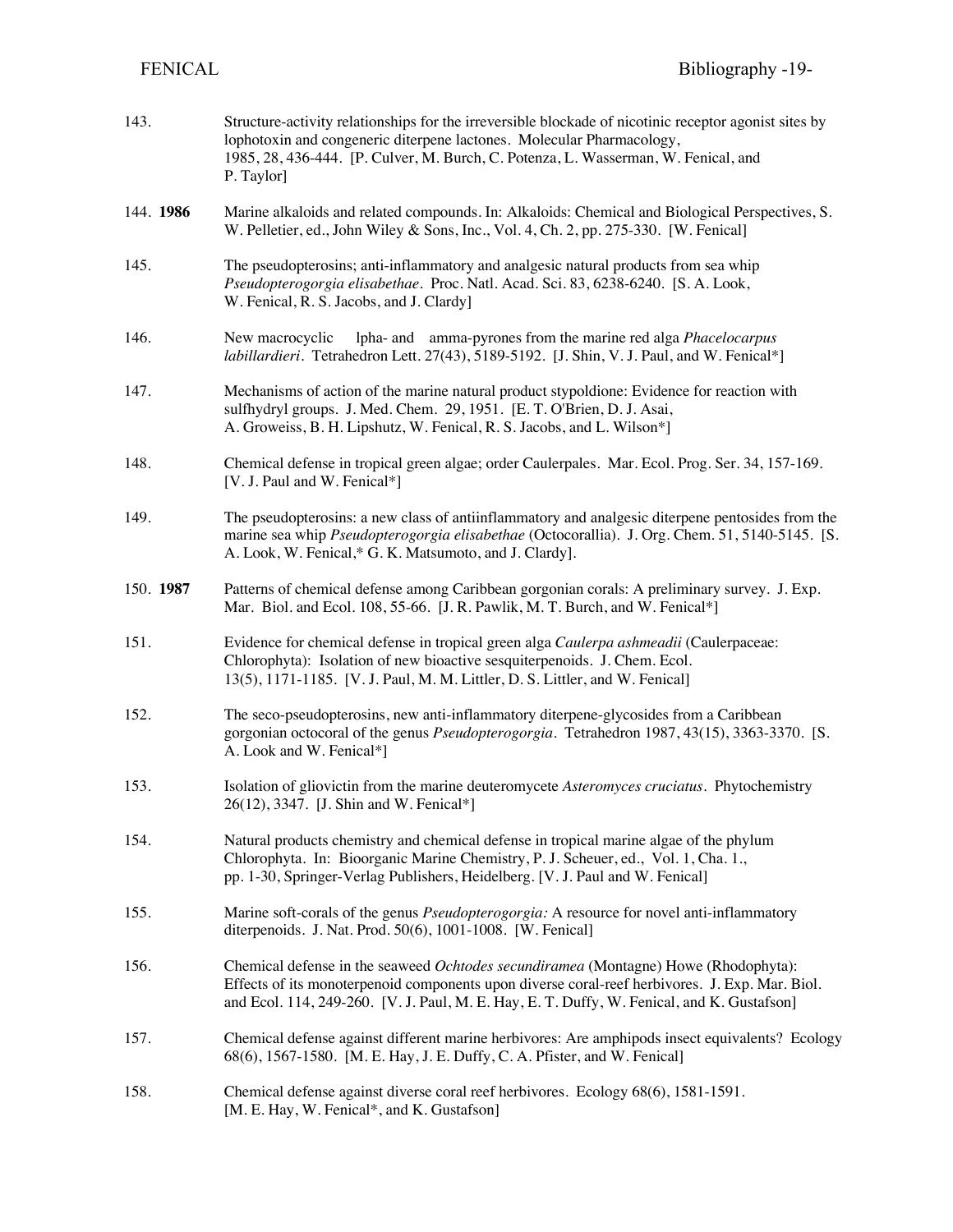143. Structure-activity relationships for the irreversible blockade of nicotinic receptor agonist sites by lophotoxin and congeneric diterpene lactones. Molecular Pharmacology, 1985, 28, 436-444. [P. Culver, M. Burch, C. Potenza, L. Wasserman, W. Fenical, and P. Taylor]

144. **1986** Marine alkaloids and related compounds. In: Alkaloids: Chemical and Biological Perspectives, S. W. Pelletier, ed., John Wiley & Sons, Inc., Vol. 4, Ch. 2, pp. 275-330. [W. Fenical]

145. The pseudopterosins; anti-inflammatory and analgesic natural products from sea whip *Pseudopterogorgia elisabethae*. Proc. Natl. Acad. Sci. 83, 6238-6240. [S. A. Look, W. Fenical, R. S. Jacobs, and J. Clardy]

146. New macrocyclic lpha- and amma-pyrones from the marine red alga *Phacelocarpus labillardieri*. Tetrahedron Lett. 27(43), 5189-5192. [J. Shin, V. J. Paul, and W. Fenical*]

147. Mechanisms of action of the marine natural product stypoldione: Evidence for reaction with sulfhydryl groups. J. Med. Chem. 29, 1951. [E. T. O'Brien, D. J. Asai, A. Groweiss, B. H. Lipshutz, W. Fenical, R. S. Jacobs, and L. Wilson*]

148. Chemical defense in tropical green algae; order Caulerpales. Mar. Ecol. Prog. Ser. 34, 157-169. [V. J. Paul and W. Fenical*]

149. The pseudopterosins: a new class of antiinflammatory and analgesic diterpene pentosides from the marine sea whip *Pseudopterogorgia elisabethae* (Octocorallia). J. Org. Chem. 51, 5140-5145. [S. A. Look, W. Fenical,* G. K. Matsumoto, and J. Clardy].

150. **1987** Patterns of chemical defense among Caribbean gorgonian corals: A preliminary survey. J. Exp. Mar. Biol. and Ecol. 108, 55-66. [J. R. Pawlik, M. T. Burch, and W. Fenical*]

151. Evidence for chemical defense in tropical green alga *Caulerpa ashmeadii* (Caulerpaceae: Chlorophyta): Isolation of new bioactive sesquiterpenoids. J. Chem. Ecol. 13(5), 1171-1185. [V. J. Paul, M. M. Littler, D. S. Littler, and W. Fenical]

152. The seco-pseudopterosins, new anti-inflammatory diterpene-glycosides from a Caribbean gorgonian octocoral of the genus *Pseudopterogorgia*. Tetrahedron 1987, 43(15), 3363-3370. [S. A. Look and W. Fenical*]

153. Isolation of gliovictin from the marine deuteromycete *Asteromyces cruciatus*. Phytochemistry 26(12), 3347. [J. Shin and W. Fenical*]

154. Natural products chemistry and chemical defense in tropical marine algae of the phylum Chlorophyta. In: Bioorganic Marine Chemistry, P. J. Scheuer, ed., Vol. 1, Cha. 1., pp. 1-30, Springer-Verlag Publishers, Heidelberg. [V. J. Paul and W. Fenical]

155. Marine soft-corals of the genus *Pseudopterogorgia:* A resource for novel anti-inflammatory diterpenoids. J. Nat. Prod. 50(6), 1001-1008. [W. Fenical]

156. Chemical defense in the seaweed *Ochtodes secundiramea* (Montagne) Howe (Rhodophyta): Effects of its monoterpenoid components upon diverse coral-reef herbivores. J. Exp. Mar. Biol. and Ecol. 114, 249-260. [V. J. Paul, M. E. Hay, E. T. Duffy, W. Fenical, and K. Gustafson]

157. Chemical defense against different marine herbivores: Are amphipods insect equivalents? Ecology 68(6), 1567-1580. [M. E. Hay, J. E. Duffy, C. A. Pfister, and W. Fenical]

158. Chemical defense against diverse coral reef herbivores. Ecology 68(6), 1581-1591. [M. E. Hay, W. Fenical*, and K. Gustafson]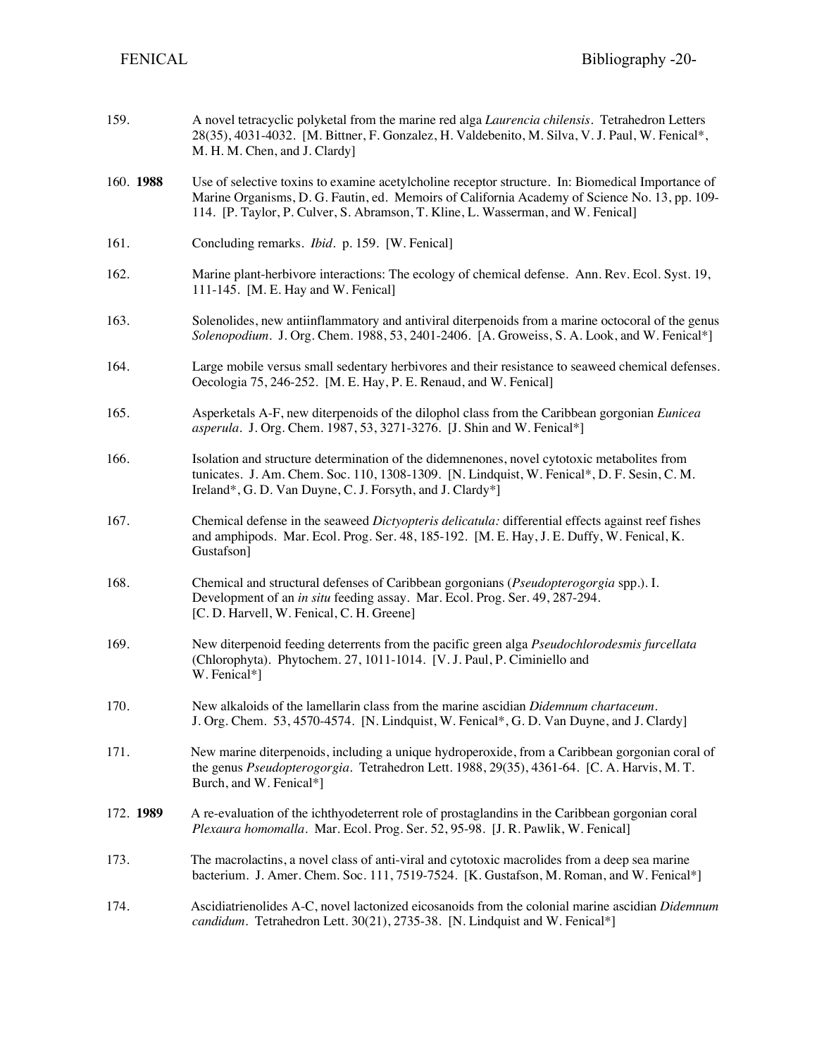159. A novel tetracyclic polyketal from the marine red alga *Laurencia chilensis*. Tetrahedron Letters 28(35), 4031-4032. [M. Bittner, F. Gonzalez, H. Valdebenito, M. Silva, V. J. Paul, W. Fenical*, M. H. M. Chen, and J. Clardy]

160. **1988** Use of selective toxins to examine acetylcholine receptor structure. In: Biomedical Importance of Marine Organisms, D. G. Fautin, ed. Memoirs of California Academy of Science No. 13, pp. 109-114. [P. Taylor, P. Culver, S. Abramson, T. Kline, L. Wasserman, and W. Fenical]

161. Concluding remarks. *Ibid*. p. 159. [W. Fenical]

162. Marine plant-herbivore interactions: The ecology of chemical defense. Ann. Rev. Ecol. Syst. 19, 111-145. [M. E. Hay and W. Fenical]

163. Solenolides, new antiinflammatory and antiviral diterpenoids from a marine octocoral of the genus *Solenopodium*. J. Org. Chem. 1988, 53, 2401-2406. [A. Groweiss, S. A. Look, and W. Fenical*]

164. Large mobile versus small sedentary herbivores and their resistance to seaweed chemical defenses. Oecologia 75, 246-252. [M. E. Hay, P. E. Renaud, and W. Fenical]

165. Asperketals A-F, new diterpenoids of the dilophol class from the Caribbean gorgonian *Eunicea asperula*. J. Org. Chem. 1987, 53, 3271-3276. [J. Shin and W. Fenical*]

166. Isolation and structure determination of the didemnenones, novel cytotoxic metabolites from tunicates. J. Am. Chem. Soc. 110, 1308-1309. [N. Lindquist, W. Fenical*, D. F. Sesin, C. M. Ireland*, G. D. Van Duyne, C. J. Forsyth, and J. Clardy*]

167. Chemical defense in the seaweed *Dictyopteris delicatula:* differential effects against reef fishes and amphipods. Mar. Ecol. Prog. Ser. 48, 185-192. [M. E. Hay, J. E. Duffy, W. Fenical, K. Gustafson]

168. Chemical and structural defenses of Caribbean gorgonians (*Pseudopterogorgia* spp.). I. Development of an *in situ* feeding assay. Mar. Ecol. Prog. Ser. 49, 287-294. [C. D. Harvell, W. Fenical, C. H. Greene]

169. New diterpenoid feeding deterrents from the pacific green alga *Pseudochlorodesmis furcellata* (Chlorophyta). Phytochem. 27, 1011-1014. [V. J. Paul, P. Ciminiello and W. Fenical*]

170. New alkaloids of the lamellarin class from the marine ascidian *Didemnum chartaceum*. J. Org. Chem. 53, 4570-4574. [N. Lindquist, W. Fenical*, G. D. Van Duyne, and J. Clardy]

171. New marine diterpenoids, including a unique hydroperoxide, from a Caribbean gorgonian coral of the genus *Pseudopterogorgia*. Tetrahedron Lett. 1988, 29(35), 4361-64. [C. A. Harvis, M. T. Burch, and W. Fenical*]

172. **1989** A re-evaluation of the ichthyodeterrent role of prostaglandins in the Caribbean gorgonian coral *Plexaura homomalla*. Mar. Ecol. Prog. Ser. 52, 95-98. [J. R. Pawlik, W. Fenical]

173. The macrolactins, a novel class of anti-viral and cytotoxic macrolides from a deep sea marine bacterium. J. Amer. Chem. Soc. 111, 7519-7524. [K. Gustafson, M. Roman, and W. Fenical*]

174. Ascidiatrienolides A-C, novel lactonized eicosanoids from the colonial marine ascidian *Didemnum candidum*. Tetrahedron Lett. 30(21), 2735-38. [N. Lindquist and W. Fenical*]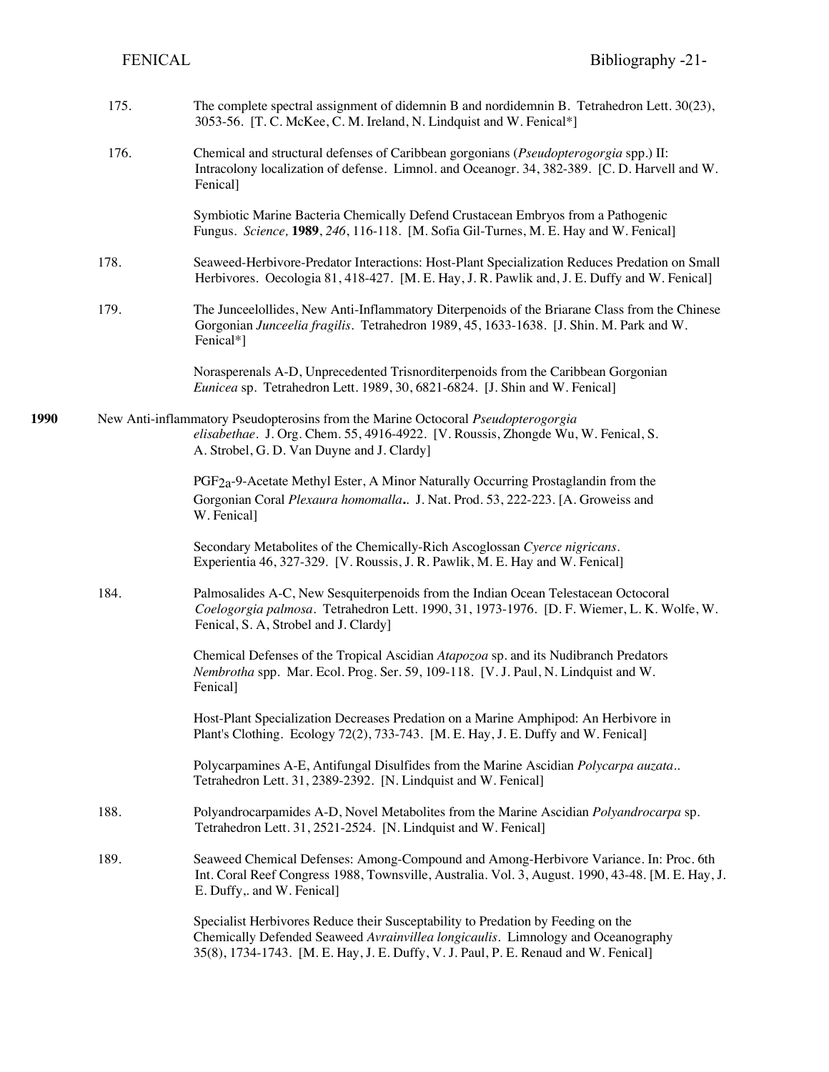175. The complete spectral assignment of didemnin B and nordidemnin B. Tetrahedron Lett. 30(23), 3053-56. [T. C. McKee, C. M. Ireland, N. Lindquist and W. Fenical*]

176. Chemical and structural defenses of Caribbean gorgonians (*Pseudopterogorgia* spp.) II: Intracolony localization of defense. Limnol. and Oceanogr. 34, 382-389. [C. D. Harvell and W. Fenical]

Symbiotic Marine Bacteria Chemically Defend Crustacean Embryos from a Pathogenic Fungus. *Science,* **1989**, *246*, 116-118. [M. Sofia Gil-Turnes, M. E. Hay and W. Fenical]

178. Seaweed-Herbivore-Predator Interactions: Host-Plant Specialization Reduces Predation on Small Herbivores. Oecologia 81, 418-427. [M. E. Hay, J. R. Pawlik and, J. E. Duffy and W. Fenical]

179. The Junceelollides, New Anti-Inflammatory Diterpenoids of the Briarane Class from the Chinese Gorgonian *Junceelia fragilis*. Tetrahedron 1989, 45, 1633-1638. [J. Shin. M. Park and W. Fenical*]

Norasperenals A-D, Unprecedented Trisnorditerpenoids from the Caribbean Gorgonian *Eunicea* sp. Tetrahedron Lett. 1989, 30, 6821-6824. [J. Shin and W. Fenical]

**1990** New Anti-inflammatory Pseudopterosins from the Marine Octocoral *Pseudopterogorgia elisabethae*. J. Org. Chem. 55, 4916-4922. [V. Roussis, Zhongde Wu, W. Fenical, S. A. Strobel, G. D. Van Duyne and J. Clardy]

$PGF_{2a}$-9-Acetate Methyl Ester, A Minor Naturally Occurring Prostaglandin from the Gorgonian Coral *Plexaura homomalla***.**. J. Nat. Prod. 53, 222-223. [A. Groweiss and W. Fenical]

Secondary Metabolites of the Chemically-Rich Ascoglossan *Cyerce nigricans*. Experientia 46, 327-329. [V. Roussis, J. R. Pawlik, M. E. Hay and W. Fenical]

184. Palmosalides A-C, New Sesquiterpenoids from the Indian Ocean Telestacean Octocoral *Coelogorgia palmosa*. Tetrahedron Lett. 1990, 31, 1973-1976. [D. F. Wiemer, L. K. Wolfe, W. Fenical, S. A, Strobel and J. Clardy]

Chemical Defenses of the Tropical Ascidian *Atapozoa* sp. and its Nudibranch Predators *Nembrotha* spp. Mar. Ecol. Prog. Ser. 59, 109-118. [V. J. Paul, N. Lindquist and W. Fenical]

Host-Plant Specialization Decreases Predation on a Marine Amphipod: An Herbivore in Plant's Clothing. Ecology 72(2), 733-743. [M. E. Hay, J. E. Duffy and W. Fenical]

Polycarpamines A-E, Antifungal Disulfides from the Marine Ascidian *Polycarpa auzata*.. Tetrahedron Lett. 31, 2389-2392. [N. Lindquist and W. Fenical]

188. Polyandrocarpamides A-D, Novel Metabolites from the Marine Ascidian *Polyandrocarpa* sp. Tetrahedron Lett. 31, 2521-2524. [N. Lindquist and W. Fenical]

189. Seaweed Chemical Defenses: Among-Compound and Among-Herbivore Variance. In: Proc. 6th Int. Coral Reef Congress 1988, Townsville, Australia. Vol. 3, August. 1990, 43-48. [M. E. Hay, J. E. Duffy,. and W. Fenical]

Specialist Herbivores Reduce their Susceptability to Predation by Feeding on the Chemically Defended Seaweed *Avrainvillea longicaulis*. Limnology and Oceanography 35(8), 1734-1743. [M. E. Hay, J. E. Duffy, V. J. Paul, P. E. Renaud and W. Fenical]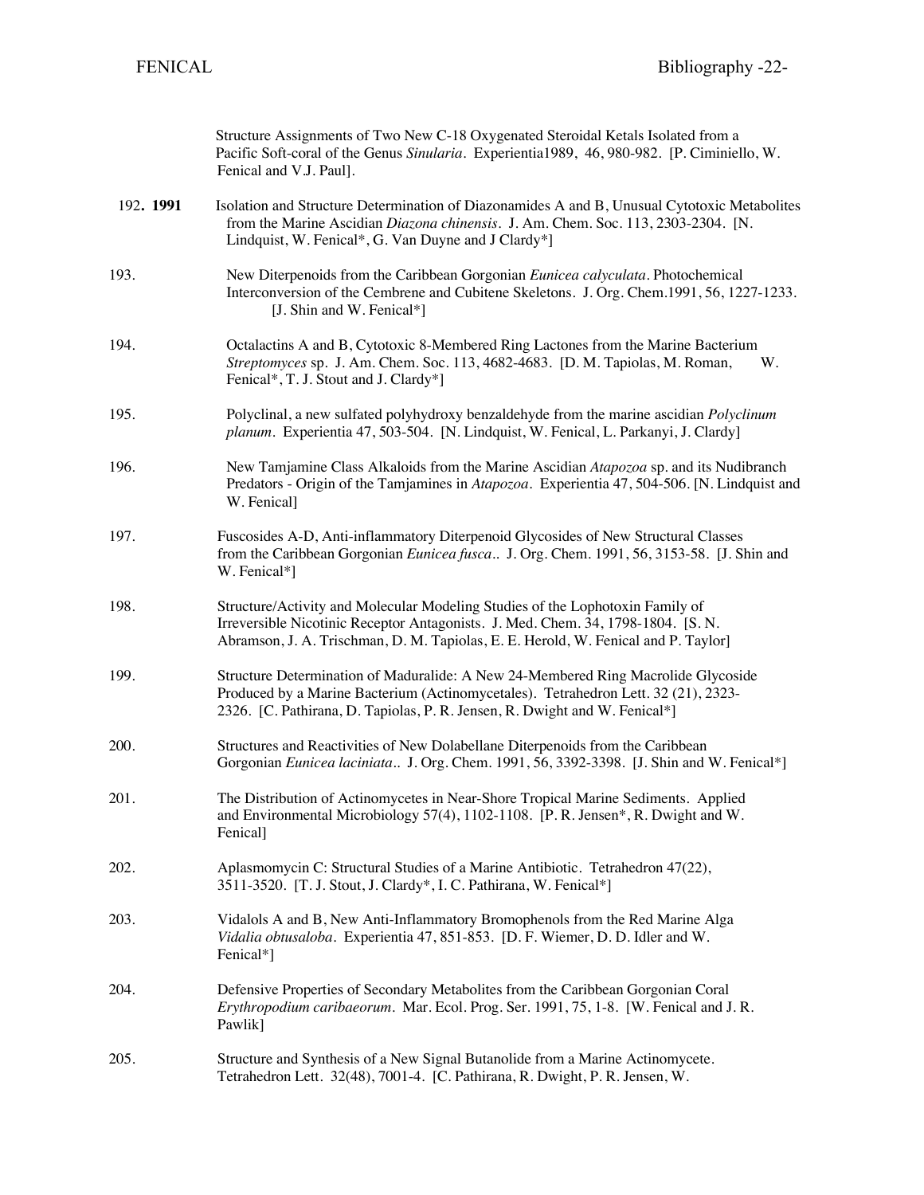Structure Assignments of Two New C-18 Oxygenated Steroidal Ketals Isolated from a Pacific Soft-coral of the Genus *Sinularia*. Experientia1989, 46, 980-982. [P. Ciminiello, W. Fenical and V.J. Paul].

192. **1991** Isolation and Structure Determination of Diazonamides A and B, Unusual Cytotoxic Metabolites from the Marine Ascidian *Diazona chinensis*. J. Am. Chem. Soc. 113, 2303-2304. [N. Lindquist, W. Fenical*, G. Van Duyne and J Clardy*]

193. New Diterpenoids from the Caribbean Gorgonian *Eunicea calyculata*. Photochemical Interconversion of the Cembrene and Cubitene Skeletons. J. Org. Chem.1991, 56, 1227-1233. [J. Shin and W. Fenical*]

194. Octalactins A and B, Cytotoxic 8-Membered Ring Lactones from the Marine Bacterium *Streptomyces* sp. J. Am. Chem. Soc. 113, 4682-4683. [D. M. Tapiolas, M. Roman, W. Fenical*, T. J. Stout and J. Clardy*]

195. Polyclinal, a new sulfated polyhydroxy benzaldehyde from the marine ascidian *Polyclinum planum*. Experientia 47, 503-504. [N. Lindquist, W. Fenical, L. Parkanyi, J. Clardy]

196. New Tamjamine Class Alkaloids from the Marine Ascidian *Atapozoa* sp. and its Nudibranch Predators - Origin of the Tamjamines in *Atapozoa*. Experientia 47, 504-506. [N. Lindquist and W. Fenical]

197. Fuscosides A-D, Anti-inflammatory Diterpenoid Glycosides of New Structural Classes from the Caribbean Gorgonian *Eunicea fusca*.. J. Org. Chem. 1991, 56, 3153-58. [J. Shin and W. Fenical*]

198. Structure/Activity and Molecular Modeling Studies of the Lophotoxin Family of Irreversible Nicotinic Receptor Antagonists. J. Med. Chem. 34, 1798-1804. [S. N. Abramson, J. A. Trischman, D. M. Tapiolas, E. E. Herold, W. Fenical and P. Taylor]

199. Structure Determination of Maduralide: A New 24-Membered Ring Macrolide Glycoside Produced by a Marine Bacterium (Actinomycetales). Tetrahedron Lett. 32 (21), 2323-2326. [C. Pathirana, D. Tapiolas, P. R. Jensen, R. Dwight and W. Fenical*]

200. Structures and Reactivities of New Dolabellane Diterpenoids from the Caribbean Gorgonian *Eunicea laciniata*.. J. Org. Chem. 1991, 56, 3392-3398. [J. Shin and W. Fenical*]

201. The Distribution of Actinomycetes in Near-Shore Tropical Marine Sediments. Applied and Environmental Microbiology 57(4), 1102-1108. [P. R. Jensen*, R. Dwight and W. Fenical]

202. Aplasmomycin C: Structural Studies of a Marine Antibiotic. Tetrahedron 47(22), 3511-3520. [T. J. Stout, J. Clardy*, I. C. Pathirana, W. Fenical*]

203. Vidalols A and B, New Anti-Inflammatory Bromophenols from the Red Marine Alga *Vidalia obtusaloba*. Experientia 47, 851-853. [D. F. Wiemer, D. D. Idler and W. Fenical*]

204. Defensive Properties of Secondary Metabolites from the Caribbean Gorgonian Coral *Erythropodium caribaeorum*. Mar. Ecol. Prog. Ser. 1991, 75, 1-8. [W. Fenical and J. R. Pawlik]

205. Structure and Synthesis of a New Signal Butanolide from a Marine Actinomycete. Tetrahedron Lett. 32(48), 7001-4. [C. Pathirana, R. Dwight, P. R. Jensen, W.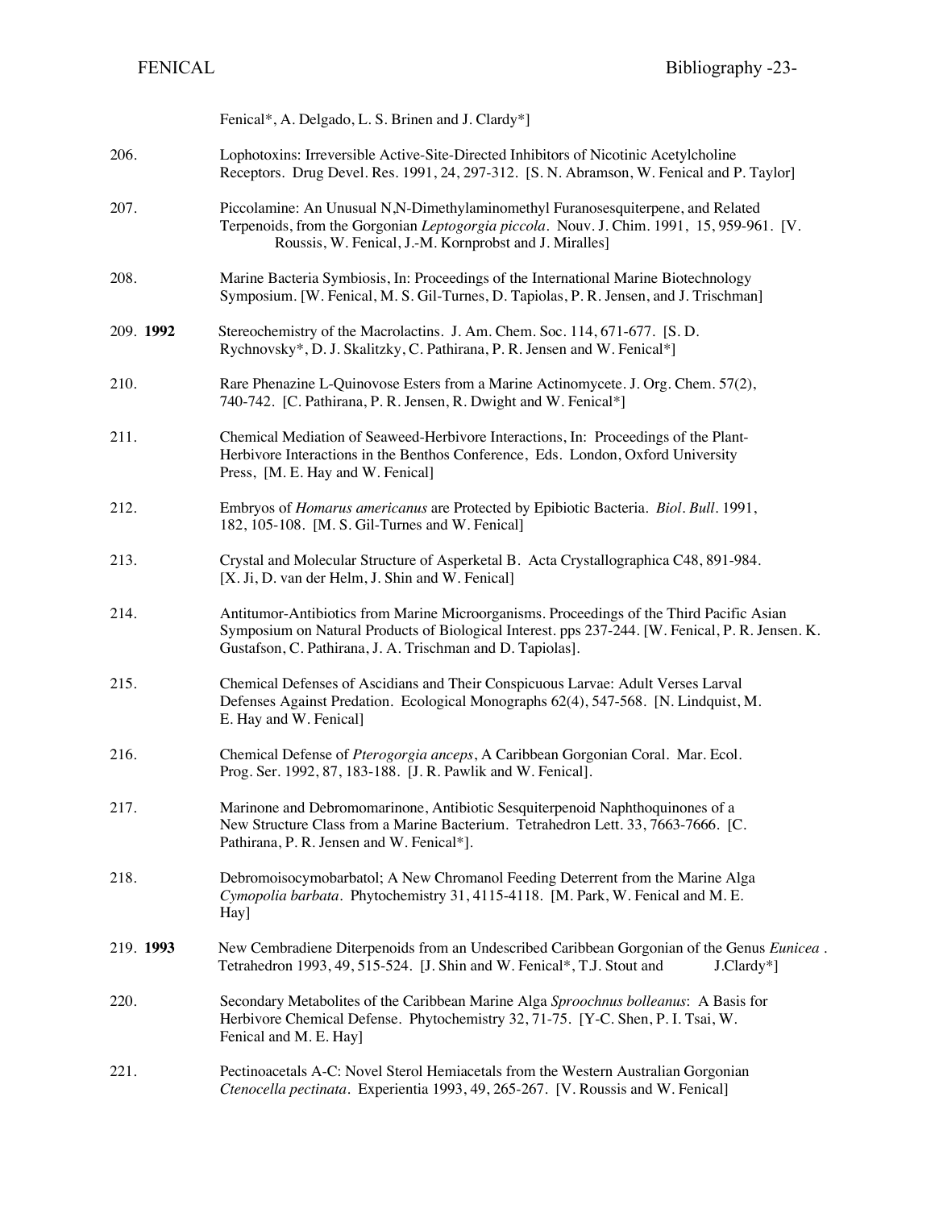Fenical*, A. Delgado, L. S. Brinen and J. Clardy*]

206. Lophotoxins: Irreversible Active-Site-Directed Inhibitors of Nicotinic Acetylcholine Receptors. Drug Devel. Res. 1991, 24, 297-312. [S. N. Abramson, W. Fenical and P. Taylor]

207. Piccolamine: An Unusual N,N-Dimethylaminomethyl Furanosesquiterpene, and Related Terpenoids, from the Gorgonian *Leptogorgia piccola*. Nouv. J. Chim. 1991, 15, 959-961. [V. Roussis, W. Fenical, J.-M. Kornprobst and J. Miralles]

208. Marine Bacteria Symbiosis, In: Proceedings of the International Marine Biotechnology Symposium. [W. Fenical, M. S. Gil-Turnes, D. Tapiolas, P. R. Jensen, and J. Trischman]

209. **1992** Stereochemistry of the Macrolactins. J. Am. Chem. Soc. 114, 671-677. [S. D. Rychnovsky*, D. J. Skalitzky, C. Pathirana, P. R. Jensen and W. Fenical*]

210. Rare Phenazine L-Quinovose Esters from a Marine Actinomycete. J. Org. Chem. 57(2), 740-742. [C. Pathirana, P. R. Jensen, R. Dwight and W. Fenical*]

211. Chemical Mediation of Seaweed-Herbivore Interactions, In: Proceedings of the Plant-Herbivore Interactions in the Benthos Conference, Eds. London, Oxford University Press, [M. E. Hay and W. Fenical]

212. Embryos of *Homarus americanus* are Protected by Epibiotic Bacteria. *Biol. Bull.* 1991, 182, 105-108. [M. S. Gil-Turnes and W. Fenical]

213. Crystal and Molecular Structure of Asperketal B. Acta Crystallographica C48, 891-984. [X. Ji, D. van der Helm, J. Shin and W. Fenical]

214. Antitumor-Antibiotics from Marine Microorganisms. Proceedings of the Third Pacific Asian Symposium on Natural Products of Biological Interest. pps 237-244. [W. Fenical, P. R. Jensen. K. Gustafson, C. Pathirana, J. A. Trischman and D. Tapiolas].

215. Chemical Defenses of Ascidians and Their Conspicuous Larvae: Adult Verses Larval Defenses Against Predation. Ecological Monographs 62(4), 547-568. [N. Lindquist, M. E. Hay and W. Fenical]

216. Chemical Defense of *Pterogorgia anceps*, A Caribbean Gorgonian Coral. Mar. Ecol. Prog. Ser. 1992, 87, 183-188. [J. R. Pawlik and W. Fenical].

217. Marinone and Debromomarinone, Antibiotic Sesquiterpenoid Naphthoquinones of a New Structure Class from a Marine Bacterium. Tetrahedron Lett. 33, 7663-7666. [C. Pathirana, P. R. Jensen and W. Fenical*].

218. Debromoisocymobarbatol; A New Chromanol Feeding Deterrent from the Marine Alga *Cymopolia barbata*. Phytochemistry 31, 4115-4118. [M. Park, W. Fenical and M. E. Hay]

219. **1993** New Cembradiene Diterpenoids from an Undescribed Caribbean Gorgonian of the Genus *Eunicea*. Tetrahedron 1993, 49, 515-524. [J. Shin and W. Fenical*, T.J. Stout and J.Clardy*]

220. Secondary Metabolites of the Caribbean Marine Alga *Sproochnus bolleanus*: A Basis for Herbivore Chemical Defense. Phytochemistry 32, 71-75. [Y-C. Shen, P. I. Tsai, W. Fenical and M. E. Hay]

221. Pectinoacetals A-C: Novel Sterol Hemiacetals from the Western Australian Gorgonian *Ctenocella pectinata*. Experientia 1993, 49, 265-267. [V. Roussis and W. Fenical]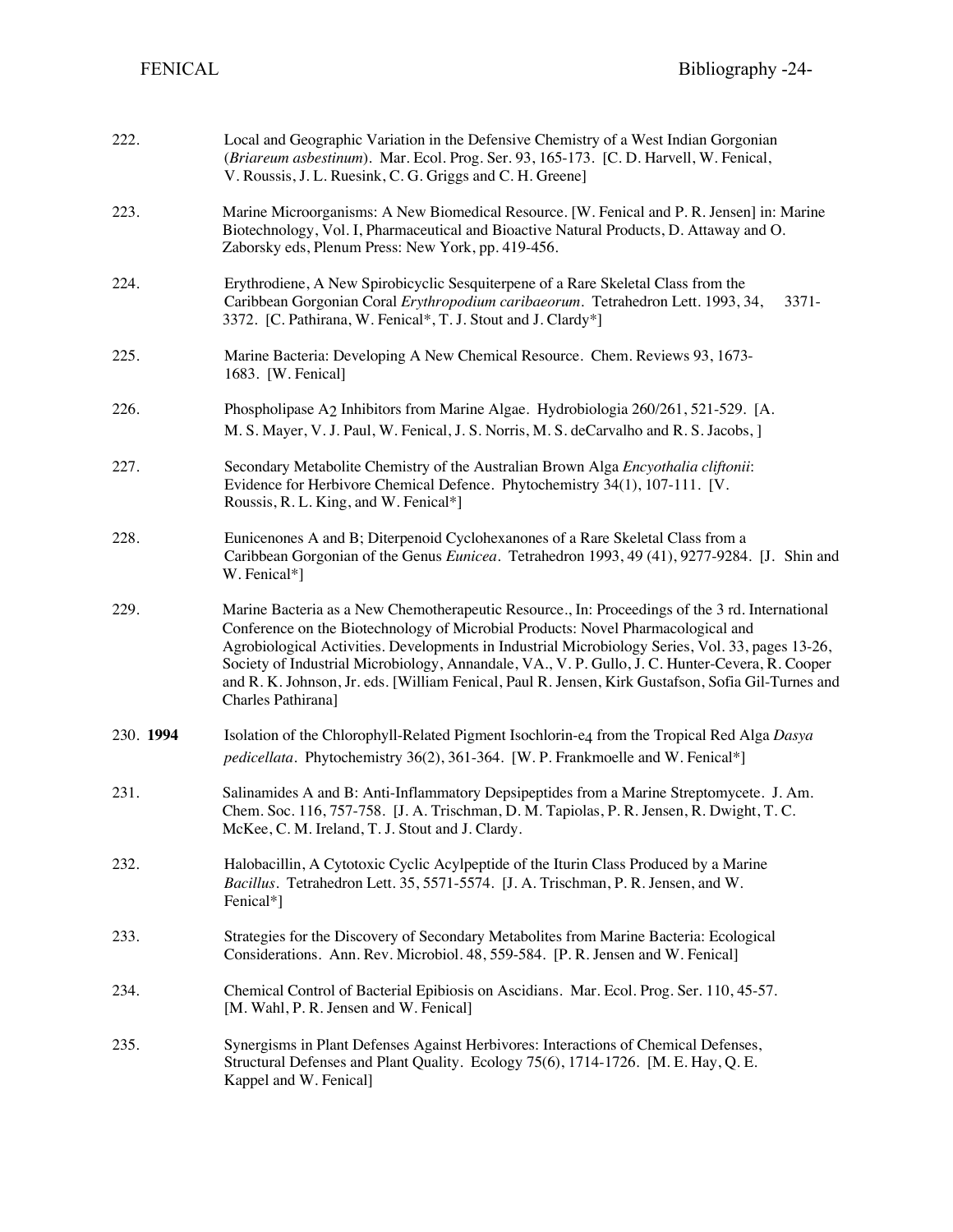222. Local and Geographic Variation in the Defensive Chemistry of a West Indian Gorgonian (*Briareum asbestinum*). Mar. Ecol. Prog. Ser. 93, 165-173. [C. D. Harvell, W. Fenical, V. Roussis, J. L. Ruesink, C. G. Griggs and C. H. Greene]

223. Marine Microorganisms: A New Biomedical Resource. [W. Fenical and P. R. Jensen] in: Marine Biotechnology, Vol. I, Pharmaceutical and Bioactive Natural Products, D. Attaway and O. Zaborsky eds, Plenum Press: New York, pp. 419-456.

224. Erythrodiene, A New Spirobicyclic Sesquiterpene of a Rare Skeletal Class from the Caribbean Gorgonian Coral *Erythropodium caribaeorum*. Tetrahedron Lett. 1993, 34, 3371-3372. [C. Pathirana, W. Fenical*, T. J. Stout and J. Clardy*]

225. Marine Bacteria: Developing A New Chemical Resource. Chem. Reviews 93, 1673-1683. [W. Fenical]

226. Phospholipase $A_2$ Inhibitors from Marine Algae. Hydrobiologia 260/261, 521-529. [A. M. S. Mayer, V. J. Paul, W. Fenical, J. S. Norris, M. S. deCarvalho and R. S. Jacobs, ]

227. Secondary Metabolite Chemistry of the Australian Brown Alga *Encyothalia cliftonii*: Evidence for Herbivore Chemical Defence. Phytochemistry 34(1), 107-111. [V. Roussis, R. L. King, and W. Fenical*]

228. Eunicenones A and B; Diterpenoid Cyclohexanones of a Rare Skeletal Class from a Caribbean Gorgonian of the Genus *Eunicea*. Tetrahedron 1993, 49 (41), 9277-9284. [J. Shin and W. Fenical*]

229. Marine Bacteria as a New Chemotherapeutic Resource., In: Proceedings of the 3 rd. International Conference on the Biotechnology of Microbial Products: Novel Pharmacological and Agrobiological Activities. Developments in Industrial Microbiology Series, Vol. 33, pages 13-26, Society of Industrial Microbiology, Annandale, VA., V. P. Gullo, J. C. Hunter-Cevera, R. Cooper and R. K. Johnson, Jr. eds. [William Fenical, Paul R. Jensen, Kirk Gustafson, Sofia Gil-Turnes and Charles Pathirana]

230. **1994** Isolation of the Chlorophyll-Related Pigment Isochlorin-$e_4$ from the Tropical Red Alga *Dasya pedicellata*. Phytochemistry 36(2), 361-364. [W. P. Frankmoelle and W. Fenical*]

231. Salinamides A and B: Anti-Inflammatory Depsipeptides from a Marine Streptomycete. J. Am. Chem. Soc. 116, 757-758. [J. A. Trischman, D. M. Tapiolas, P. R. Jensen, R. Dwight, T. C. McKee, C. M. Ireland, T. J. Stout and J. Clardy.

232. Halobacillin, A Cytotoxic Cyclic Acylpeptide of the Iturin Class Produced by a Marine *Bacillus*. Tetrahedron Lett. 35, 5571-5574. [J. A. Trischman, P. R. Jensen, and W. Fenical*]

233. Strategies for the Discovery of Secondary Metabolites from Marine Bacteria: Ecological Considerations. Ann. Rev. Microbiol. 48, 559-584. [P. R. Jensen and W. Fenical]

234. Chemical Control of Bacterial Epibiosis on Ascidians. Mar. Ecol. Prog. Ser. 110, 45-57. [M. Wahl, P. R. Jensen and W. Fenical]

235. Synergisms in Plant Defenses Against Herbivores: Interactions of Chemical Defenses, Structural Defenses and Plant Quality. Ecology 75(6), 1714-1726. [M. E. Hay, Q. E. Kappel and W. Fenical]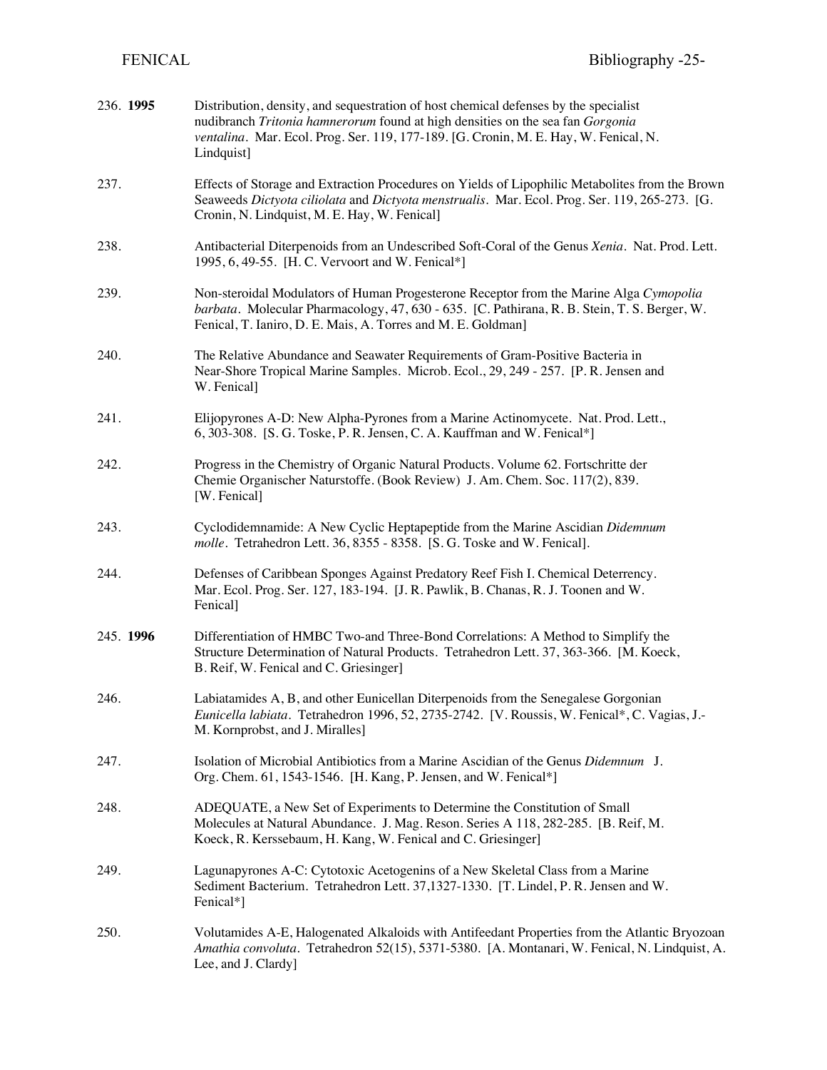236. **1995** Distribution, density, and sequestration of host chemical defenses by the specialist nudibranch *Tritonia hamnerorum* found at high densities on the sea fan *Gorgonia ventalina*. Mar. Ecol. Prog. Ser. 119, 177-189. [G. Cronin, M. E. Hay, W. Fenical, N. Lindquist]

237. Effects of Storage and Extraction Procedures on Yields of Lipophilic Metabolites from the Brown Seaweeds *Dictyota ciliolata* and *Dictyota menstrualis*. Mar. Ecol. Prog. Ser. 119, 265-273. [G. Cronin, N. Lindquist, M. E. Hay, W. Fenical]

238. Antibacterial Diterpenoids from an Undescribed Soft-Coral of the Genus *Xenia*. Nat. Prod. Lett. 1995, 6, 49-55. [H. C. Vervoort and W. Fenical*]

239. Non-steroidal Modulators of Human Progesterone Receptor from the Marine Alga *Cymopolia barbata*. Molecular Pharmacology, 47, 630 - 635. [C. Pathirana, R. B. Stein, T. S. Berger, W. Fenical, T. Ianiro, D. E. Mais, A. Torres and M. E. Goldman]

240. The Relative Abundance and Seawater Requirements of Gram-Positive Bacteria in Near-Shore Tropical Marine Samples. Microb. Ecol., 29, 249 - 257. [P. R. Jensen and W. Fenical]

241. Elijopyrones A-D: New Alpha-Pyrones from a Marine Actinomycete. Nat. Prod. Lett., 6, 303-308. [S. G. Toske, P. R. Jensen, C. A. Kauffman and W. Fenical*]

242. Progress in the Chemistry of Organic Natural Products. Volume 62. Fortschritte der Chemie Organischer Naturstoffe. (Book Review) J. Am. Chem. Soc. 117(2), 839. [W. Fenical]

243. Cyclodidemnamide: A New Cyclic Heptapeptide from the Marine Ascidian *Didemnum molle*. Tetrahedron Lett. 36, 8355 - 8358. [S. G. Toske and W. Fenical].

244. Defenses of Caribbean Sponges Against Predatory Reef Fish I. Chemical Deterrency. Mar. Ecol. Prog. Ser. 127, 183-194. [J. R. Pawlik, B. Chanas, R. J. Toonen and W. Fenical]

245. **1996** Differentiation of HMBC Two-and Three-Bond Correlations: A Method to Simplify the Structure Determination of Natural Products. Tetrahedron Lett. 37, 363-366. [M. Koeck, B. Reif, W. Fenical and C. Griesinger]

246. Labiatamides A, B, and other Eunicellan Diterpenoids from the Senegalese Gorgonian *Eunicella labiata*. Tetrahedron 1996, 52, 2735-2742. [V. Roussis, W. Fenical*, C. Vagias, J.-M. Kornprobst, and J. Miralles]

247. Isolation of Microbial Antibiotics from a Marine Ascidian of the Genus *Didemnum* J. Org. Chem. 61, 1543-1546. [H. Kang, P. Jensen, and W. Fenical*]

248. ADEQUATE, a New Set of Experiments to Determine the Constitution of Small Molecules at Natural Abundance. J. Mag. Reson. Series A 118, 282-285. [B. Reif, M. Koeck, R. Kerssebaum, H. Kang, W. Fenical and C. Griesinger]

249. Lagunapyrones A-C: Cytotoxic Acetogenins of a New Skeletal Class from a Marine Sediment Bacterium. Tetrahedron Lett. 37,1327-1330. [T. Lindel, P. R. Jensen and W. Fenical*]

250. Volutamides A-E, Halogenated Alkaloids with Antifeedant Properties from the Atlantic Bryozoan *Amathia convoluta*. Tetrahedron 52(15), 5371-5380. [A. Montanari, W. Fenical, N. Lindquist, A. Lee, and J. Clardy]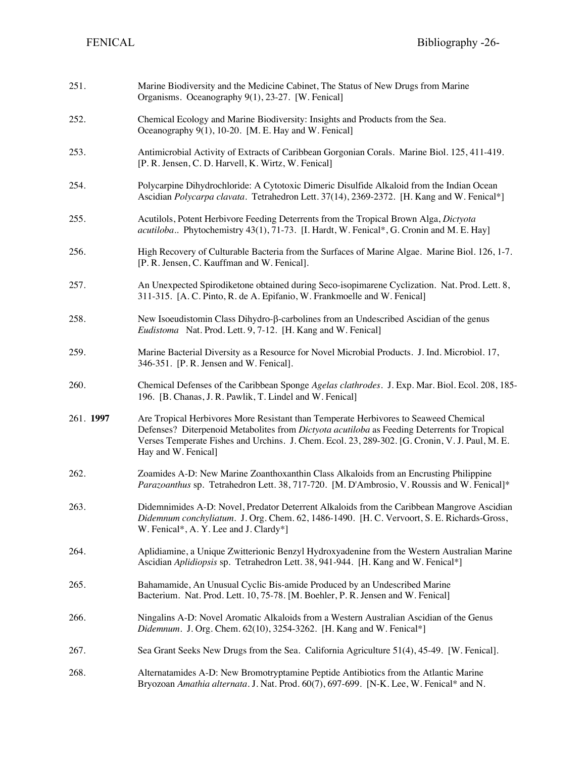251. Marine Biodiversity and the Medicine Cabinet, The Status of New Drugs from Marine Organisms. Oceanography 9(1), 23-27. [W. Fenical]

252. Chemical Ecology and Marine Biodiversity: Insights and Products from the Sea. Oceanography 9(1), 10-20. [M. E. Hay and W. Fenical]

253. Antimicrobial Activity of Extracts of Caribbean Gorgonian Corals. Marine Biol. 125, 411-419. [P. R. Jensen, C. D. Harvell, K. Wirtz, W. Fenical]

254. Polycarpine Dihydrochloride: A Cytotoxic Dimeric Disulfide Alkaloid from the Indian Ocean Ascidian *Polycarpa clavata*. Tetrahedron Lett. 37(14), 2369-2372. [H. Kang and W. Fenical*]

255. Acutilols, Potent Herbivore Feeding Deterrents from the Tropical Brown Alga, *Dictyota acutiloba*.. Phytochemistry 43(1), 71-73. [I. Hardt, W. Fenical*, G. Cronin and M. E. Hay]

256. High Recovery of Culturable Bacteria from the Surfaces of Marine Algae. Marine Biol. 126, 1-7. [P. R. Jensen, C. Kauffman and W. Fenical].

257. An Unexpected Spirodiketone obtained during Seco-isopimarene Cyclization. Nat. Prod. Lett. 8, 311-315. [A. C. Pinto, R. de A. Epifanio, W. Frankmoelle and W. Fenical]

258. New Isoeudistomin Class Dihydro-β-carbolines from an Undescribed Ascidian of the genus *Eudistoma* Nat. Prod. Lett. 9, 7-12. [H. Kang and W. Fenical]

259. Marine Bacterial Diversity as a Resource for Novel Microbial Products. J. Ind. Microbiol. 17, 346-351. [P. R. Jensen and W. Fenical].

260. Chemical Defenses of the Caribbean Sponge *Agelas clathrodes*. J. Exp. Mar. Biol. Ecol. 208, 185-196. [B. Chanas, J. R. Pawlik, T. Lindel and W. Fenical]

261. **1997** Are Tropical Herbivores More Resistant than Temperate Herbivores to Seaweed Chemical Defenses? Diterpenoid Metabolites from *Dictyota acutiloba* as Feeding Deterrents for Tropical Verses Temperate Fishes and Urchins. J. Chem. Ecol. 23, 289-302. [G. Cronin, V. J. Paul, M. E. Hay and W. Fenical]

262. Zoamides A-D: New Marine Zoanthoxanthin Class Alkaloids from an Encrusting Philippine *Parazoanthus* sp. Tetrahedron Lett. 38, 717-720. [M. D'Ambrosio, V. Roussis and W. Fenical]*

263. Didemnimides A-D: Novel, Predator Deterrent Alkaloids from the Caribbean Mangrove Ascidian *Didemnum conchyliatum*. J. Org. Chem. 62, 1486-1490. [H. C. Vervoort, S. E. Richards-Gross, W. Fenical*, A. Y. Lee and J. Clardy*]

264. Aplidiamine, a Unique Zwitterionic Benzyl Hydroxyadenine from the Western Australian Marine Ascidian *Aplidiopsis* sp. Tetrahedron Lett. 38, 941-944. [H. Kang and W. Fenical*]

265. Bahamamide, An Unusual Cyclic Bis-amide Produced by an Undescribed Marine Bacterium. Nat. Prod. Lett. 10, 75-78. [M. Boehler, P. R. Jensen and W. Fenical]

266. Ningalins A-D: Novel Aromatic Alkaloids from a Western Australian Ascidian of the Genus *Didemnum*. J. Org. Chem. 62(10), 3254-3262. [H. Kang and W. Fenical*]

267. Sea Grant Seeks New Drugs from the Sea. California Agriculture 51(4), 45-49. [W. Fenical].

268. Alternatamides A-D: New Bromotryptamine Peptide Antibiotics from the Atlantic Marine Bryozoan *Amathia alternata*. J. Nat. Prod. 60(7), 697-699. [N-K. Lee, W. Fenical* and N.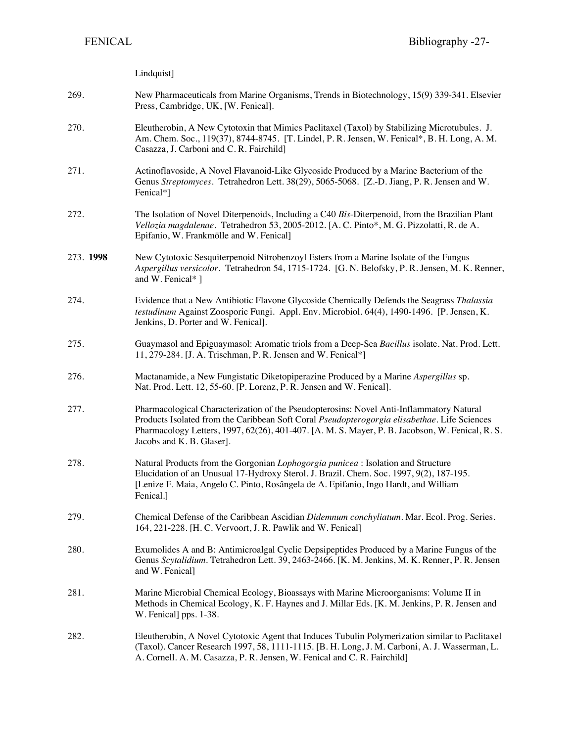Lindquist]

269. New Pharmaceuticals from Marine Organisms, Trends in Biotechnology, 15(9) 339-341. Elsevier Press, Cambridge, UK, [W. Fenical].

270. Eleutherobin, A New Cytotoxin that Mimics Paclitaxel (Taxol) by Stabilizing Microtubules. J. Am. Chem. Soc., 119(37), 8744-8745. [T. Lindel, P. R. Jensen, W. Fenical*, B. H. Long, A. M. Casazza, J. Carboni and C. R. Fairchild]

271. Actinoflavoside, A Novel Flavanoid-Like Glycoside Produced by a Marine Bacterium of the Genus *Streptomyces*. Tetrahedron Lett. 38(29), 5065-5068. [Z.-D. Jiang, P. R. Jensen and W. Fenical*]

272. The Isolation of Novel Diterpenoids, Including a C40 *Bis*-Diterpenoid, from the Brazilian Plant *Vellozia magdalenae*. Tetrahedron 53, 2005-2012. [A. C. Pinto*, M. G. Pizzolatti, R. de A. Epifanio, W. Frankmölle and W. Fenical]

273. **1998** New Cytotoxic Sesquiterpenoid Nitrobenzoyl Esters from a Marine Isolate of the Fungus *Aspergillus versicolor*. Tetrahedron 54, 1715-1724. [G. N. Belofsky, P. R. Jensen, M. K. Renner, and W. Fenical* ]

274. Evidence that a New Antibiotic Flavone Glycoside Chemically Defends the Seagrass *Thalassia testudinum* Against Zoosporic Fungi. Appl. Env. Microbiol. 64(4), 1490-1496. [P. Jensen, K. Jenkins, D. Porter and W. Fenical].

275. Guaymasol and Epiguaymasol: Aromatic triols from a Deep-Sea *Bacillus* isolate. Nat. Prod. Lett. 11, 279-284. [J. A. Trischman, P. R. Jensen and W. Fenical*]

276. Mactanamide, a New Fungistatic Diketopiperazine Produced by a Marine *Aspergillus* sp. Nat. Prod. Lett. 12, 55-60. [P. Lorenz, P. R. Jensen and W. Fenical].

277. Pharmacological Characterization of the Pseudopterosins: Novel Anti-Inflammatory Natural Products Isolated from the Caribbean Soft Coral *Pseudopterogorgia elisabethae*. Life Sciences Pharmacology Letters, 1997, 62(26), 401-407. [A. M. S. Mayer, P. B. Jacobson, W. Fenical, R. S. Jacobs and K. B. Glaser].

278. Natural Products from the Gorgonian *Lophogorgia punicea* : Isolation and Structure Elucidation of an Unusual 17-Hydroxy Sterol. J. Brazil. Chem. Soc. 1997, 9(2), 187-195. [Lenize F. Maia, Angelo C. Pinto, Rosângela de A. Epifanio, Ingo Hardt, and William Fenical.]

279. Chemical Defense of the Caribbean Ascidian *Didemnum conchyliatum*. Mar. Ecol. Prog. Series. 164, 221-228. [H. C. Vervoort, J. R. Pawlik and W. Fenical]

280. Exumolides A and B: Antimicroalgal Cyclic Depsipeptides Produced by a Marine Fungus of the Genus *Scytalidium*. Tetrahedron Lett. 39, 2463-2466. [K. M. Jenkins, M. K. Renner, P. R. Jensen and W. Fenical]

281. Marine Microbial Chemical Ecology, Bioassays with Marine Microorganisms: Volume II in Methods in Chemical Ecology, K. F. Haynes and J. Millar Eds. [K. M. Jenkins, P. R. Jensen and W. Fenical] pps. 1-38.

282. Eleutherobin, A Novel Cytotoxic Agent that Induces Tubulin Polymerization similar to Paclitaxel (Taxol). Cancer Research 1997, 58, 1111-1115. [B. H. Long, J. M. Carboni, A. J. Wasserman, L. A. Cornell. A. M. Casazza, P. R. Jensen, W. Fenical and C. R. Fairchild]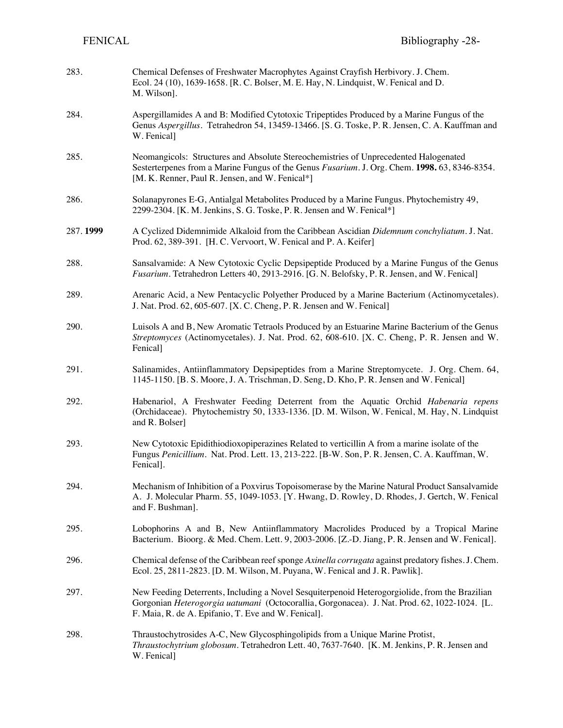283. Chemical Defenses of Freshwater Macrophytes Against Crayfish Herbivory. J. Chem. Ecol. 24 (10), 1639-1658. [R. C. Bolser, M. E. Hay, N. Lindquist, W. Fenical and D. M. Wilson].

284. Aspergillamides A and B: Modified Cytotoxic Tripeptides Produced by a Marine Fungus of the Genus *Aspergillus*. Tetrahedron 54, 13459-13466. [S. G. Toske, P. R. Jensen, C. A. Kauffman and W. Fenical]

285. Neomangicols: Structures and Absolute Stereochemistries of Unprecedented Halogenated Sesterterpenes from a Marine Fungus of the Genus *Fusarium*. J. Org. Chem. **1998.** 63, 8346-8354. [M. K. Renner, Paul R. Jensen, and W. Fenical*]

286. Solanapyrones E-G, Antialgal Metabolites Produced by a Marine Fungus. Phytochemistry 49, 2299-2304. [K. M. Jenkins, S. G. Toske, P. R. Jensen and W. Fenical*]

287. **1999** A Cyclized Didemnimide Alkaloid from the Caribbean Ascidian *Didemnum conchyliatum*. J. Nat. Prod. 62, 389-391. [H. C. Vervoort, W. Fenical and P. A. Keifer]

288. Sansalvamide: A New Cytotoxic Cyclic Depsipeptide Produced by a Marine Fungus of the Genus *Fusarium*. Tetrahedron Letters 40, 2913-2916. [G. N. Belofsky, P. R. Jensen, and W. Fenical]

289. Arenaric Acid, a New Pentacyclic Polyether Produced by a Marine Bacterium (Actinomycetales). J. Nat. Prod. 62, 605-607. [X. C. Cheng, P. R. Jensen and W. Fenical]

290. Luisols A and B, New Aromatic Tetraols Produced by an Estuarine Marine Bacterium of the Genus *Streptomyces* (Actinomycetales). J. Nat. Prod. 62, 608-610. [X. C. Cheng, P. R. Jensen and W. Fenical]

291. Salinamides, Antiinflammatory Depsipeptides from a Marine Streptomycete. J. Org. Chem. 64, 1145-1150. [B. S. Moore, J. A. Trischman, D. Seng, D. Kho, P. R. Jensen and W. Fenical]

292. Habenariol, A Freshwater Feeding Deterrent from the Aquatic Orchid *Habenaria repens* (Orchidaceae). Phytochemistry 50, 1333-1336. [D. M. Wilson, W. Fenical, M. Hay, N. Lindquist and R. Bolser]

293. New Cytotoxic Epidithiodioxopiperazines Related to verticillin A from a marine isolate of the Fungus *Penicillium*. Nat. Prod. Lett. 13, 213-222. [B-W. Son, P. R. Jensen, C. A. Kauffman, W. Fenical].

294. Mechanism of Inhibition of a Poxvirus Topoisomerase by the Marine Natural Product Sansalvamide A. J. Molecular Pharm. 55, 1049-1053. [Y. Hwang, D. Rowley, D. Rhodes, J. Gertch, W. Fenical and F. Bushman].

295. Lobophorins A and B, New Antiinflammatory Macrolides Produced by a Tropical Marine Bacterium. Bioorg. & Med. Chem. Lett. 9, 2003-2006. [Z.-D. Jiang, P. R. Jensen and W. Fenical].

296. Chemical defense of the Caribbean reef sponge *Axinella corrugata* against predatory fishes. J. Chem. Ecol. 25, 2811-2823. [D. M. Wilson, M. Puyana, W. Fenical and J. R. Pawlik].

297. New Feeding Deterrents, Including a Novel Sesquiterpenoid Heterogorgiolide, from the Brazilian Gorgonian *Heterogorgia uatumani* (Octocorallia, Gorgonacea). J. Nat. Prod. 62, 1022-1024. [L. F. Maia, R. de A. Epifanio, T. Eve and W. Fenical].

298. Thraustochytrosides A-C, New Glycosphingolipids from a Unique Marine Protist, *Thraustochytrium globosum*. Tetrahedron Lett. 40, 7637-7640. [K. M. Jenkins, P. R. Jensen and W. Fenical]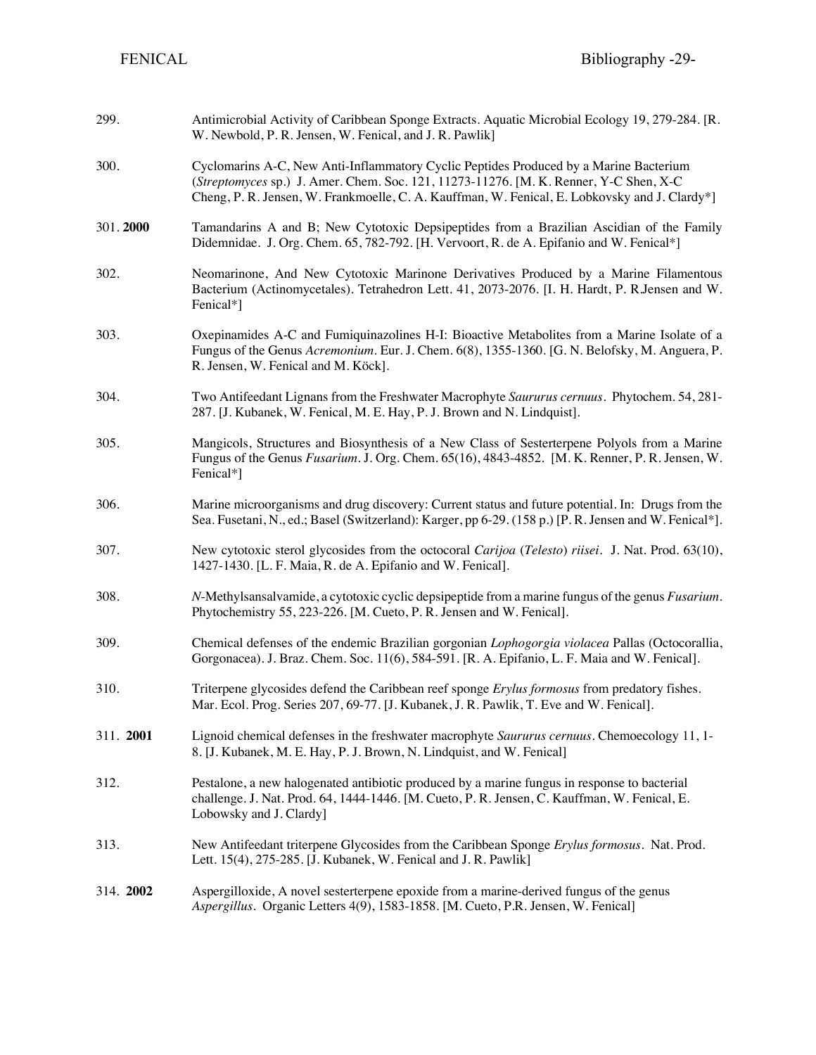299. Antimicrobial Activity of Caribbean Sponge Extracts. Aquatic Microbial Ecology 19, 279-284. [R. W. Newbold, P. R. Jensen, W. Fenical, and J. R. Pawlik]

300. Cyclomarins A-C, New Anti-Inflammatory Cyclic Peptides Produced by a Marine Bacterium (*Streptomyces* sp.) J. Amer. Chem. Soc. 121, 11273-11276. [M. K. Renner, Y-C Shen, X-C Cheng, P. R. Jensen, W. Frankmoelle, C. A. Kauffman, W. Fenical, E. Lobkovsky and J. Clardy*]

301. **2000** Tamandarins A and B; New Cytotoxic Depsipeptides from a Brazilian Ascidian of the Family Didemnidae. J. Org. Chem. 65, 782-792. [H. Vervoort, R. de A. Epifanio and W. Fenical*]

302. Neomarinone, And New Cytotoxic Marinone Derivatives Produced by a Marine Filamentous Bacterium (Actinomycetales). Tetrahedron Lett. 41, 2073-2076. [I. H. Hardt, P. R.Jensen and W. Fenical*]

303. Oxepinamides A-C and Fumiquinazolines H-I: Bioactive Metabolites from a Marine Isolate of a Fungus of the Genus *Acremonium*. Eur. J. Chem. 6(8), 1355-1360. [G. N. Belofsky, M. Anguera, P. R. Jensen, W. Fenical and M. Köck].

304. Two Antifeedant Lignans from the Freshwater Macrophyte *Saururus cernuus*. Phytochem. 54, 281-287. [J. Kubanek, W. Fenical, M. E. Hay, P. J. Brown and N. Lindquist].

305. Mangicols, Structures and Biosynthesis of a New Class of Sesterterpene Polyols from a Marine Fungus of the Genus *Fusarium*. J. Org. Chem. 65(16), 4843-4852. [M. K. Renner, P. R. Jensen, W. Fenical*]

306. Marine microorganisms and drug discovery: Current status and future potential. In: Drugs from the Sea. Fusetani, N., ed.; Basel (Switzerland): Karger, pp 6-29. (158 p.) [P. R. Jensen and W. Fenical*].

307. New cytotoxic sterol glycosides from the octocoral *Carijoa* (*Telesto*) *riisei*. J. Nat. Prod. 63(10), 1427-1430. [L. F. Maia, R. de A. Epifanio and W. Fenical].

308. *N*-Methylsansalvamide, a cytotoxic cyclic depsipeptide from a marine fungus of the genus *Fusarium*. Phytochemistry 55, 223-226. [M. Cueto, P. R. Jensen and W. Fenical].

309. Chemical defenses of the endemic Brazilian gorgonian *Lophogorgia violacea* Pallas (Octocorallia, Gorgonacea). J. Braz. Chem. Soc. 11(6), 584-591. [R. A. Epifanio, L. F. Maia and W. Fenical].

310. Triterpene glycosides defend the Caribbean reef sponge *Erylus formosus* from predatory fishes. Mar. Ecol. Prog. Series 207, 69-77. [J. Kubanek, J. R. Pawlik, T. Eve and W. Fenical].

311. **2001** Lignoid chemical defenses in the freshwater macrophyte *Saururus cernuus*. Chemoecology 11, 1-8. [J. Kubanek, M. E. Hay, P. J. Brown, N. Lindquist, and W. Fenical]

312. Pestalone, a new halogenated antibiotic produced by a marine fungus in response to bacterial challenge. J. Nat. Prod. 64, 1444-1446. [M. Cueto, P. R. Jensen, C. Kauffman, W. Fenical, E. Lobowsky and J. Clardy]

313. New Antifeedant triterpene Glycosides from the Caribbean Sponge *Erylus formosus*. Nat. Prod. Lett. 15(4), 275-285. [J. Kubanek, W. Fenical and J. R. Pawlik]

314. **2002** Aspergilloxide, A novel sesterterpene epoxide from a marine-derived fungus of the genus *Aspergillus*. Organic Letters 4(9), 1583-1858. [M. Cueto, P.R. Jensen, W. Fenical]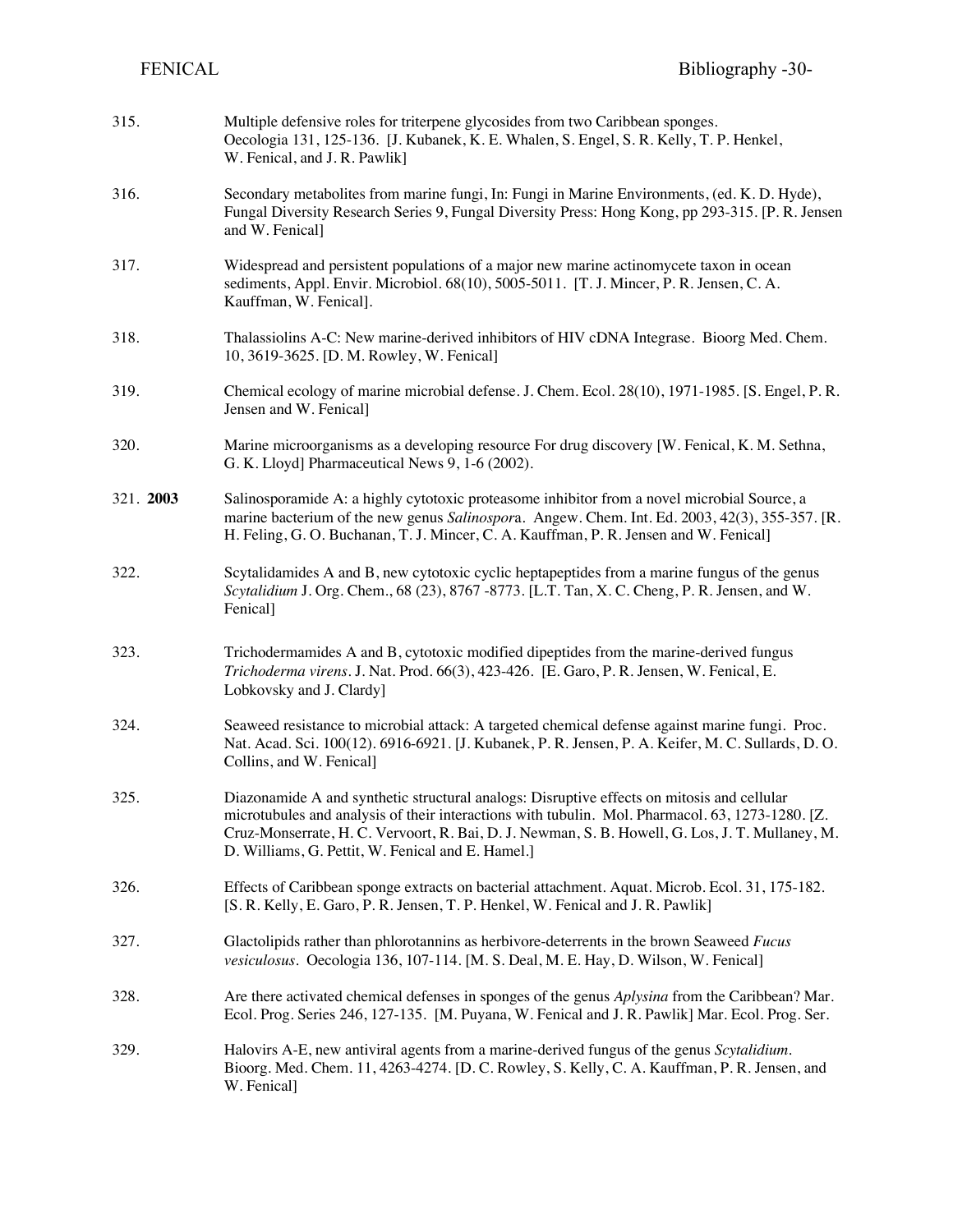315. Multiple defensive roles for triterpene glycosides from two Caribbean sponges. Oecologia 131, 125-136. [J. Kubanek, K. E. Whalen, S. Engel, S. R. Kelly, T. P. Henkel, W. Fenical, and J. R. Pawlik]

316. Secondary metabolites from marine fungi, In: Fungi in Marine Environments, (ed. K. D. Hyde), Fungal Diversity Research Series 9, Fungal Diversity Press: Hong Kong, pp 293-315. [P. R. Jensen and W. Fenical]

317. Widespread and persistent populations of a major new marine actinomycete taxon in ocean sediments, Appl. Envir. Microbiol. 68(10), 5005-5011. [T. J. Mincer, P. R. Jensen, C. A. Kauffman, W. Fenical].

318. Thalassiolins A-C: New marine-derived inhibitors of HIV cDNA Integrase. Bioorg Med. Chem. 10, 3619-3625. [D. M. Rowley, W. Fenical]

319. Chemical ecology of marine microbial defense. J. Chem. Ecol. 28(10), 1971-1985. [S. Engel, P. R. Jensen and W. Fenical]

320. Marine microorganisms as a developing resource For drug discovery [W. Fenical, K. M. Sethna, G. K. Lloyd] Pharmaceutical News 9, 1-6 (2002).

321. **2003** Salinosporamide A: a highly cytotoxic proteasome inhibitor from a novel microbial Source, a marine bacterium of the new genus *Salinospor*a. Angew. Chem. Int. Ed. 2003, 42(3), 355-357. [R. H. Feling, G. O. Buchanan, T. J. Mincer, C. A. Kauffman, P. R. Jensen and W. Fenical]

322. Scytalidamides A and B, new cytotoxic cyclic heptapeptides from a marine fungus of the genus *Scytalidium* J. Org. Chem., 68 (23), 8767 -8773. [L.T. Tan, X. C. Cheng, P. R. Jensen, and W. Fenical]

323. Trichodermamides A and B, cytotoxic modified dipeptides from the marine-derived fungus *Trichoderma virens*. J. Nat. Prod. 66(3), 423-426. [E. Garo, P. R. Jensen, W. Fenical, E. Lobkovsky and J. Clardy]

324. Seaweed resistance to microbial attack: A targeted chemical defense against marine fungi. Proc. Nat. Acad. Sci. 100(12). 6916-6921. [J. Kubanek, P. R. Jensen, P. A. Keifer, M. C. Sullards, D. O. Collins, and W. Fenical]

325. Diazonamide A and synthetic structural analogs: Disruptive effects on mitosis and cellular microtubules and analysis of their interactions with tubulin. Mol. Pharmacol. 63, 1273-1280. [Z. Cruz-Monserrate, H. C. Vervoort, R. Bai, D. J. Newman, S. B. Howell, G. Los, J. T. Mullaney, M. D. Williams, G. Pettit, W. Fenical and E. Hamel.]

326. Effects of Caribbean sponge extracts on bacterial attachment. Aquat. Microb. Ecol. 31, 175-182. [S. R. Kelly, E. Garo, P. R. Jensen, T. P. Henkel, W. Fenical and J. R. Pawlik]

327. Glactolipids rather than phlorotannins as herbivore-deterrents in the brown Seaweed *Fucus vesiculosus*. Oecologia 136, 107-114. [M. S. Deal, M. E. Hay, D. Wilson, W. Fenical]

328. Are there activated chemical defenses in sponges of the genus *Aplysina* from the Caribbean? Mar. Ecol. Prog. Series 246, 127-135. [M. Puyana, W. Fenical and J. R. Pawlik] Mar. Ecol. Prog. Ser.

329. Halovirs A-E, new antiviral agents from a marine-derived fungus of the genus *Scytalidium*. Bioorg. Med. Chem. 11, 4263-4274. [D. C. Rowley, S. Kelly, C. A. Kauffman, P. R. Jensen, and W. Fenical]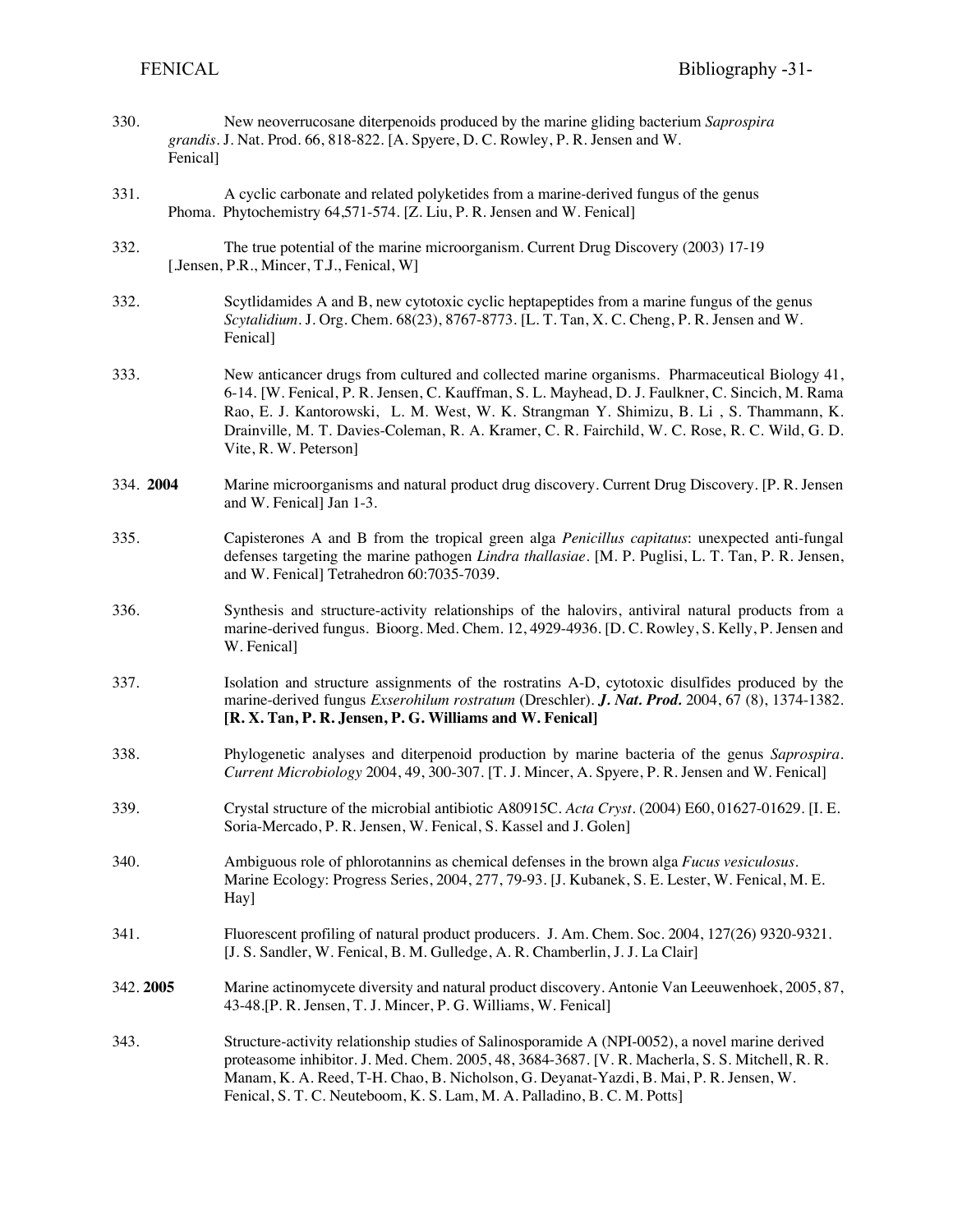330. New neoverrucosane diterpenoids produced by the marine gliding bacterium *Saprospira grandis*. J. Nat. Prod. 66, 818-822. [A. Spyere, D. C. Rowley, P. R. Jensen and W. Fenical]

331. A cyclic carbonate and related polyketides from a marine-derived fungus of the genus Phoma. Phytochemistry 64,571-574. [Z. Liu, P. R. Jensen and W. Fenical]

332. The true potential of the marine microorganism. Current Drug Discovery (2003) 17-19 [.Jensen, P.R., Mincer, T.J., Fenical, W]

332. Scytlidamides A and B, new cytotoxic cyclic heptapeptides from a marine fungus of the genus *Scytalidium*. J. Org. Chem. 68(23), 8767-8773. [L. T. Tan, X. C. Cheng, P. R. Jensen and W. Fenical]

333. New anticancer drugs from cultured and collected marine organisms. Pharmaceutical Biology 41, 6-14. [W. Fenical, P. R. Jensen, C. Kauffman, S. L. Mayhead, D. J. Faulkner, C. Sincich, M. Rama Rao, E. J. Kantorowski, L. M. West, W. K. Strangman Y. Shimizu, B. Li , S. Thammann, K. Drainville, M. T. Davies-Coleman, R. A. Kramer, C. R. Fairchild, W. C. Rose, R. C. Wild, G. D. Vite, R. W. Peterson]

334. **2004** Marine microorganisms and natural product drug discovery. Current Drug Discovery. [P. R. Jensen and W. Fenical] Jan 1-3.

335. Capisterones A and B from the tropical green alga *Penicillus capitatus*: unexpected anti-fungal defenses targeting the marine pathogen *Lindra thallasiae*. [M. P. Puglisi, L. T. Tan, P. R. Jensen, and W. Fenical] Tetrahedron 60:7035-7039.

336. Synthesis and structure-activity relationships of the halovirs, antiviral natural products from a marine-derived fungus. Bioorg. Med. Chem. 12, 4929-4936. [D. C. Rowley, S. Kelly, P. Jensen and W. Fenical]

337. Isolation and structure assignments of the rostratins A-D, cytotoxic disulfides produced by the marine-derived fungus *Exserohilum rostratum* (Dreschler). ***J. Nat. Prod.*** 2004, 67 (8), 1374-1382. **[R. X. Tan, P. R. Jensen, P. G. Williams and W. Fenical]**

338. Phylogenetic analyses and diterpenoid production by marine bacteria of the genus *Saprospira*. *Current Microbiology* 2004, 49, 300-307. [T. J. Mincer, A. Spyere, P. R. Jensen and W. Fenical]

339. Crystal structure of the microbial antibiotic A80915C. *Acta Cryst*. (2004) E60, 01627-01629. [I. E. Soria-Mercado, P. R. Jensen, W. Fenical, S. Kassel and J. Golen]

340. Ambiguous role of phlorotannins as chemical defenses in the brown alga *Fucus vesiculosus*. Marine Ecology: Progress Series, 2004, 277, 79-93. [J. Kubanek, S. E. Lester, W. Fenical, M. E. Hay]

341. Fluorescent profiling of natural product producers. J. Am. Chem. Soc. 2004, 127(26) 9320-9321. [J. S. Sandler, W. Fenical, B. M. Gulledge, A. R. Chamberlin, J. J. La Clair]

342. **2005** Marine actinomycete diversity and natural product discovery. Antonie Van Leeuwenhoek, 2005, 87, 43-48.[P. R. Jensen, T. J. Mincer, P. G. Williams, W. Fenical]

343. Structure-activity relationship studies of Salinosporamide A (NPI-0052), a novel marine derived proteasome inhibitor. J. Med. Chem. 2005, 48, 3684-3687. [V. R. Macherla, S. S. Mitchell, R. R. Manam, K. A. Reed, T-H. Chao, B. Nicholson, G. Deyanat-Yazdi, B. Mai, P. R. Jensen, W. Fenical, S. T. C. Neuteboom, K. S. Lam, M. A. Palladino, B. C. M. Potts]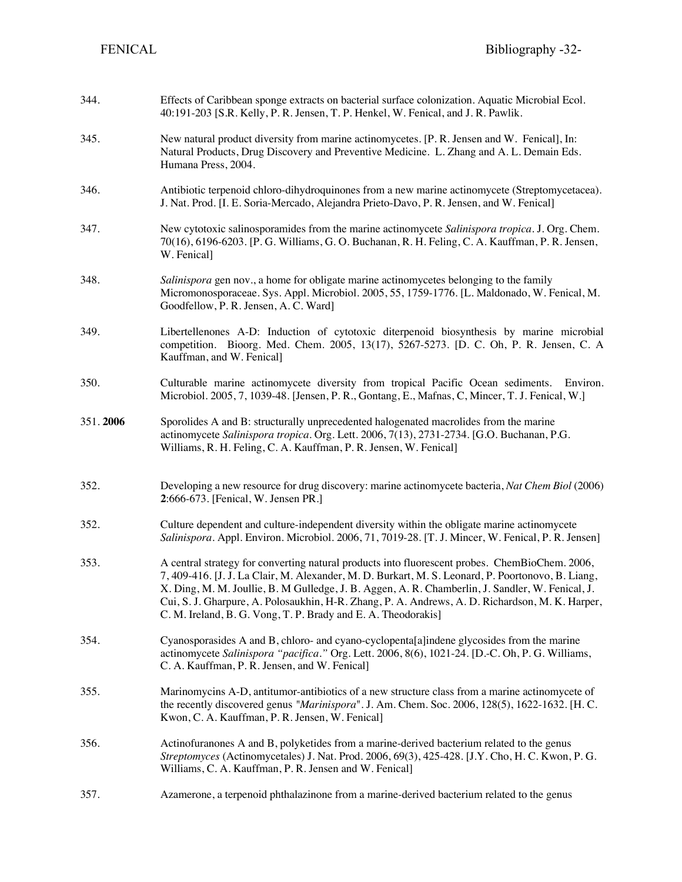344. Effects of Caribbean sponge extracts on bacterial surface colonization. Aquatic Microbial Ecol. 40:191-203 [S.R. Kelly, P. R. Jensen, T. P. Henkel, W. Fenical, and J. R. Pawlik.

345. New natural product diversity from marine actinomycetes. [P. R. Jensen and W. Fenical], In: Natural Products, Drug Discovery and Preventive Medicine. L. Zhang and A. L. Demain Eds. Humana Press, 2004.

346. Antibiotic terpenoid chloro-dihydroquinones from a new marine actinomycete (Streptomycetacea). J. Nat. Prod. [I. E. Soria-Mercado, Alejandra Prieto-Davo, P. R. Jensen, and W. Fenical]

347. New cytotoxic salinosporamides from the marine actinomycete *Salinispora tropica*. J. Org. Chem. 70(16), 6196-6203. [P. G. Williams, G. O. Buchanan, R. H. Feling, C. A. Kauffman, P. R. Jensen, W. Fenical]

348. *Salinispora* gen nov., a home for obligate marine actinomycetes belonging to the family Micromonosporaceae. Sys. Appl. Microbiol. 2005, 55, 1759-1776. [L. Maldonado, W. Fenical, M. Goodfellow, P. R. Jensen, A. C. Ward]

349. Libertellenones A-D: Induction of cytotoxic diterpenoid biosynthesis by marine microbial competition. Bioorg. Med. Chem. 2005, 13(17), 5267-5273. [D. C. Oh, P. R. Jensen, C. A Kauffman, and W. Fenical]

350. Culturable marine actinomycete diversity from tropical Pacific Ocean sediments. Environ. Microbiol. 2005, 7, 1039-48. [Jensen, P. R., Gontang, E., Mafnas, C, Mincer, T. J. Fenical, W.]

351. **2006** Sporolides A and B: structurally unprecedented halogenated macrolides from the marine actinomycete *Salinispora tropica*. Org. Lett. 2006, 7(13), 2731-2734. [G.O. Buchanan, P.G. Williams, R. H. Feling, C. A. Kauffman, P. R. Jensen, W. Fenical]

352. Developing a new resource for drug discovery: marine actinomycete bacteria, *Nat Chem Biol* (2006) **2**:666-673. [Fenical, W. Jensen PR.]

352. Culture dependent and culture-independent diversity within the obligate marine actinomycete *Salinispora*. Appl. Environ. Microbiol. 2006, 71, 7019-28. [T. J. Mincer, W. Fenical, P. R. Jensen]

353. A central strategy for converting natural products into fluorescent probes. ChemBioChem. 2006, 7, 409-416. [J. J. La Clair, M. Alexander, M. D. Burkart, M. S. Leonard, P. Poortonovo, B. Liang, X. Ding, M. M. Joullie, B. M Gulledge, J. B. Aggen, A. R. Chamberlin, J. Sandler, W. Fenical, J. Cui, S. J. Gharpure, A. Polosaukhin, H-R. Zhang, P. A. Andrews, A. D. Richardson, M. K. Harper, C. M. Ireland, B. G. Vong, T. P. Brady and E. A. Theodorakis]

354. Cyanosporasides A and B, chloro- and cyano-cyclopenta[a]indene glycosides from the marine actinomycete *Salinispora "pacifica."* Org. Lett. 2006, 8(6), 1021-24. [D.-C. Oh, P. G. Williams, C. A. Kauffman, P. R. Jensen, and W. Fenical]

355. Marinomycins A-D, antitumor-antibiotics of a new structure class from a marine actinomycete of the recently discovered genus "*Marinispora*". J. Am. Chem. Soc. 2006, 128(5), 1622-1632. [H. C. Kwon, C. A. Kauffman, P. R. Jensen, W. Fenical]

356. Actinofuranones A and B, polyketides from a marine-derived bacterium related to the genus *Streptomyces* (Actinomycetales) J. Nat. Prod. 2006, 69(3), 425-428. [J.Y. Cho, H. C. Kwon, P. G. Williams, C. A. Kauffman, P. R. Jensen and W. Fenical]

357. Azamerone, a terpenoid phthalazinone from a marine-derived bacterium related to the genus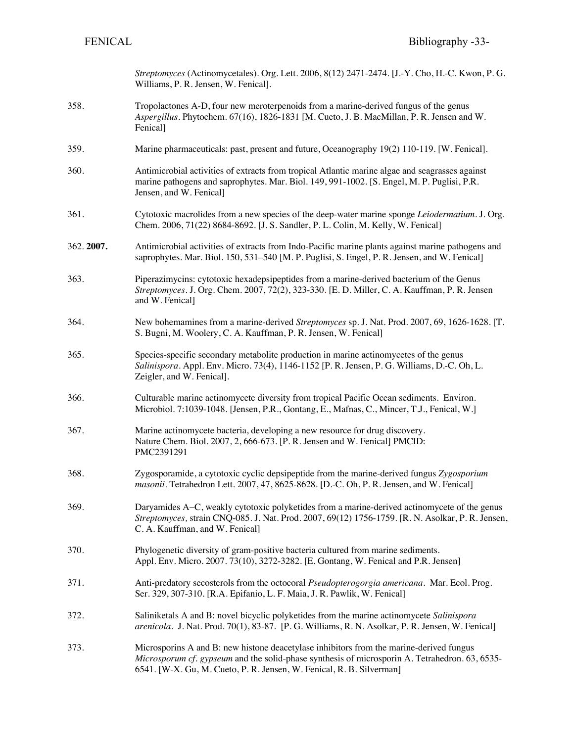*Streptomyces* (Actinomycetales). Org. Lett. 2006, 8(12) 2471-2474. [J.-Y. Cho, H.-C. Kwon, P. G. Williams, P. R. Jensen, W. Fenical].

358. Tropolactones A-D, four new meroterpenoids from a marine-derived fungus of the genus *Aspergillus*. Phytochem. 67(16), 1826-1831 [M. Cueto, J. B. MacMillan, P. R. Jensen and W. Fenical]

359. Marine pharmaceuticals: past, present and future, Oceanography 19(2) 110-119. [W. Fenical].

360. Antimicrobial activities of extracts from tropical Atlantic marine algae and seagrasses against marine pathogens and saprophytes. Mar. Biol. 149, 991-1002. [S. Engel, M. P. Puglisi, P.R. Jensen, and W. Fenical]

361. Cytotoxic macrolides from a new species of the deep-water marine sponge *Leiodermatium*. J. Org. Chem. 2006, 71(22) 8684-8692. [J. S. Sandler, P. L. Colin, M. Kelly, W. Fenical]

362. **2007.** Antimicrobial activities of extracts from Indo-Pacific marine plants against marine pathogens and saprophytes. Mar. Biol. 150, 531–540 [M. P. Puglisi, S. Engel, P. R. Jensen, and W. Fenical]

363. Piperazimycins: cytotoxic hexadepsipeptides from a marine-derived bacterium of the Genus *Streptomyces*. J. Org. Chem. 2007, 72(2), 323-330. [E. D. Miller, C. A. Kauffman, P. R. Jensen and W. Fenical]

364. New bohemamines from a marine-derived *Streptomyces* sp. J. Nat. Prod. 2007, 69, 1626-1628. [T. S. Bugni, M. Woolery, C. A. Kauffman, P. R. Jensen, W. Fenical]

365. Species-specific secondary metabolite production in marine actinomycetes of the genus *Salinispora*. Appl. Env. Micro. 73(4), 1146-1152 [P. R. Jensen, P. G. Williams, D.-C. Oh, L. Zeigler, and W. Fenical].

366. Culturable marine actinomycete diversity from tropical Pacific Ocean sediments. Environ. Microbiol. 7:1039-1048. [Jensen, P.R., Gontang, E., Mafnas, C., Mincer, T.J., Fenical, W.]

367. Marine actinomycete bacteria, developing a new resource for drug discovery. Nature Chem. Biol. 2007, 2, 666-673. [P. R. Jensen and W. Fenical] PMCID: PMC2391291

368. Zygosporamide, a cytotoxic cyclic depsipeptide from the marine-derived fungus *Zygosporium masonii*. Tetrahedron Lett. 2007, 47, 8625-8628. [D.-C. Oh, P. R. Jensen, and W. Fenical]

369. Daryamides A–C, weakly cytotoxic polyketides from a marine-derived actinomycete of the genus *Streptomyces,* strain CNQ-085. J. Nat. Prod. 2007, 69(12) 1756-1759. [R. N. Asolkar, P. R. Jensen, C. A. Kauffman, and W. Fenical]

370. Phylogenetic diversity of gram-positive bacteria cultured from marine sediments. Appl. Env. Micro. 2007. 73(10), 3272-3282. [E. Gontang, W. Fenical and P.R. Jensen]

371. Anti-predatory secosterols from the octocoral *Pseudopterogorgia americana*. Mar. Ecol. Prog. Ser. 329, 307-310. [R.A. Epifanio, L. F. Maia, J. R. Pawlik, W. Fenical]

372. Saliniketals A and B: novel bicyclic polyketides from the marine actinomycete *Salinispora arenicola*. J. Nat. Prod. 70(1), 83-87. [P. G. Williams, R. N. Asolkar, P. R. Jensen, W. Fenical]

373. Microsporins A and B: new histone deacetylase inhibitors from the marine-derived fungus *Microsporum cf. gypseum* and the solid-phase synthesis of microsporin A. Tetrahedron. 63, 6535-6541. [W-X. Gu, M. Cueto, P. R. Jensen, W. Fenical, R. B. Silverman]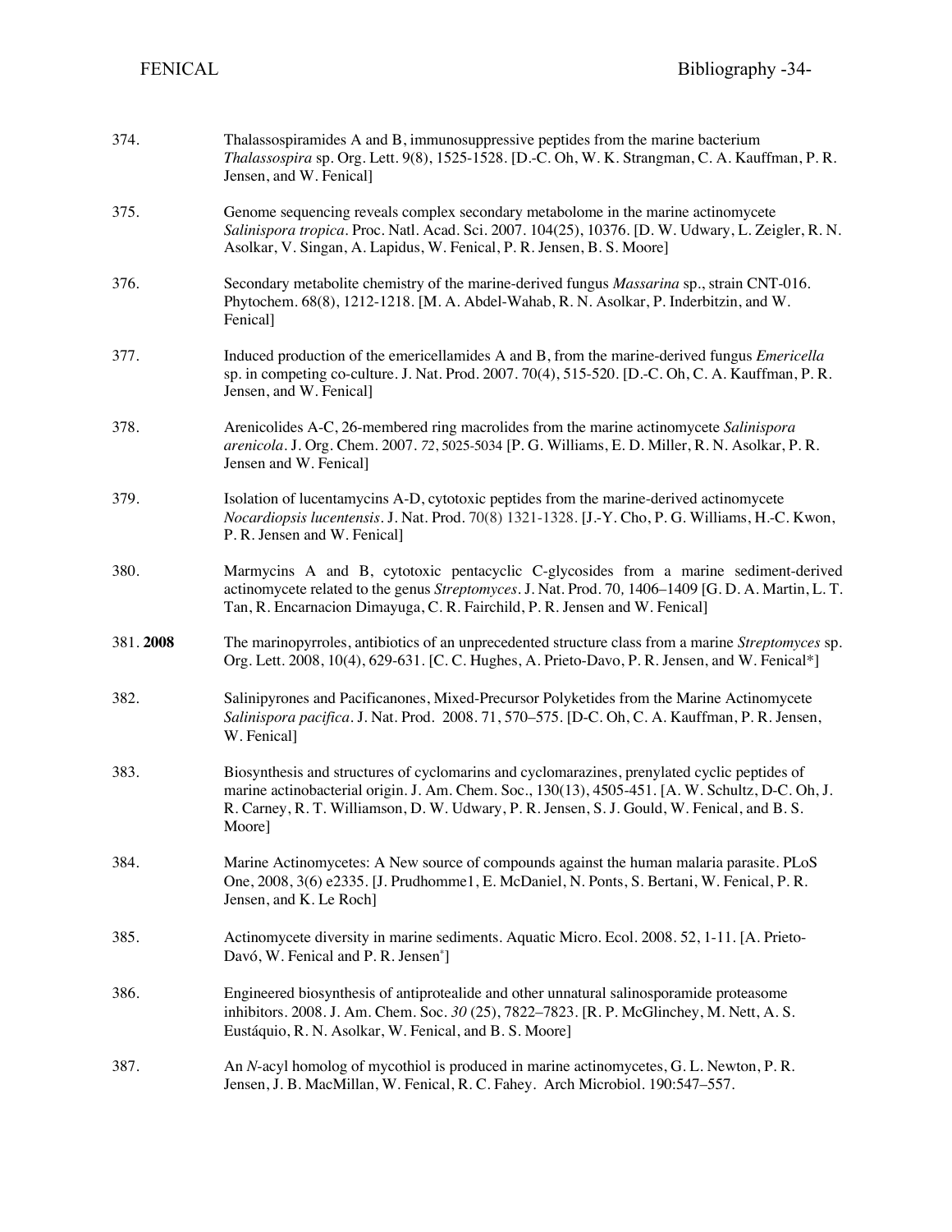374. Thalassospiramides A and B, immunosuppressive peptides from the marine bacterium *Thalassospira* sp. Org. Lett. 9(8), 1525-1528. [D.-C. Oh, W. K. Strangman, C. A. Kauffman, P. R. Jensen, and W. Fenical]

375. Genome sequencing reveals complex secondary metabolome in the marine actinomycete *Salinispora tropica*. Proc. Natl. Acad. Sci. 2007. 104(25), 10376. [D. W. Udwary, L. Zeigler, R. N. Asolkar, V. Singan, A. Lapidus, W. Fenical, P. R. Jensen, B. S. Moore]

376. Secondary metabolite chemistry of the marine-derived fungus *Massarina* sp., strain CNT-016. Phytochem. 68(8), 1212-1218. [M. A. Abdel-Wahab, R. N. Asolkar, P. Inderbitzin, and W. Fenical]

377. Induced production of the emericellamides A and B, from the marine-derived fungus *Emericella* sp. in competing co-culture. J. Nat. Prod. 2007. 70(4), 515-520. [D.-C. Oh, C. A. Kauffman, P. R. Jensen, and W. Fenical]

378. Arenicolides A-C, 26-membered ring macrolides from the marine actinomycete *Salinispora arenicola*. J. Org. Chem. 2007. *72*, 5025-5034 [P. G. Williams, E. D. Miller, R. N. Asolkar, P. R. Jensen and W. Fenical]

379. Isolation of lucentamycins A-D, cytotoxic peptides from the marine-derived actinomycete *Nocardiopsis lucentensis*. J. Nat. Prod. 70(8) 1321-1328. [J.-Y. Cho, P. G. Williams, H.-C. Kwon, P. R. Jensen and W. Fenical]

380. Marmycins A and B, cytotoxic pentacyclic C-glycosides from a marine sediment-derived actinomycete related to the genus *Streptomyces*. J. Nat. Prod. 70, 1406–1409 [G. D. A. Martin, L. T. Tan, R. Encarnacion Dimayuga, C. R. Fairchild, P. R. Jensen and W. Fenical]

381. **2008** The marinopyrroles, antibiotics of an unprecedented structure class from a marine *Streptomyces* sp. Org. Lett. 2008, 10(4), 629-631. [C. C. Hughes, A. Prieto-Davo, P. R. Jensen, and W. Fenical*]

382. Salinipyrones and Pacificanones, Mixed-Precursor Polyketides from the Marine Actinomycete *Salinispora pacifica*. J. Nat. Prod. 2008. 71, 570–575. [D-C. Oh, C. A. Kauffman, P. R. Jensen, W. Fenical]

383. Biosynthesis and structures of cyclomarins and cyclomarazines, prenylated cyclic peptides of marine actinobacterial origin. J. Am. Chem. Soc., 130(13), 4505-451. [A. W. Schultz, D-C. Oh, J. R. Carney, R. T. Williamson, D. W. Udwary, P. R. Jensen, S. J. Gould, W. Fenical, and B. S. Moore]

384. Marine Actinomycetes: A New source of compounds against the human malaria parasite. PLoS One, 2008, 3(6) e2335. [J. Prudhomme1, E. McDaniel, N. Ponts, S. Bertani, W. Fenical, P. R. Jensen, and K. Le Roch]

385. Actinomycete diversity in marine sediments. Aquatic Micro. Ecol. 2008. 52, 1-11. [A. Prieto-Davó, W. Fenical and P. R. Jensen*]

386. Engineered biosynthesis of antiprotealide and other unnatural salinosporamide proteasome inhibitors. 2008. J. Am. Chem. Soc. *30* (25), 7822–7823. [R. P. McGlinchey, M. Nett, A. S. Eustáquio, R. N. Asolkar, W. Fenical, and B. S. Moore]

387. An *N*-acyl homolog of mycothiol is produced in marine actinomycetes, G. L. Newton, P. R. Jensen, J. B. MacMillan, W. Fenical, R. C. Fahey. Arch Microbiol. 190:547–557.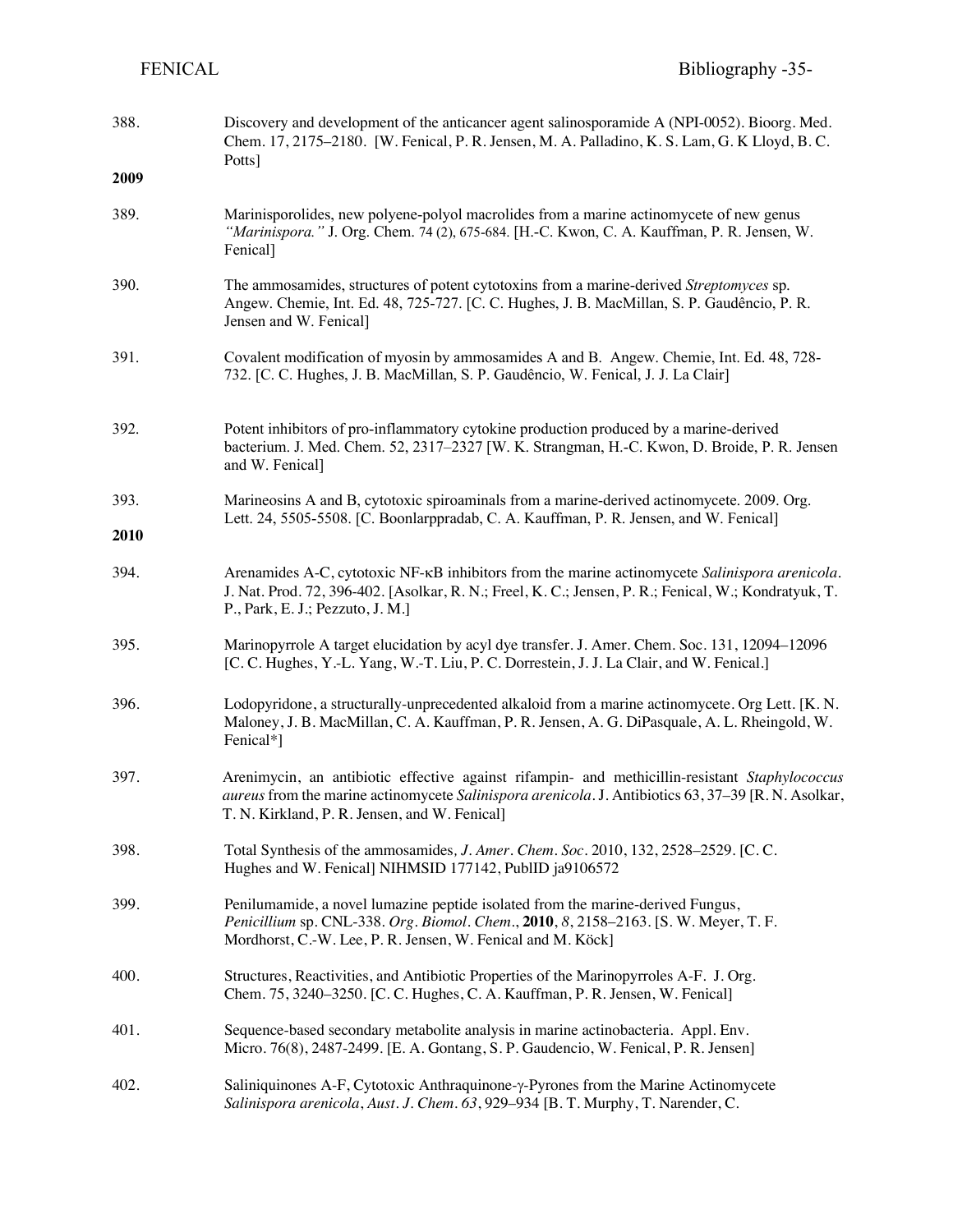388. Discovery and development of the anticancer agent salinosporamide A (NPI-0052). Bioorg. Med. Chem. 17, 2175–2180. [W. Fenical, P. R. Jensen, M. A. Palladino, K. S. Lam, G. K Lloyd, B. C. Potts]

**2009**

389. Marinisporolides, new polyene-polyol macrolides from a marine actinomycete of new genus *"Marinispora."* J. Org. Chem. 74 (2), 675-684. [H.-C. Kwon, C. A. Kauffman, P. R. Jensen, W. Fenical]

390. The ammosamides, structures of potent cytotoxins from a marine-derived *Streptomyces* sp. Angew. Chemie, Int. Ed. 48, 725-727. [C. C. Hughes, J. B. MacMillan, S. P. Gaudêncio, P. R. Jensen and W. Fenical]

391. Covalent modification of myosin by ammosamides A and B. Angew. Chemie, Int. Ed. 48, 728-732. [C. C. Hughes, J. B. MacMillan, S. P. Gaudêncio, W. Fenical, J. J. La Clair]

392. Potent inhibitors of pro-inflammatory cytokine production produced by a marine-derived bacterium. J. Med. Chem. 52, 2317–2327 [W. K. Strangman, H.-C. Kwon, D. Broide, P. R. Jensen and W. Fenical]

393. Marineosins A and B, cytotoxic spiroaminals from a marine-derived actinomycete. 2009. Org. Lett. 24, 5505-5508. [C. Boonlarppradab, C. A. Kauffman, P. R. Jensen, and W. Fenical]

**2010**

394. Arenamides A-C, cytotoxic NF-κB inhibitors from the marine actinomycete *Salinispora arenicola*. J. Nat. Prod. 72, 396-402. [Asolkar, R. N.; Freel, K. C.; Jensen, P. R.; Fenical, W.; Kondratyuk, T. P., Park, E. J.; Pezzuto, J. M.]

395. Marinopyrrole A target elucidation by acyl dye transfer. J. Amer. Chem. Soc. 131, 12094–12096 [C. C. Hughes, Y.-L. Yang, W.-T. Liu, P. C. Dorrestein, J. J. La Clair, and W. Fenical.]

396. Lodopyridone, a structurally-unprecedented alkaloid from a marine actinomycete. Org Lett. [K. N. Maloney, J. B. MacMillan, C. A. Kauffman, P. R. Jensen, A. G. DiPasquale, A. L. Rheingold, W. Fenical*]

397. Arenimycin, an antibiotic effective against rifampin- and methicillin-resistant *Staphylococcus aureus* from the marine actinomycete *Salinispora arenicola*. J. Antibiotics 63, 37–39 [R. N. Asolkar, T. N. Kirkland, P. R. Jensen, and W. Fenical]

398. Total Synthesis of the ammosamides, *J. Amer. Chem. Soc.* 2010, 132, 2528–2529. [C. C. Hughes and W. Fenical] NIHMSID 177142, PublID ja9106572

399. Penilumamide, a novel lumazine peptide isolated from the marine-derived Fungus, *Penicillium* sp. CNL-338. *Org. Biomol. Chem.*, **2010**, *8*, 2158–2163. [S. W. Meyer, T. F. Mordhorst, C.-W. Lee, P. R. Jensen, W. Fenical and M. Köck]

400. Structures, Reactivities, and Antibiotic Properties of the Marinopyrroles A-F. J. Org. Chem. 75, 3240–3250. [C. C. Hughes, C. A. Kauffman, P. R. Jensen, W. Fenical]

401. Sequence-based secondary metabolite analysis in marine actinobacteria. Appl. Env. Micro. 76(8), 2487-2499. [E. A. Gontang, S. P. Gaudencio, W. Fenical, P. R. Jensen]

402. Saliniquinones A-F, Cytotoxic Anthraquinone-γ-Pyrones from the Marine Actinomycete *Salinispora arenicola*, *Aust. J. Chem. 63*, 929–934 [B. T. Murphy, T. Narender, C.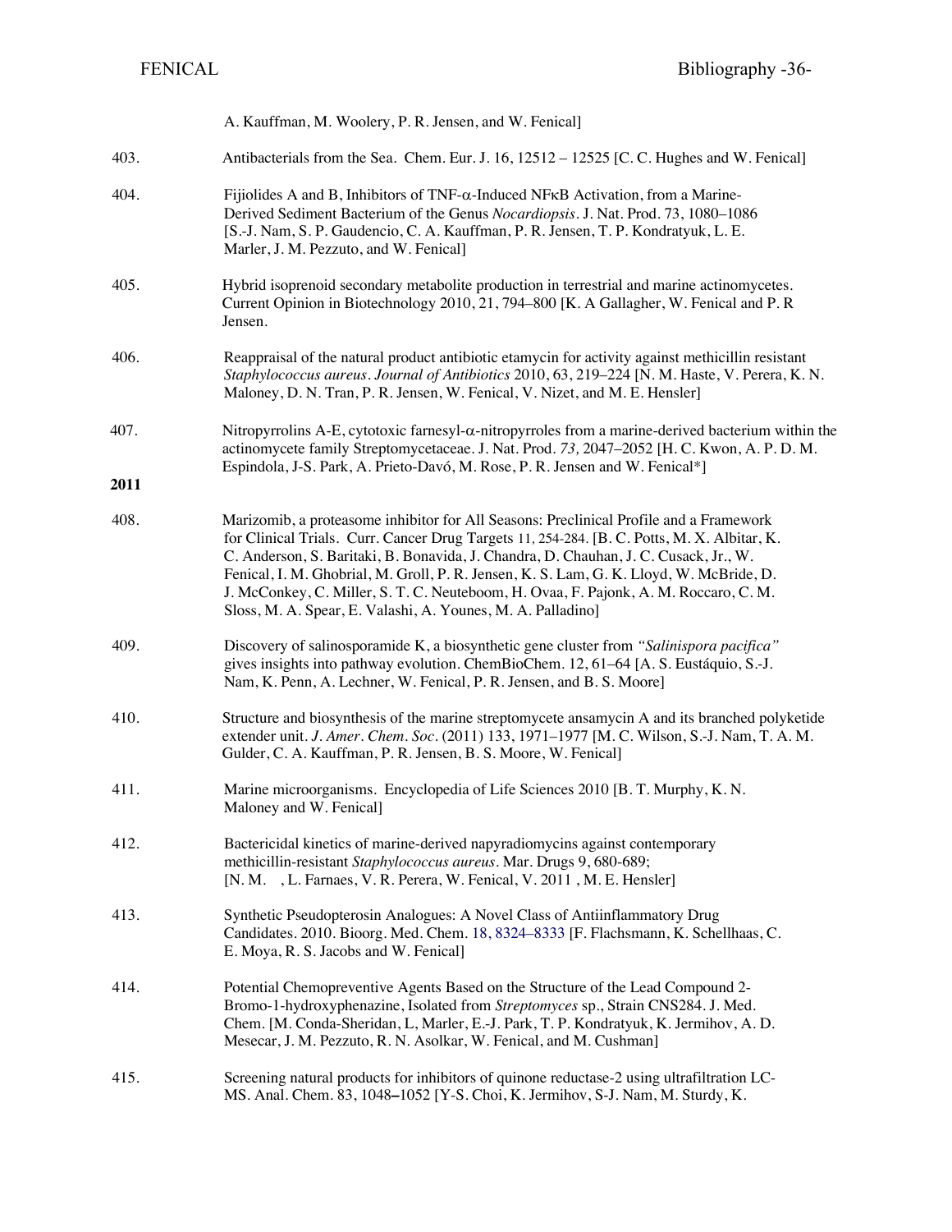A. Kauffman, M. Woolery, P. R. Jensen, and W. Fenical]

403. Antibacterials from the Sea. Chem. Eur. J. 16, 12512 – 12525 [C. C. Hughes and W. Fenical]

404. Fijiolides A and B, Inhibitors of TNF-α-Induced NFκB Activation, from a Marine-Derived Sediment Bacterium of the Genus *Nocardiopsis*. J. Nat. Prod. 73, 1080–1086 [S.-J. Nam, S. P. Gaudencio, C. A. Kauffman, P. R. Jensen, T. P. Kondratyuk, L. E. Marler, J. M. Pezzuto, and W. Fenical]

405. Hybrid isoprenoid secondary metabolite production in terrestrial and marine actinomycetes. Current Opinion in Biotechnology 2010, 21, 794–800 [K. A Gallagher, W. Fenical and P. R Jensen.

406. Reappraisal of the natural product antibiotic etamycin for activity against methicillin resistant *Staphylococcus aureus*. *Journal of Antibiotics* 2010, 63, 219–224 [N. M. Haste, V. Perera, K. N. Maloney, D. N. Tran, P. R. Jensen, W. Fenical, V. Nizet, and M. E. Hensler]

407. Nitropyrrolins A-E, cytotoxic farnesyl-α-nitropyrroles from a marine-derived bacterium within the actinomycete family Streptomycetaceae. J. Nat. Prod. *73,* 2047–2052 [H. C. Kwon, A. P. D. M. Espindola, J-S. Park, A. Prieto-Davó, M. Rose, P. R. Jensen and W. Fenical*]

**2011**

408. Marizomib, a proteasome inhibitor for All Seasons: Preclinical Profile and a Framework for Clinical Trials. Curr. Cancer Drug Targets 11, 254-284. [B. C. Potts, M. X. Albitar, K. C. Anderson, S. Baritaki, B. Bonavida, J. Chandra, D. Chauhan, J. C. Cusack, Jr., W. Fenical, I. M. Ghobrial, M. Groll, P. R. Jensen, K. S. Lam, G. K. Lloyd, W. McBride, D. J. McConkey, C. Miller, S. T. C. Neuteboom, H. Ovaa, F. Pajonk, A. M. Roccaro, C. M. Sloss, M. A. Spear, E. Valashi, A. Younes, M. A. Palladino]

409. Discovery of salinosporamide K, a biosynthetic gene cluster from *"Salinispora pacifica"* gives insights into pathway evolution. ChemBioChem. 12, 61–64 [A. S. Eustáquio, S.-J. Nam, K. Penn, A. Lechner, W. Fenical, P. R. Jensen, and B. S. Moore]

410. Structure and biosynthesis of the marine streptomycete ansamycin A and its branched polyketide extender unit. *J. Amer. Chem. Soc.* (2011) 133, 1971–1977 [M. C. Wilson, S.-J. Nam, T. A. M. Gulder, C. A. Kauffman, P. R. Jensen, B. S. Moore, W. Fenical]

411. Marine microorganisms. Encyclopedia of Life Sciences 2010 [B. T. Murphy, K. N. Maloney and W. Fenical]

412. Bactericidal kinetics of marine-derived napyradiomycins against contemporary methicillin-resistant *Staphylococcus aureus*. Mar. Drugs 9, 680-689; [N. M. , L. Farnaes, V. R. Perera, W. Fenical, V. 2011 , M. E. Hensler]

413. Synthetic Pseudopterosin Analogues: A Novel Class of Antiinflammatory Drug Candidates. 2010. Bioorg. Med. Chem. 18, 8324–8333 [F. Flachsmann, K. Schellhaas, C. E. Moya, R. S. Jacobs and W. Fenical]

414. Potential Chemopreventive Agents Based on the Structure of the Lead Compound 2-Bromo-1-hydroxyphenazine, Isolated from *Streptomyces* sp., Strain CNS284. J. Med. Chem. [M. Conda-Sheridan, L, Marler, E.-J. Park, T. P. Kondratyuk, K. Jermihov, A. D. Mesecar, J. M. Pezzuto, R. N. Asolkar, W. Fenical, and M. Cushman]

415. Screening natural products for inhibitors of quinone reductase-2 using ultrafiltration LC-MS. Anal. Chem. 83, 1048–1052 [Y-S. Choi, K. Jermihov, S-J. Nam, M. Sturdy, K.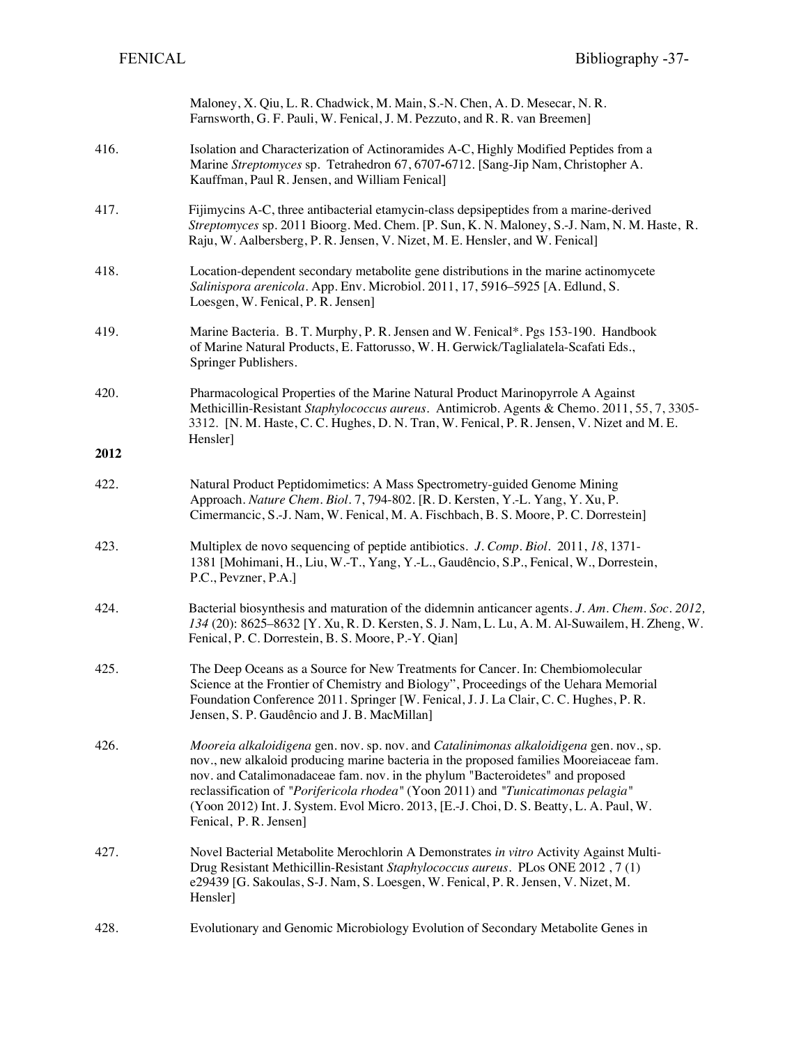Maloney, X. Qiu, L. R. Chadwick, M. Main, S.-N. Chen, A. D. Mesecar, N. R. Farnsworth, G. F. Pauli, W. Fenical, J. M. Pezzuto, and R. R. van Breemen]

416. Isolation and Characterization of Actinoramides A-C, Highly Modified Peptides from a Marine *Streptomyces* sp. Tetrahedron 67, 6707-6712. [Sang-Jip Nam, Christopher A. Kauffman, Paul R. Jensen, and William Fenical]

417. Fijimycins A-C, three antibacterial etamycin-class depsipeptides from a marine-derived *Streptomyces* sp. 2011 Bioorg. Med. Chem. [P. Sun, K. N. Maloney, S.-J. Nam, N. M. Haste, R. Raju, W. Aalbersberg, P. R. Jensen, V. Nizet, M. E. Hensler, and W. Fenical]

418. Location-dependent secondary metabolite gene distributions in the marine actinomycete *Salinispora arenicola*. App. Env. Microbiol. 2011, 17, 5916–5925 [A. Edlund, S. Loesgen, W. Fenical, P. R. Jensen]

419. Marine Bacteria. B. T. Murphy, P. R. Jensen and W. Fenical*. Pgs 153-190. Handbook of Marine Natural Products, E. Fattorusso, W. H. Gerwick/Taglialatela-Scafati Eds., Springer Publishers.

420. Pharmacological Properties of the Marine Natural Product Marinopyrrole A Against Methicillin-Resistant *Staphylococcus aureus*. Antimicrob. Agents & Chemo. 2011, 55, 7, 3305-3312. [N. M. Haste, C. C. Hughes, D. N. Tran, W. Fenical, P. R. Jensen, V. Nizet and M. E. Hensler]

**2012**

422. Natural Product Peptidomimetics: A Mass Spectrometry-guided Genome Mining Approach. *Nature Chem. Biol*. 7, 794-802. [R. D. Kersten, Y.-L. Yang, Y. Xu, P. Cimermancic, S.-J. Nam, W. Fenical, M. A. Fischbach, B. S. Moore, P. C. Dorrestein]

423. Multiplex de novo sequencing of peptide antibiotics. *J. Comp. Biol*. 2011, *18*, 1371-1381 [Mohimani, H., Liu, W.-T., Yang, Y.-L., Gaudêncio, S.P., Fenical, W., Dorrestein, P.C., Pevzner, P.A.]

424. Bacterial biosynthesis and maturation of the didemnin anticancer agents. *J. Am. Chem. Soc. 2012, 134* (20): 8625–8632 [Y. Xu, R. D. Kersten, S. J. Nam, L. Lu, A. M. Al-Suwailem, H. Zheng, W. Fenical, P. C. Dorrestein, B. S. Moore, P.-Y. Qian]

425. The Deep Oceans as a Source for New Treatments for Cancer. In: Chembiomolecular Science at the Frontier of Chemistry and Biology", Proceedings of the Uehara Memorial Foundation Conference 2011. Springer [W. Fenical, J. J. La Clair, C. C. Hughes, P. R. Jensen, S. P. Gaudêncio and J. B. MacMillan]

426. *Mooreia alkaloidigena* gen. nov. sp. nov. and *Catalinimonas alkaloidigena* gen. nov., sp. nov., new alkaloid producing marine bacteria in the proposed families Mooreiaceae fam. nov. and Catalimonadaceae fam. nov. in the phylum "Bacteroidetes" and proposed reclassification of "*Porifericola rhodea*" (Yoon 2011) and "*Tunicatimonas pelagia*" (Yoon 2012) Int. J. System. Evol Micro. 2013, [E.-J. Choi, D. S. Beatty, L. A. Paul, W. Fenical, P. R. Jensen]

427. Novel Bacterial Metabolite Merochlorin A Demonstrates *in vitro* Activity Against Multi-Drug Resistant Methicillin-Resistant *Staphylococcus aureus*. PLos ONE 2012 , 7 (1) e29439 [G. Sakoulas, S-J. Nam, S. Loesgen, W. Fenical, P. R. Jensen, V. Nizet, M. Hensler]

428. Evolutionary and Genomic Microbiology Evolution of Secondary Metabolite Genes in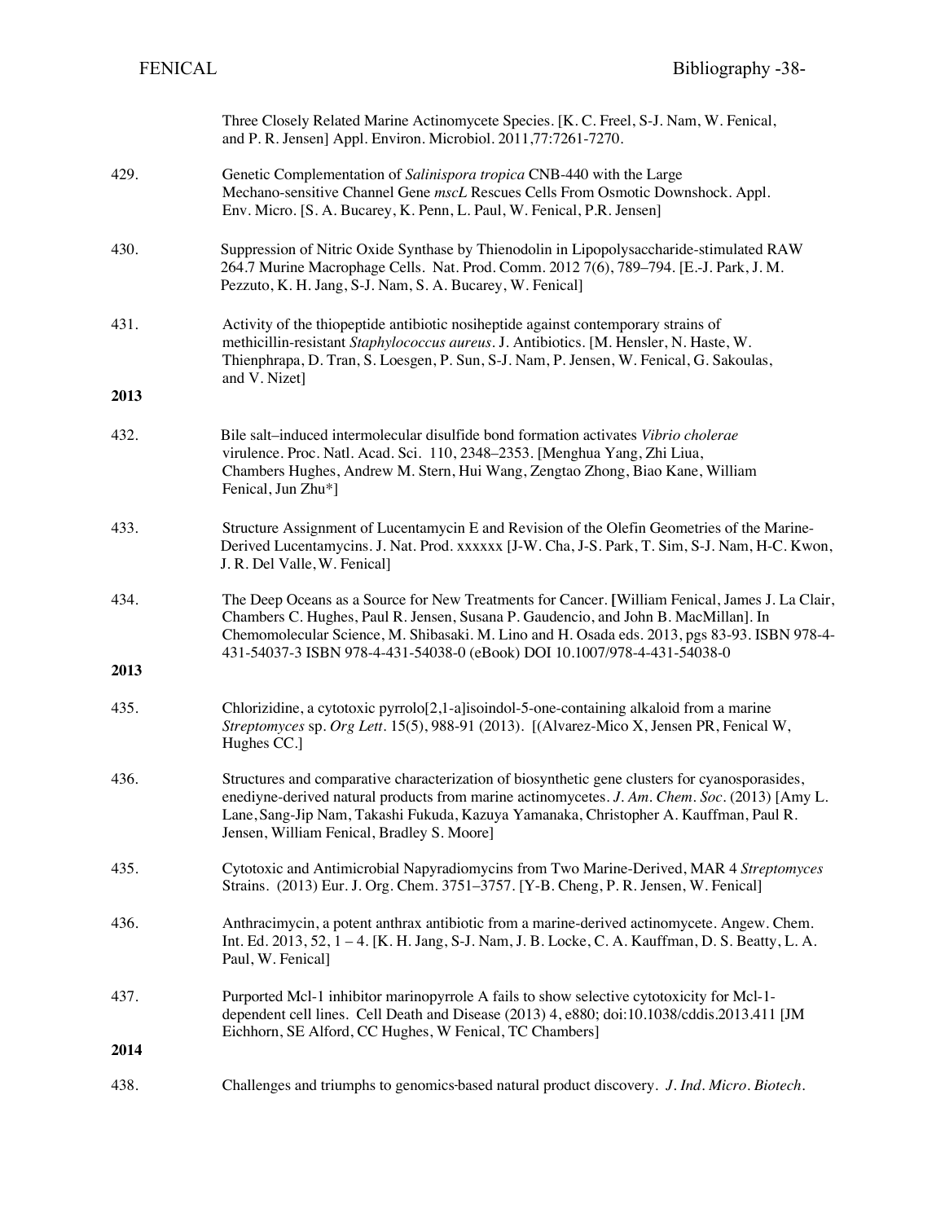Three Closely Related Marine Actinomycete Species. [K. C. Freel, S-J. Nam, W. Fenical, and P. R. Jensen] Appl. Environ. Microbiol. 2011,77:7261-7270.

429. Genetic Complementation of *Salinispora tropica* CNB-440 with the Large Mechano-sensitive Channel Gene *mscL* Rescues Cells From Osmotic Downshock. Appl. Env. Micro. [S. A. Bucarey, K. Penn, L. Paul, W. Fenical, P.R. Jensen]

430. Suppression of Nitric Oxide Synthase by Thienodolin in Lipopolysaccharide-stimulated RAW 264.7 Murine Macrophage Cells. Nat. Prod. Comm. 2012 7(6), 789–794. [E.-J. Park, J. M. Pezzuto, K. H. Jang, S-J. Nam, S. A. Bucarey, W. Fenical]

431. Activity of the thiopeptide antibiotic nosiheptide against contemporary strains of methicillin-resistant *Staphylococcus aureus*. J. Antibiotics. [M. Hensler, N. Haste, W. Thienphrapa, D. Tran, S. Loesgen, P. Sun, S-J. Nam, P. Jensen, W. Fenical, G. Sakoulas, and V. Nizet]

**2013**

432. Bile salt–induced intermolecular disulfide bond formation activates *Vibrio cholerae* virulence. Proc. Natl. Acad. Sci. 110, 2348–2353. [Menghua Yang, Zhi Liua, Chambers Hughes, Andrew M. Stern, Hui Wang, Zengtao Zhong, Biao Kane, William Fenical, Jun Zhu*]

433. Structure Assignment of Lucentamycin E and Revision of the Olefin Geometries of the Marine-Derived Lucentamycins. J. Nat. Prod. xxxxxx [J-W. Cha, J-S. Park, T. Sim, S-J. Nam, H-C. Kwon, J. R. Del Valle, W. Fenical]

434. The Deep Oceans as a Source for New Treatments for Cancer. [William Fenical, James J. La Clair, Chambers C. Hughes, Paul R. Jensen, Susana P. Gaudencio, and John B. MacMillan]. In Chemomolecular Science, M. Shibasaki. M. Lino and H. Osada eds. 2013, pgs 83-93. ISBN 978-4-431-54037-3 ISBN 978-4-431-54038-0 (eBook) DOI 10.1007/978-4-431-54038-0

**2013**

435. Chlorizidine, a cytotoxic pyrrolo[2,1-a]isoindol-5-one-containing alkaloid from a marine *Streptomyces* sp. *Org Lett*. 15(5), 988-91 (2013). [(Alvarez-Mico X, Jensen PR, Fenical W, Hughes CC.]

436. Structures and comparative characterization of biosynthetic gene clusters for cyanosporasides, enediyne-derived natural products from marine actinomycetes. *J. Am. Chem. Soc.* (2013) [Amy L. Lane, Sang-Jip Nam, Takashi Fukuda, Kazuya Yamanaka, Christopher A. Kauffman, Paul R. Jensen, William Fenical, Bradley S. Moore]

435. Cytotoxic and Antimicrobial Napyradiomycins from Two Marine-Derived, MAR 4 *Streptomyces* Strains. (2013) Eur. J. Org. Chem. 3751–3757. [Y-B. Cheng, P. R. Jensen, W. Fenical]

436. Anthracimycin, a potent anthrax antibiotic from a marine-derived actinomycete. Angew. Chem. Int. Ed. 2013, 52, 1 – 4. [K. H. Jang, S-J. Nam, J. B. Locke, C. A. Kauffman, D. S. Beatty, L. A. Paul, W. Fenical]

437. Purported Mcl-1 inhibitor marinopyrrole A fails to show selective cytotoxicity for Mcl-1-dependent cell lines. Cell Death and Disease (2013) 4, e880; doi:10.1038/cddis.2013.411 [JM Eichhorn, SE Alford, CC Hughes, W Fenical, TC Chambers]

**2014**

438. Challenges and triumphs to genomics-based natural product discovery. *J. Ind. Micro. Biotech.*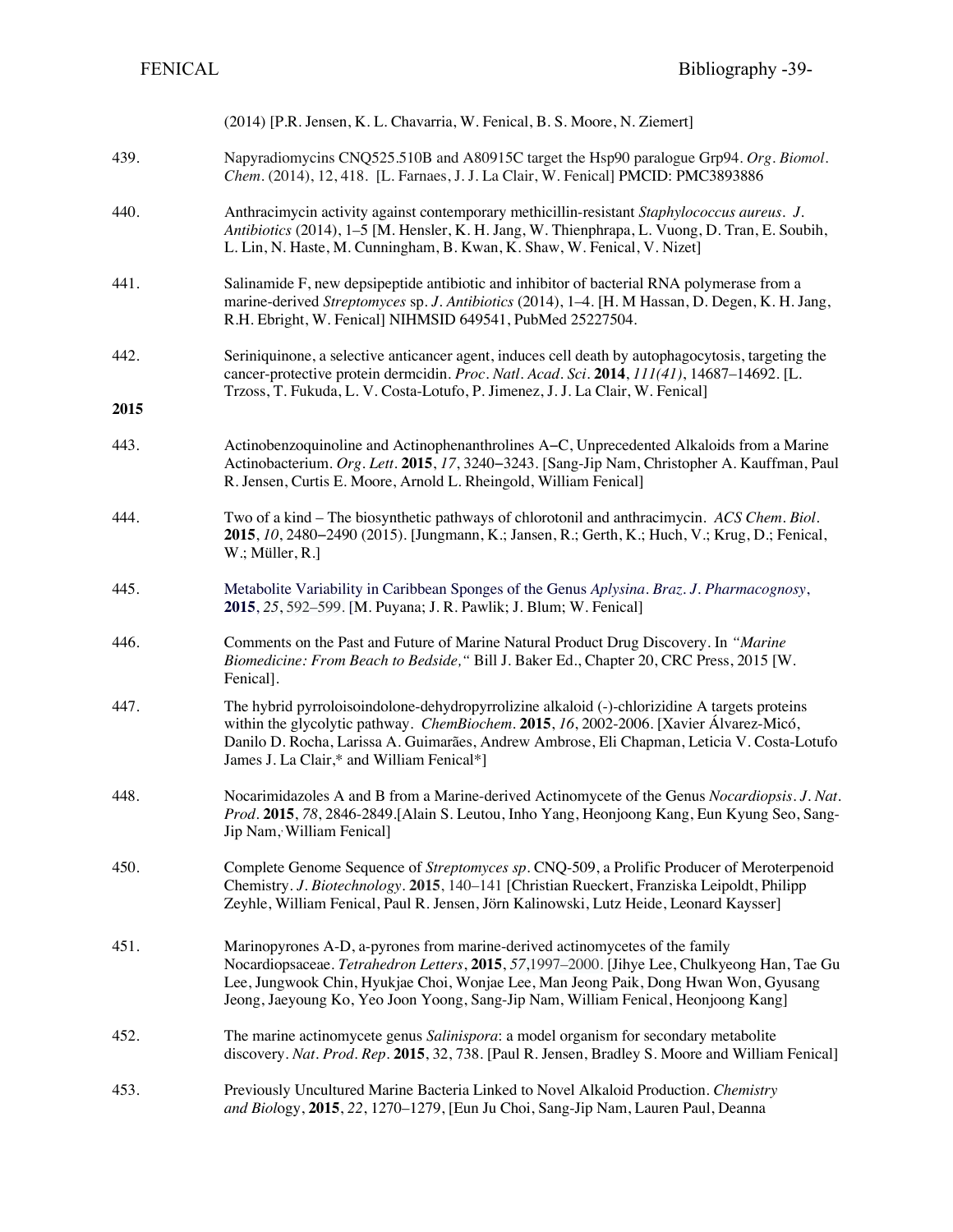(2014) [P.R. Jensen, K. L. Chavarria, W. Fenical, B. S. Moore, N. Ziemert]

439. Napyradiomycins CNQ525.510B and A80915C target the Hsp90 paralogue Grp94. *Org. Biomol. Chem.* (2014), 12, 418. [L. Farnaes, J. J. La Clair, W. Fenical] PMCID: PMC3893886

440. Anthracimycin activity against contemporary methicillin-resistant *Staphylococcus aureus*. *J. Antibiotics* (2014), 1–5 [M. Hensler, K. H. Jang, W. Thienphrapa, L. Vuong, D. Tran, E. Soubih, L. Lin, N. Haste, M. Cunningham, B. Kwan, K. Shaw, W. Fenical, V. Nizet]

441. Salinamide F, new depsipeptide antibiotic and inhibitor of bacterial RNA polymerase from a marine-derived *Streptomyces* sp. *J. Antibiotics* (2014), 1–4. [H. M Hassan, D. Degen, K. H. Jang, R.H. Ebright, W. Fenical] NIHMSID 649541, PubMed 25227504.

442. Seriniquinone, a selective anticancer agent, induces cell death by autophagocytosis, targeting the cancer-protective protein dermcidin. *Proc. Natl. Acad. Sci.* **2014**, *111(41)*, 14687–14692. [L. Trzoss, T. Fukuda, L. V. Costa-Lotufo, P. Jimenez, J. J. La Clair, W. Fenical]

**2015**

443. Actinobenzoquinoline and Actinophenanthrolines A–C, Unprecedented Alkaloids from a Marine Actinobacterium. *Org. Lett.* **2015**, *17*, 3240–3243. [Sang-Jip Nam, Christopher A. Kauffman, Paul R. Jensen, Curtis E. Moore, Arnold L. Rheingold, William Fenical]

444. Two of a kind – The biosynthetic pathways of chlorotonil and anthracimycin. *ACS Chem. Biol.* **2015**, *10*, 2480–2490 (2015). [Jungmann, K.; Jansen, R.; Gerth, K.; Huch, V.; Krug, D.; Fenical, W.; Müller, R.]

445. Metabolite Variability in Caribbean Sponges of the Genus *Aplysina*. *Braz. J. Pharmacognosy*, **2015**, *25*, 592–599. [M. Puyana; J. R. Pawlik; J. Blum; W. Fenical]

446. Comments on the Past and Future of Marine Natural Product Drug Discovery. In *"Marine Biomedicine: From Beach to Bedside,"* Bill J. Baker Ed., Chapter 20, CRC Press, 2015 [W. Fenical].

447. The hybrid pyrroloisoindolone-dehydropyrrolizine alkaloid (-)-chlorizidine A targets proteins within the glycolytic pathway. *ChemBiochem.* **2015**, *16*, 2002-2006. [Xavier Álvarez-Micó, Danilo D. Rocha, Larissa A. Guimarães, Andrew Ambrose, Eli Chapman, Leticia V. Costa-Lotufo James J. La Clair,* and William Fenical*]

448. Nocarimidazoles A and B from a Marine-derived Actinomycete of the Genus *Nocardiopsis*. *J. Nat. Prod.* **2015**, *78*, 2846-2849.[Alain S. Leutou, Inho Yang, Heonjoong Kang, Eun Kyung Seo, Sang-Jip Nam, William Fenical]

450. Complete Genome Sequence of *Streptomyces sp.* CNQ-509, a Prolific Producer of Meroterpenoid Chemistry. *J. Biotechnology.* **2015**, 140–141 [Christian Rueckert, Franziska Leipoldt, Philipp Zeyhle, William Fenical, Paul R. Jensen, Jörn Kalinowski, Lutz Heide, Leonard Kaysser]

451. Marinopyrones A-D, a-pyrones from marine-derived actinomycetes of the family Nocardiopsaceae. *Tetrahedron Letters*, **2015**, *57*,1997–2000. [Jihye Lee, Chulkyeong Han, Tae Gu Lee, Jungwook Chin, Hyukjae Choi, Wonjae Lee, Man Jeong Paik, Dong Hwan Won, Gyusang Jeong, Jaeyoung Ko, Yeo Joon Yoong, Sang-Jip Nam, William Fenical, Heonjoong Kang]

452. The marine actinomycete genus *Salinispora*: a model organism for secondary metabolite discovery. *Nat. Prod. Rep.* **2015**, 32, 738. [Paul R. Jensen, Bradley S. Moore and William Fenical]

453. Previously Uncultured Marine Bacteria Linked to Novel Alkaloid Production. *Chemistry and Biol*ogy, **2015**, *22*, 1270–1279, [Eun Ju Choi, Sang-Jip Nam, Lauren Paul, Deanna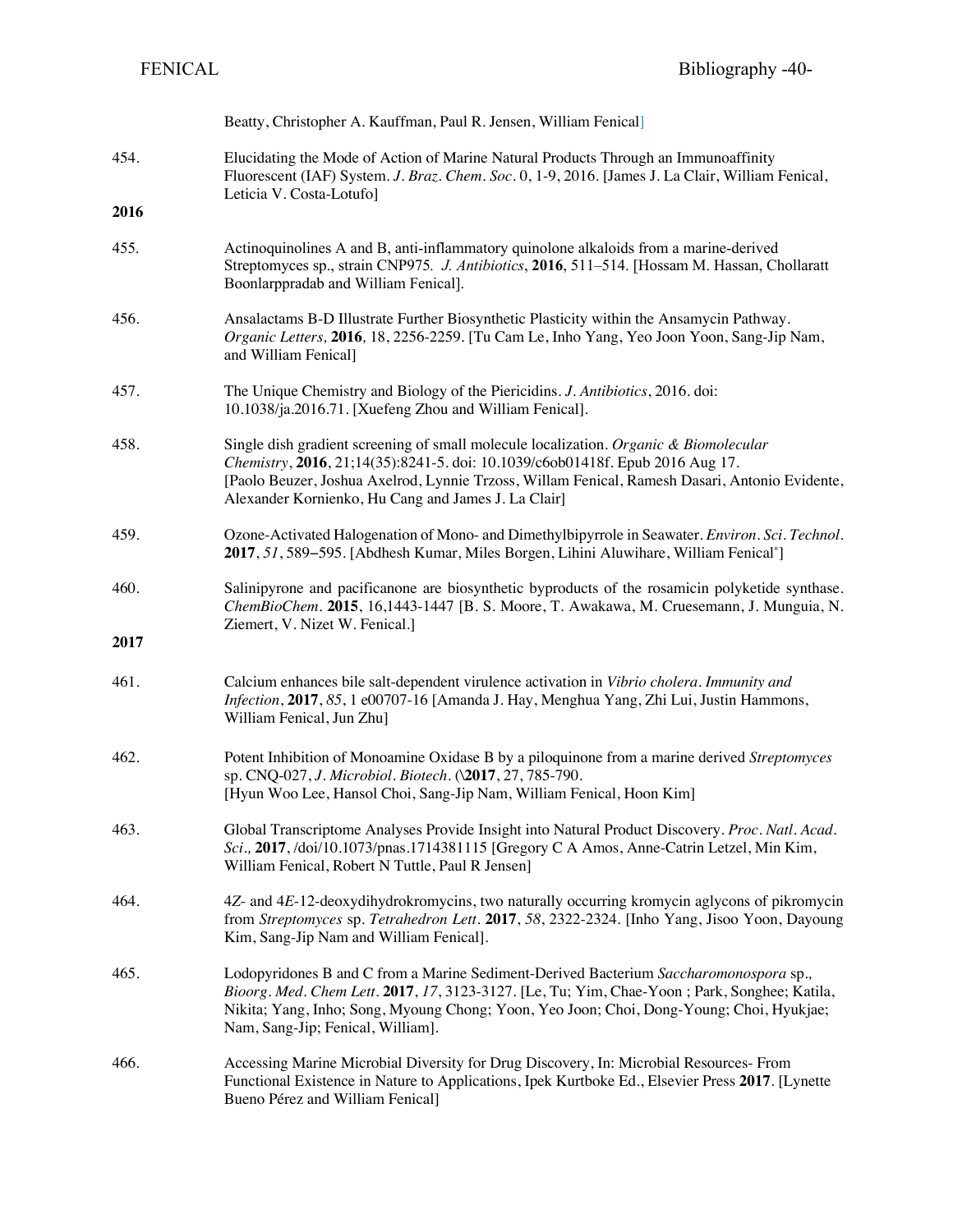Beatty, Christopher A. Kauffman, Paul R. Jensen, William Fenical]

454. Elucidating the Mode of Action of Marine Natural Products Through an Immunoaffinity Fluorescent (IAF) System. *J. Braz. Chem. Soc.* 0, 1-9, 2016. [James J. La Clair, William Fenical, Leticia V. Costa-Lotufo]

**2016**

455. Actinoquinolines A and B, anti-inflammatory quinolone alkaloids from a marine-derived Streptomyces sp., strain CNP975. *J. Antibiotics*, **2016**, 511–514. [Hossam M. Hassan, Chollaratt Boonlarppradab and William Fenical].

456. Ansalactams B-D Illustrate Further Biosynthetic Plasticity within the Ansamycin Pathway. *Organic Letters,* **2016**, 18, 2256-2259. [Tu Cam Le, Inho Yang, Yeo Joon Yoon, Sang-Jip Nam, and William Fenical]

457. The Unique Chemistry and Biology of the Piericidins. *J. Antibiotics*, 2016. doi: 10.1038/ja.2016.71. [Xuefeng Zhou and William Fenical].

458. Single dish gradient screening of small molecule localization. *Organic & Biomolecular Chemistry*, **2016**, 21;14(35):8241-5. doi: 10.1039/c6ob01418f. Epub 2016 Aug 17. [Paolo Beuzer, Joshua Axelrod, Lynnie Trzoss, Willam Fenical, Ramesh Dasari, Antonio Evidente, Alexander Kornienko, Hu Cang and James J. La Clair]

459. Ozone-Activated Halogenation of Mono- and Dimethylbipyrrole in Seawater. *Environ. Sci. Technol.* **2017**, *51*, 589−595. [Abdhesh Kumar, Miles Borgen, Lihini Aluwihare, William Fenical*]

460. Salinipyrone and pacificanone are biosynthetic byproducts of the rosamicin polyketide synthase. *ChemBioChem*. **2015**, 16,1443-1447 [B. S. Moore, T. Awakawa, M. Cruesemann, J. Munguia, N. Ziemert, V. Nizet W. Fenical.]

**2017**

461. Calcium enhances bile salt-dependent virulence activation in *Vibrio cholera*. *Immunity and Infection*, **2017**, *85*, 1 e00707-16 [Amanda J. Hay, Menghua Yang, Zhi Lui, Justin Hammons, William Fenical, Jun Zhu]

462. Potent Inhibition of Monoamine Oxidase B by a piloquinone from a marine derived *Streptomyces* sp. CNQ-027, *J. Microbiol. Biotech.* (\**2017**, 27, 785-790. [Hyun Woo Lee, Hansol Choi, Sang-Jip Nam, William Fenical, Hoon Kim]

463. Global Transcriptome Analyses Provide Insight into Natural Product Discovery. *Proc. Natl. Acad. Sci.,* **2017**, /doi/10.1073/pnas.1714381115 [Gregory C A Amos, Anne-Catrin Letzel, Min Kim, William Fenical, Robert N Tuttle, Paul R Jensen]

464. 4*Z*- and 4*E*-12-deoxydihydrokromycins, two naturally occurring kromycin aglycons of pikromycin from *Streptomyces* sp. *Tetrahedron Lett*. **2017**, *58*, 2322-2324. [Inho Yang, Jisoo Yoon, Dayoung Kim, Sang-Jip Nam and William Fenical].

465. Lodopyridones B and C from a Marine Sediment-Derived Bacterium *Saccharomonospora* sp., *Bioorg. Med. Chem Lett*. **2017**, *17*, 3123-3127. [Le, Tu; Yim, Chae-Yoon ; Park, Songhee; Katila, Nikita; Yang, Inho; Song, Myoung Chong; Yoon, Yeo Joon; Choi, Dong-Young; Choi, Hyukjae; Nam, Sang-Jip; Fenical, William].

466. Accessing Marine Microbial Diversity for Drug Discovery, In: Microbial Resources- From Functional Existence in Nature to Applications, Ipek Kurtboke Ed., Elsevier Press **2017**. [Lynette Bueno Pérez and William Fenical]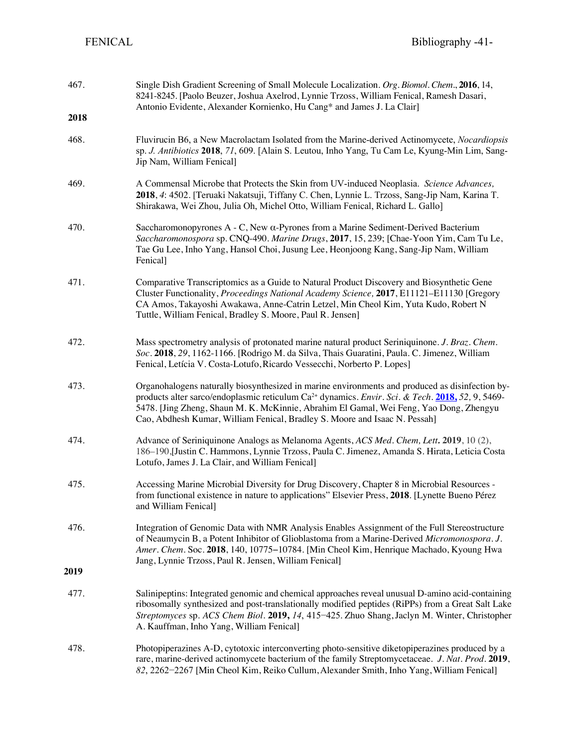467. Single Dish Gradient Screening of Small Molecule Localization. *Org. Biomol. Chem*., **2016**, 14, 8241-8245. [Paolo Beuzer, Joshua Axelrod, Lynnie Trzoss, William Fenical, Ramesh Dasari, Antonio Evidente, Alexander Kornienko, Hu Cang* and James J. La Clair]

**2018**

468. Fluvirucin B6, a New Macrolactam Isolated from the Marine-derived Actinomycete, *Nocardiopsis* sp. *J. Antibiotics* **2018**, *71*, 609. [Alain S. Leutou, Inho Yang, Tu Cam Le, Kyung-Min Lim, Sang-Jip Nam, William Fenical]

469. A Commensal Microbe that Protects the Skin from UV-induced Neoplasia. *Science Advances,* **2018**, *4*: 4502. [Teruaki Nakatsuji, Tiffany C. Chen, Lynnie L. Trzoss, Sang-Jip Nam, Karina T. Shirakawa, Wei Zhou, Julia Oh, Michel Otto, William Fenical, Richard L. Gallo]

470. Saccharomonopyrones A - C, New α-Pyrones from a Marine Sediment-Derived Bacterium *Saccharomonospora* sp. CNQ-490. *Marine Drugs*, **2017**, 15, 239; [Chae-Yoon Yim, Cam Tu Le, Tae Gu Lee, Inho Yang, Hansol Choi, Jusung Lee, Heonjoong Kang, Sang-Jip Nam, William Fenical]

471. Comparative Transcriptomics as a Guide to Natural Product Discovery and Biosynthetic Gene Cluster Functionality, *Proceedings National Academy Science,* **2017**, E11121–E11130 [Gregory CA Amos, Takayoshi Awakawa, Anne-Catrin Letzel, Min Cheol Kim, Yuta Kudo, Robert N Tuttle, William Fenical, Bradley S. Moore, Paul R. Jensen]

472. Mass spectrometry analysis of protonated marine natural product Seriniquinone. *J. Braz. Chem. Soc*. **2018**, *29*, 1162-1166. [Rodrigo M. da Silva, Thais Guaratini, Paula. C. Jimenez, William Fenical, Letícia V. Costa-Lotufo, Ricardo Vessecchi, Norberto P. Lopes]

473. Organohalogens naturally biosynthesized in marine environments and produced as disinfection by-products alter sarco/endoplasmic reticulum $Ca^{2+}$ dynamics. *Envir. Sci. & Tech.* **2018,** *52,* 9, 5469-5478. [Jing Zheng, Shaun M. K. McKinnie, Abrahim El Gamal, Wei Feng, Yao Dong, Zhengyu Cao, Abdhesh Kumar, William Fenical, Bradley S. Moore and Isaac N. Pessah]

474. Advance of Seriniquinone Analogs as Melanoma Agents, *ACS Med. Chem, Lett***. 2019**, 10 (2), 186–190,[Justin C. Hammons, Lynnie Trzoss, Paula C. Jimenez, Amanda S. Hirata, Leticia Costa Lotufo, James J. La Clair, and William Fenical]

475. Accessing Marine Microbial Diversity for Drug Discovery, Chapter 8 in Microbial Resources - from functional existence in nature to applications" Elsevier Press, **2018**. [Lynette Bueno Pérez and William Fenical]

476. Integration of Genomic Data with NMR Analysis Enables Assignment of the Full Stereostructure of Neaumycin B, a Potent Inhibitor of Glioblastoma from a Marine-Derived *Micromonospora*. *J. Amer. Chem*. Soc. **2018**, 140, 10775−10784. [Min Cheol Kim, Henrique Machado, Kyoung Hwa Jang, Lynnie Trzoss, Paul R. Jensen, William Fenical]

**2019**

477. Salinipeptins: Integrated genomic and chemical approaches reveal unusual D-amino acid-containing ribosomally synthesized and post-translationally modified peptides (RiPPs) from a Great Salt Lake *Streptomyces* sp. *ACS Chem Biol*. **2019,** *14*, 415−425. Zhuo Shang, Jaclyn M. Winter, Christopher A. Kauffman, Inho Yang, William Fenical]

478. Photopiperazines A-D, cytotoxic interconverting photo-sensitive diketopiperazines produced by a rare, marine-derived actinomycete bacterium of the family Streptomycetaceae. *J. Nat. Prod*. **2019**, *82*, 2262−2267 [Min Cheol Kim, Reiko Cullum, Alexander Smith, Inho Yang, William Fenical]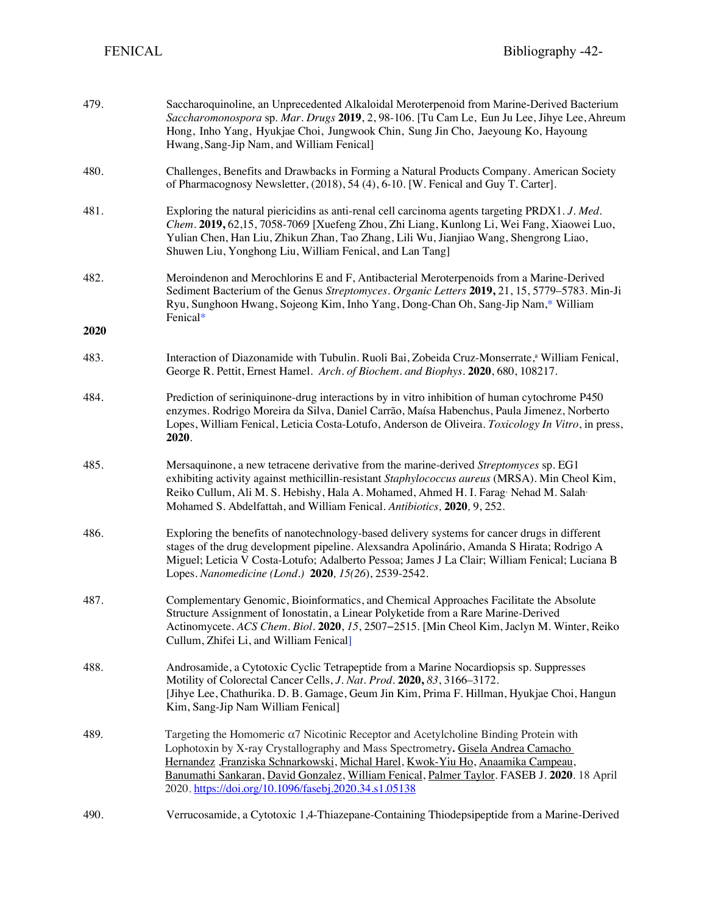479. Saccharoquinoline, an Unprecedented Alkaloidal Meroterpenoid from Marine-Derived Bacterium *Saccharomonospora* sp. *Mar. Drugs* **2019**, 2, 98-106. [Tu Cam Le, Eun Ju Lee, Jihye Lee, Ahreum Hong, Inho Yang, Hyukjae Choi, Jungwook Chin, Sung Jin Cho, Jaeyoung Ko, Hayoung Hwang, Sang-Jip Nam, and William Fenical]

480. Challenges, Benefits and Drawbacks in Forming a Natural Products Company. American Society of Pharmacognosy Newsletter, (2018), 54 (4), 6-10. [W. Fenical and Guy T. Carter].

481. Exploring the natural piericidins as anti-renal cell carcinoma agents targeting PRDX1. *J. Med. Chem.* **2019,** 62,15, 7058-7069 [Xuefeng Zhou, Zhi Liang, Kunlong Li, Wei Fang, Xiaowei Luo, Yulian Chen, Han Liu, Zhikun Zhan, Tao Zhang, Lili Wu, Jianjiao Wang, Shengrong Liao, Shuwen Liu, Yonghong Liu, William Fenical, and Lan Tang]

482. Meroindenon and Merochlorins E and F, Antibacterial Meroterpenoids from a Marine-Derived Sediment Bacterium of the Genus *Streptomyces*. *Organic Letters* **2019,** 21, 15, 5779–5783. Min-Ji Ryu, Sunghoon Hwang, Sojeong Kim, Inho Yang, Dong-Chan Oh, Sang-Jip Nam,* William Fenical*

**2020**

483. Interaction of Diazonamide with Tubulin. Ruoli Bai, Zobeida Cruz-Monserrate,[a] William Fenical, George R. Pettit, Ernest Hamel. *Arch. of Biochem. and Biophys.* **2020**, 680, 108217.

484. Prediction of seriniquinone-drug interactions by in vitro inhibition of human cytochrome P450 enzymes. Rodrigo Moreira da Silva, Daniel Carrão, Maísa Habenchus, Paula Jimenez, Norberto Lopes, William Fenical, Leticia Costa-Lotufo, Anderson de Oliveira. *Toxicology In Vitro*, in press, **2020**.

485. Mersaquinone, a new tetracene derivative from the marine-derived *Streptomyces* sp. EG1 exhibiting activity against methicillin-resistant *Staphylococcus aureus* (MRSA). Min Cheol Kim, Reiko Cullum, Ali M. S. Hebishy, Hala A. Mohamed, Ahmed H. I. Farag, Nehad M. Salah, Mohamed S. Abdelfattah, and William Fenical. *Antibiotics,* **2020**, 9, 252.

486. Exploring the benefits of nanotechnology-based delivery systems for cancer drugs in different stages of the drug development pipeline. Alexsandra Apolinário, Amanda S Hirata; Rodrigo A Miguel; Leticia V Costa-Lotufo; Adalberto Pessoa; James J La Clair; William Fenical; Luciana B Lopes. *Nanomedicine (Lond.)* **2020***, 15(26*), 2539-2542.

487. Complementary Genomic, Bioinformatics, and Chemical Approaches Facilitate the Absolute Structure Assignment of Ionostatin, a Linear Polyketide from a Rare Marine-Derived Actinomycete. *ACS Chem. Biol.* **2020**, *15*, 2507−2515. [Min Cheol Kim, Jaclyn M. Winter, Reiko Cullum, Zhifei Li, and William Fenical]

488. Androsamide, a Cytotoxic Cyclic Tetrapeptide from a Marine Nocardiopsis sp. Suppresses Motility of Colorectal Cancer Cells, *J. Nat. Prod.* **2020,** *83*, 3166–3172. [Jihye Lee, Chathurika. D. B. Gamage, Geum Jin Kim, Prima F. Hillman, Hyukjae Choi, Hangun Kim, Sang-Jip Nam William Fenical]

489. Targeting the Homomeric α7 Nicotinic Receptor and Acetylcholine Binding Protein with Lophotoxin by X-ray Crystallography and Mass Spectrometry**.** Gisela Andrea Camacho Hernandez ,Franziska Schnarkowski, Michal Harel, Kwok-Yiu Ho, Anaamika Campeau, Banumathi Sankaran, David Gonzalez, William Fenical, Palmer Taylor. FASEB J. **2020**. 18 April 2020, https://doi.org/10.1096/fasebj.2020.34.s1.05138

490. Verrucosamide, a Cytotoxic 1,4-Thiazepane-Containing Thiodepsipeptide from a Marine-Derived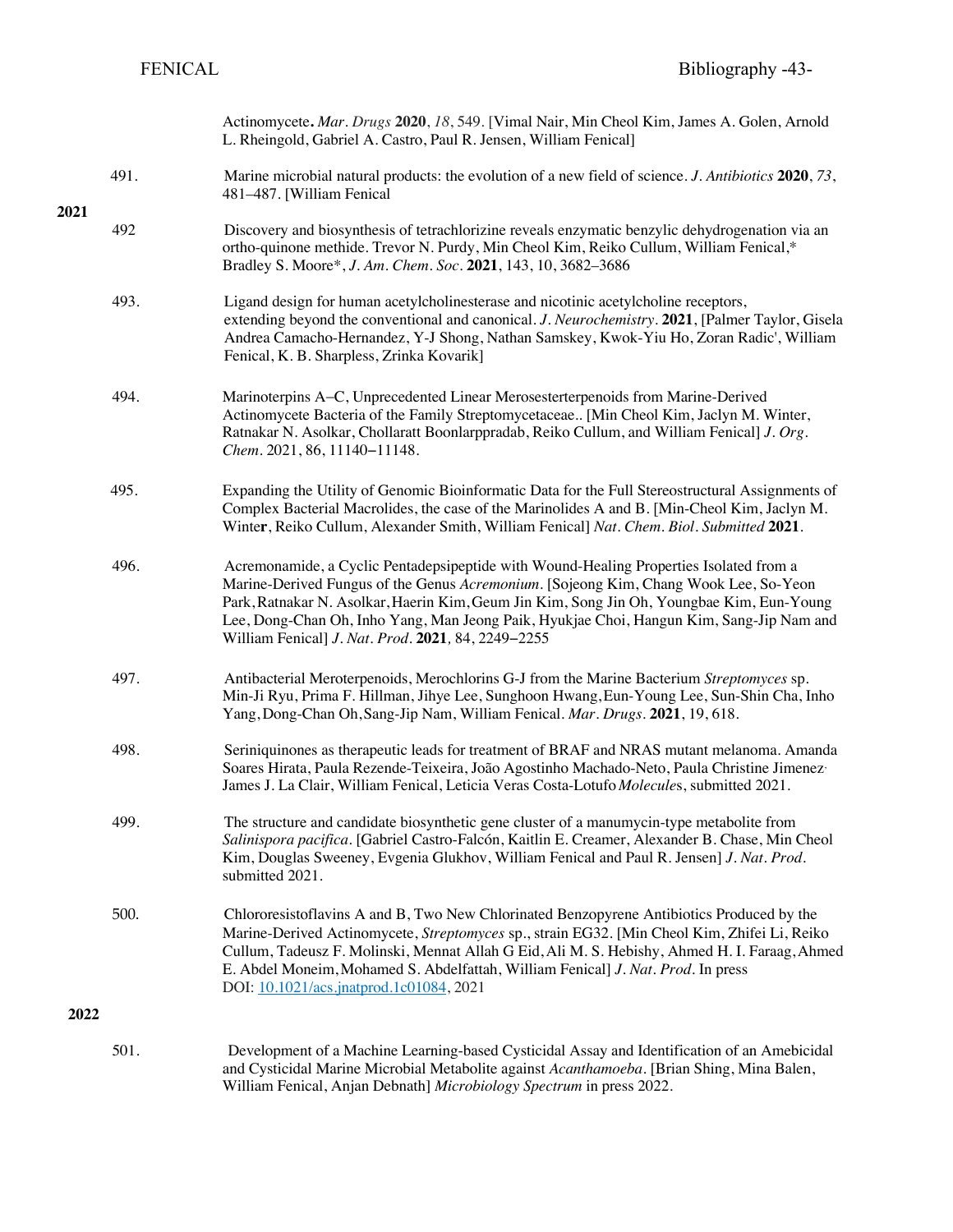Actinomycete**.** *Mar. Drugs* **2020**, *18*, 549. [Vimal Nair, Min Cheol Kim, James A. Golen, Arnold L. Rheingold, Gabriel A. Castro, Paul R. Jensen, William Fenical]

491. Marine microbial natural products: the evolution of a new field of science. *J. Antibiotics* **2020**, *73*, 481–487. [William Fenical

**2021**

492 Discovery and biosynthesis of tetrachlorizine reveals enzymatic benzylic dehydrogenation via an ortho-quinone methide. Trevor N. Purdy, Min Cheol Kim, Reiko Cullum, William Fenical,* Bradley S. Moore*, *J. Am. Chem. Soc.* **2021**, 143, 10, 3682–3686

493. Ligand design for human acetylcholinesterase and nicotinic acetylcholine receptors, extending beyond the conventional and canonical. *J. Neurochemistry.* **2021**, [Palmer Taylor, Gisela Andrea Camacho-Hernandez, Y-J Shong, Nathan Samskey, Kwok-Yiu Ho, Zoran Radic', William Fenical, K. B. Sharpless, Zrinka Kovarik]

494. Marinoterpins A–C, Unprecedented Linear Merosesterterpenoids from Marine-Derived Actinomycete Bacteria of the Family Streptomycetaceae.. [Min Cheol Kim, Jaclyn M. Winter, Ratnakar N. Asolkar, Chollaratt Boonlarppradab, Reiko Cullum, and William Fenical] *J. Org. Chem.* 2021, 86, 11140−11148.

495. Expanding the Utility of Genomic Bioinformatic Data for the Full Stereostructural Assignments of Complex Bacterial Macrolides, the case of the Marinolides A and B. [Min-Cheol Kim, Jaclyn M. Winte**r**, Reiko Cullum, Alexander Smith, William Fenical] *Nat. Chem. Biol. Submitted* **2021**.

496. Acremonamide, a Cyclic Pentadepsipeptide with Wound-Healing Properties Isolated from a Marine-Derived Fungus of the Genus *Acremonium*. [Sojeong Kim, Chang Wook Lee, So-Yeon Park, Ratnakar N. Asolkar, Haerin Kim, Geum Jin Kim, Song Jin Oh, Youngbae Kim, Eun-Young Lee, Dong-Chan Oh, Inho Yang, Man Jeong Paik, Hyukjae Choi, Hangun Kim, Sang-Jip Nam and William Fenical] *J. Nat. Prod.* **2021***,* 84, 2249−2255

497. Antibacterial Meroterpenoids, Merochlorins G-J from the Marine Bacterium *Streptomyces* sp. Min-Ji Ryu, Prima F. Hillman, Jihye Lee, Sunghoon Hwang, Eun-Young Lee, Sun-Shin Cha, Inho Yang, Dong-Chan Oh, Sang-Jip Nam, William Fenical. *Mar. Drugs.* **2021**, 19, 618.

498. Seriniquinones as therapeutic leads for treatment of BRAF and NRAS mutant melanoma. Amanda Soares Hirata, Paula Rezende-Teixeira, João Agostinho Machado-Neto, Paula Christine Jimenez, James J. La Clair, William Fenical, Leticia Veras Costa-Lotufo *Molecule*s, submitted 2021.

499. The structure and candidate biosynthetic gene cluster of a manumycin-type metabolite from *Salinispora pacifica*. [Gabriel Castro-Falcón, Kaitlin E. Creamer, Alexander B. Chase, Min Cheol Kim, Douglas Sweeney, Evgenia Glukhov, William Fenical and Paul R. Jensen] *J. Nat. Prod.* submitted 2021.

500. Chlororesistoflavins A and B, Two New Chlorinated Benzopyrene Antibiotics Produced by the Marine-Derived Actinomycete, *Streptomyces* sp., strain EG32. [Min Cheol Kim, Zhifei Li, Reiko Cullum, Tadeusz F. Molinski, Mennat Allah G Eid, Ali M. S. Hebishy, Ahmed H. I. Faraag, Ahmed E. Abdel Moneim, Mohamed S. Abdelfattah, William Fenical] *J. Nat. Prod.* In press DOI: 10.1021/acs.jnatprod.1c01084, 2021

**2022**

501. Development of a Machine Learning-based Cysticidal Assay and Identification of an Amebicidal and Cysticidal Marine Microbial Metabolite against *Acanthamoeba*. [Brian Shing, Mina Balen, William Fenical, Anjan Debnath] *Microbiology Spectrum* in press 2022.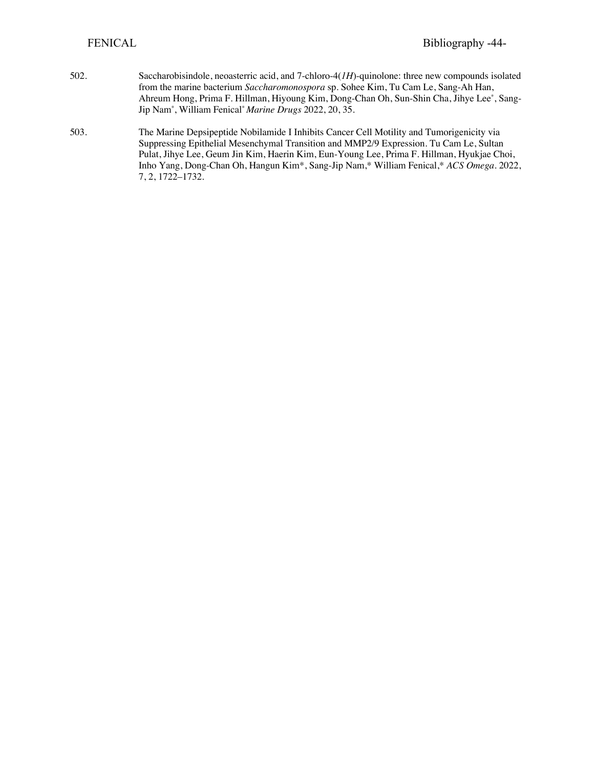502. Saccharobisindole, neoasterric acid, and 7-chloro-4(*1H*)-quinolone: three new compounds isolated from the marine bacterium *Saccharomonospora* sp. Sohee Kim, Tu Cam Le, Sang-Ah Han, Ahreum Hong, Prima F. Hillman, Hiyoung Kim, Dong-Chan Oh, Sun-Shin Cha, Jihye Lee*, Sang-Jip Nam*, William Fenical* *Marine Drugs* 2022, 20, 35.

503. The Marine Depsipeptide Nobilamide I Inhibits Cancer Cell Motility and Tumorigenicity via Suppressing Epithelial Mesenchymal Transition and MMP2/9 Expression. Tu Cam Le, Sultan Pulat, Jihye Lee, Geum Jin Kim, Haerin Kim, Eun-Young Lee, Prima F. Hillman, Hyukjae Choi, Inho Yang, Dong-Chan Oh, Hangun Kim*, Sang-Jip Nam,* William Fenical,* *ACS Omega*. 2022, 7, 2, 1722–1732.